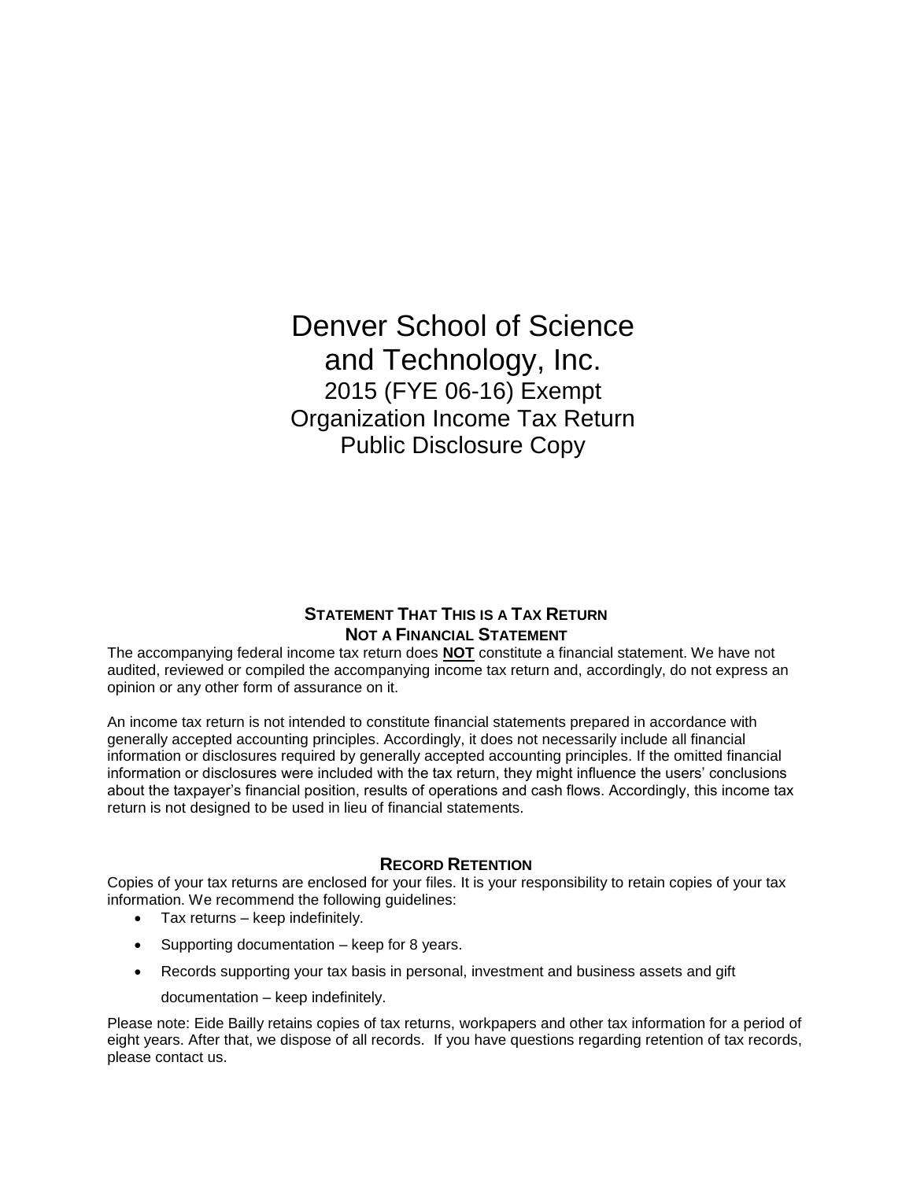# Denver School of Science and Technology, Inc.

## 2015 (FYE 06-16) Exempt Organization Income Tax Return Public Disclosure Copy

### STATEMENT THAT THIS IS A TAX RETURN NOT A FINANCIAL STATEMENT

The accompanying federal income tax return does **NOT** constitute a financial statement. We have not audited, reviewed or compiled the accompanying income tax return and, accordingly, do not express an opinion or any other form of assurance on it.

An income tax return is not intended to constitute financial statements prepared in accordance with generally accepted accounting principles. Accordingly, it does not necessarily include all financial information or disclosures required by generally accepted accounting principles. If the omitted financial information or disclosures were included with the tax return, they might influence the users' conclusions about the taxpayer's financial position, results of operations and cash flows. Accordingly, this income tax return is not designed to be used in lieu of financial statements.

### RECORD RETENTION

Copies of your tax returns are enclosed for your files. It is your responsibility to retain copies of your tax information. We recommend the following guidelines:

- Tax returns – keep indefinitely.
- Supporting documentation – keep for 8 years.
- Records supporting your tax basis in personal, investment and business assets and gift documentation – keep indefinitely.

Please note: Eide Bailly retains copies of tax returns, workpapers and other tax information for a period of eight years. After that, we dispose of all records. If you have questions regarding retention of tax records, please contact us.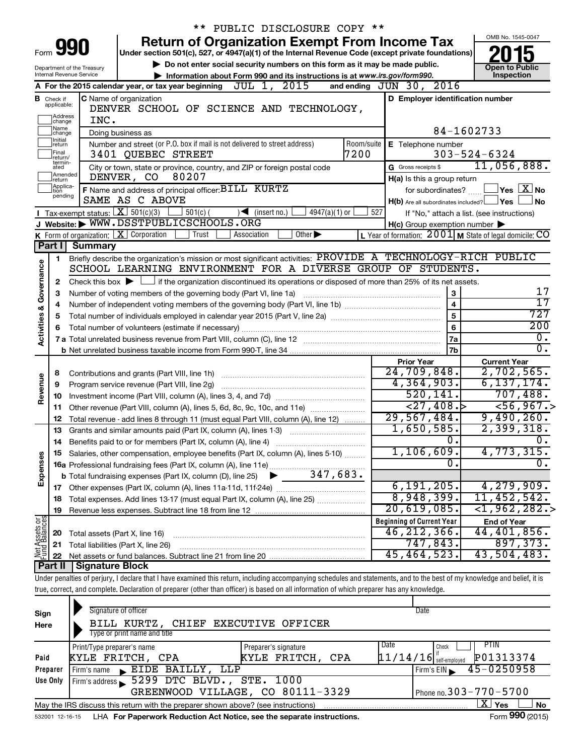\*\* PUBLIC DISCLOSURE COPY \*\*

# Form 990 — Return of Organization Exempt From Income Tax

Under section 501(c), 527, or 4947(a)(1) of the Internal Revenue Code (except private foundations)

▶ Do not enter social security numbers on this form as it may be made public.

▶ Information about Form 990 and its instructions is at www.irs.gov/form990.

Department of the Treasury
Internal Revenue Service

OMB No. 1545-0047

**2015**

**Open to Public Inspection**

**A** For the 2015 calendar year, or tax year beginning JUL 1, 2015 and ending JUN 30, 2016

**B** Check if applicable: Address change, Name change, Initial return, Final return/terminated, Amended return, Application pending

**C** Name of organization: DENVER SCHOOL OF SCIENCE AND TECHNOLOGY, INC.

Doing business as

Number and street (or P.O. box if mail is not delivered to street address): 3401 QUEBEC STREET — Room/suite: 7200

City or town, state or province, country, and ZIP or foreign postal code: DENVER, CO 80207

**D** Employer identification number: 84-1602733

**E** Telephone number: 303-524-6324

**G** Gross receipts $ 11,056,888.

**F** Name and address of principal officer: BILL KURTZ, SAME AS C ABOVE

H(a) Is this a group return for subordinates? Yes [ ] No [X]

H(b) Are all subordinates included? Yes [ ] No [ ]

If "No," attach a list. (see instructions)

H(c) Group exemption number ▶

**I** Tax-exempt status: [X] 501(c)(3) [ ] 501(c) ( ) ◀ (insert no.) [ ] 4947(a)(1) or [ ] 527

**J** Website: ▶ WWW.DSSTPUBLICSCHOOLS.ORG

**K** Form of organization: [X] Corporation [ ] Trust [ ] Association [ ] Other ▶

**L** Year of formation: 2001 **M** State of legal domicile: CO

## Part I Summary

**Activities & Governance**

1. Briefly describe the organization's mission or most significant activities: PROVIDE A TECHNOLOGY-RICH PUBLIC SCHOOL LEARNING ENVIRONMENT FOR A DIVERSE GROUP OF STUDENTS.
2. Check this box ▶ [ ] if the organization discontinued its operations or disposed of more than 25% of its net assets.

| Line | Description | | Value |
|---|---|---|---|
| 3 | Number of voting members of the governing body (Part VI, line 1a) | 3 | 17 |
| 4 | Number of independent voting members of the governing body (Part VI, line 1b) | 4 | 17 |
| 5 | Total number of individuals employed in calendar year 2015 (Part V, line 2a) | 5 | 727 |
| 6 | Total number of volunteers (estimate if necessary) | 6 | 200 |
| 7a | Total unrelated business revenue from Part VIII, column (C), line 12 | 7a | 0. |
| 7b | Net unrelated business taxable income from Form 990-T, line 34 | 7b | 0. |

| Line | Description | Prior Year | Current Year |
|---|---|---|---|
| **Revenue** | | | |
| 8 | Contributions and grants (Part VIII, line 1h) | 24,709,848. | 2,702,565. |
| 9 | Program service revenue (Part VIII, line 2g) | 4,364,903. | 6,137,174. |
| 10 | Investment income (Part VIII, column (A), lines 3, 4, and 7d) | 520,141. | 707,488. |
| 11 | Other revenue (Part VIII, column (A), lines 5, 6d, 8c, 9c, 10c, and 11e) | <27,408.> | <56,967.> |
| 12 | Total revenue - add lines 8 through 11 (must equal Part VIII, column (A), line 12) | 29,567,484. | 9,490,260. |
| **Expenses** | | | |
| 13 | Grants and similar amounts paid (Part IX, column (A), lines 1-3) | 1,650,585. | 2,399,318. |
| 14 | Benefits paid to or for members (Part IX, column (A), line 4) | 0. | 0. |
| 15 | Salaries, other compensation, employee benefits (Part IX, column (A), lines 5-10) | 1,106,609. | 4,773,315. |
| 16a | Professional fundraising fees (Part IX, column (A), line 11e) | 0. | 0. |
| b | Total fundraising expenses (Part IX, column (D), line 25) ▶ 347,683. | | |
| 17 | Other expenses (Part IX, column (A), lines 11a-11d, 11f-24e) | 6,191,205. | 4,279,909. |
| 18 | Total expenses. Add lines 13-17 (must equal Part IX, column (A), line 25) | 8,948,399. | 11,452,542. |
| 19 | Revenue less expenses. Subtract line 18 from line 12 | 20,619,085. | <1,962,282.> |

| Line | Net Assets or Fund Balances | Beginning of Current Year | End of Year |
|---|---|---|---|
| 20 | Total assets (Part X, line 16) | 46,212,366. | 44,401,856. |
| 21 | Total liabilities (Part X, line 26) | 747,843. | 897,373. |
| 22 | Net assets or fund balances. Subtract line 21 from line 20 | 45,464,523. | 43,504,483. |

## Part II Signature Block

Under penalties of perjury, I declare that I have examined this return, including accompanying schedules and statements, and to the best of my knowledge and belief, it is true, correct, and complete. Declaration of preparer (other than officer) is based on all information of which preparer has any knowledge.

**Sign Here**

Signature of officer — Date

BILL KURTZ, CHIEF EXECUTIVE OFFICER
Type or print name and title

**Paid Preparer Use Only**

| Print/Type preparer's name | Preparer's signature | Date | Check if self-employed | PTIN |
|---|---|---|---|---|
| KYLE FRITCH, CPA | KYLE FRITCH, CPA | 11/14/16 | | P01313374 |

Firm's name ▶ EIDE BAILLY, LLP — Firm's EIN ▶ 45-0250958

Firm's address ▶ 5299 DTC BLVD., STE. 1000, GREENWOOD VILLAGE, CO 80111-3329 — Phone no. 303-770-5700

May the IRS discuss this return with the preparer shown above? (see instructions) [X] Yes [ ] No

532001 12-16-15 LHA For Paperwork Reduction Act Notice, see the separate instructions. Form **990** (2015)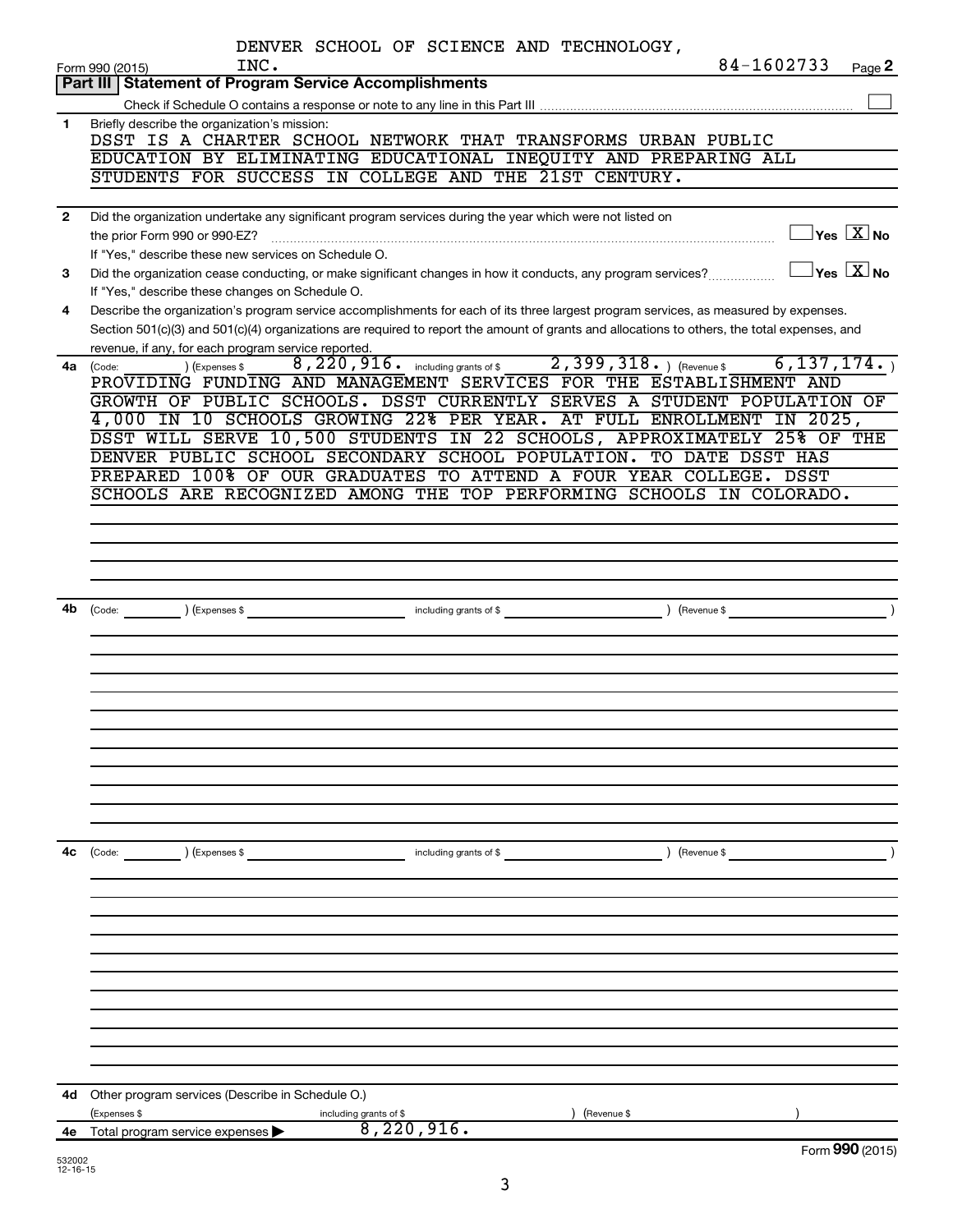DENVER SCHOOL OF SCIENCE AND TECHNOLOGY, INC. 84-1602733

Form 990 (2015) Page 2

## Part III | Statement of Program Service Accomplishments

Check if Schedule O contains a response or note to any line in this Part III [ ]

**1** Briefly describe the organization's mission:

DSST IS A CHARTER SCHOOL NETWORK THAT TRANSFORMS URBAN PUBLIC EDUCATION BY ELIMINATING EDUCATIONAL INEQUITY AND PREPARING ALL STUDENTS FOR SUCCESS IN COLLEGE AND THE 21ST CENTURY.

**2** Did the organization undertake any significant program services during the year which were not listed on the prior Form 990 or 990-EZ? [ ] Yes [X] No

If "Yes," describe these new services on Schedule O.

**3** Did the organization cease conducting, or make significant changes in how it conducts, any program services? [ ] Yes [X] No

If "Yes," describe these changes on Schedule O.

**4** Describe the organization's program service accomplishments for each of its three largest program services, as measured by expenses. Section 501(c)(3) and 501(c)(4) organizations are required to report the amount of grants and allocations to others, the total expenses, and revenue, if any, for each program service reported.

**4a** (Code: ) (Expenses $ 8,220,916. including grants of $ 2,399,318. ) (Revenue $ 6,137,174. )

PROVIDING FUNDING AND MANAGEMENT SERVICES FOR THE ESTABLISHMENT AND GROWTH OF PUBLIC SCHOOLS. DSST CURRENTLY SERVES A STUDENT POPULATION OF 4,000 IN 10 SCHOOLS GROWING 22% PER YEAR. AT FULL ENROLLMENT IN 2025, DSST WILL SERVE 10,500 STUDENTS IN 22 SCHOOLS, APPROXIMATELY 25% OF THE DENVER PUBLIC SCHOOL SECONDARY SCHOOL POPULATION. TO DATE DSST HAS PREPARED 100% OF OUR GRADUATES TO ATTEND A FOUR YEAR COLLEGE. DSST SCHOOLS ARE RECOGNIZED AMONG THE TOP PERFORMING SCHOOLS IN COLORADO.

**4b** (Code: ) (Expenses $ including grants of $ ) (Revenue $ )

**4c** (Code: ) (Expenses $ including grants of $ ) (Revenue $ )

**4d** Other program services (Describe in Schedule O.)

(Expenses $ including grants of $ ) (Revenue $ )

**4e** Total program service expenses ▶ 8,220,916.

Form 990 (2015)

532002 12-16-15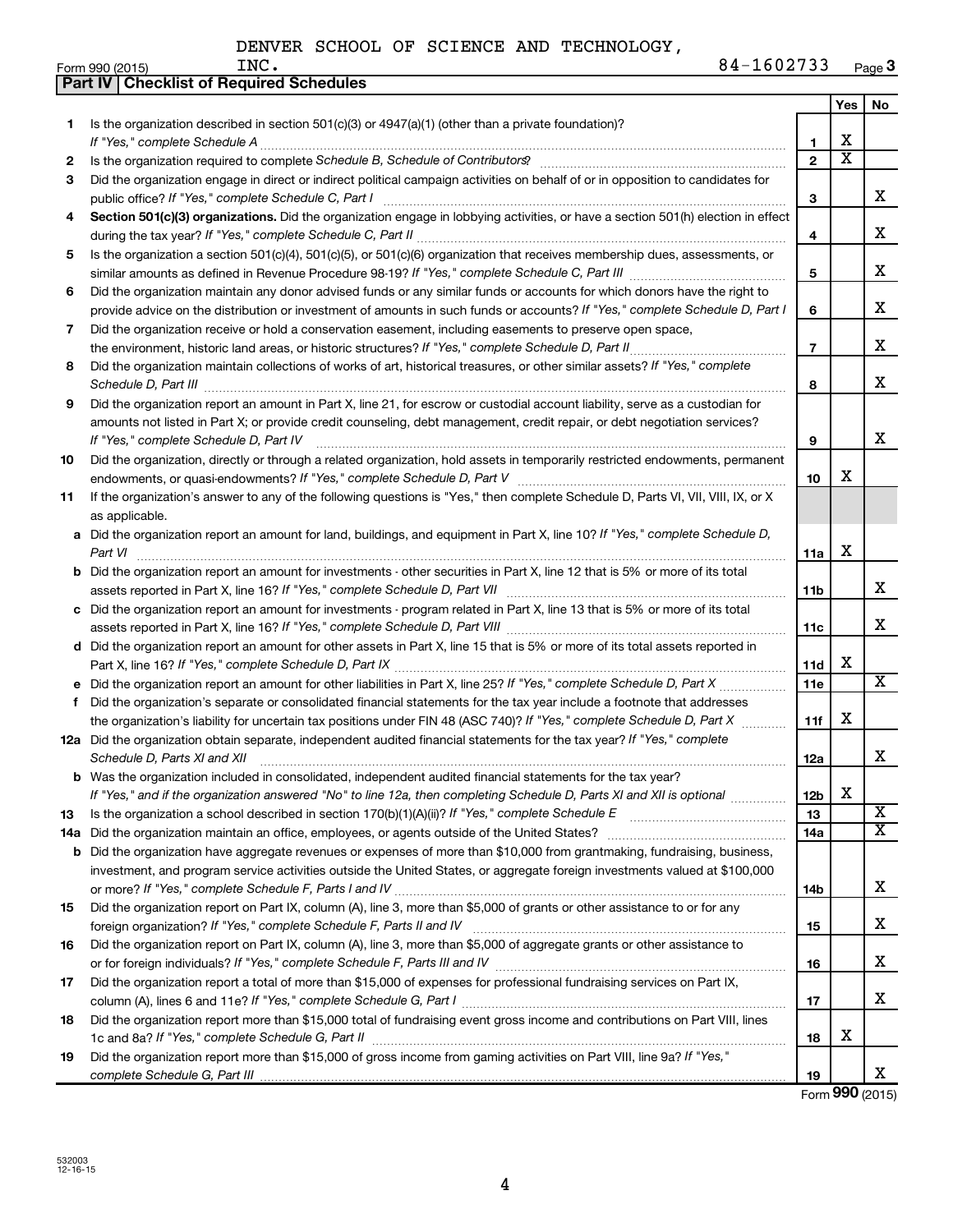DENVER SCHOOL OF SCIENCE AND TECHNOLOGY, INC. 84-1602733

Form 990 (2015) Page **3**

## Part IV Checklist of Required Schedules

| | | | Yes | No |
|---|---|---|---|---|
| 1 | Is the organization described in section 501(c)(3) or 4947(a)(1) (other than a private foundation)? *If "Yes," complete Schedule A* | 1 | X | |
| 2 | Is the organization required to complete *Schedule B, Schedule of Contributors*? | 2 | X | |
| 3 | Did the organization engage in direct or indirect political campaign activities on behalf of or in opposition to candidates for public office? *If "Yes," complete Schedule C, Part I* | 3 | | X |
| 4 | **Section 501(c)(3) organizations.** Did the organization engage in lobbying activities, or have a section 501(h) election in effect during the tax year? *If "Yes," complete Schedule C, Part II* | 4 | | X |
| 5 | Is the organization a section 501(c)(4), 501(c)(5), or 501(c)(6) organization that receives membership dues, assessments, or similar amounts as defined in Revenue Procedure 98-19? *If "Yes," complete Schedule C, Part III* | 5 | | X |
| 6 | Did the organization maintain any donor advised funds or any similar funds or accounts for which donors have the right to provide advice on the distribution or investment of amounts in such funds or accounts? *If "Yes," complete Schedule D, Part I* | 6 | | X |
| 7 | Did the organization receive or hold a conservation easement, including easements to preserve open space, the environment, historic land areas, or historic structures? *If "Yes," complete Schedule D, Part II* | 7 | | X |
| 8 | Did the organization maintain collections of works of art, historical treasures, or other similar assets? *If "Yes," complete Schedule D, Part III* | 8 | | X |
| 9 | Did the organization report an amount in Part X, line 21, for escrow or custodial account liability, serve as a custodian for amounts not listed in Part X; or provide credit counseling, debt management, credit repair, or debt negotiation services? *If "Yes," complete Schedule D, Part IV* | 9 | | X |
| 10 | Did the organization, directly or through a related organization, hold assets in temporarily restricted endowments, permanent endowments, or quasi-endowments? *If "Yes," complete Schedule D, Part V* | 10 | X | |
| 11 | If the organization's answer to any of the following questions is "Yes," then complete Schedule D, Parts VI, VII, VIII, IX, or X as applicable. | | | |
| a | Did the organization report an amount for land, buildings, and equipment in Part X, line 10? *If "Yes," complete Schedule D, Part VI* | 11a | X | |
| b | Did the organization report an amount for investments - other securities in Part X, line 12 that is 5% or more of its total assets reported in Part X, line 16? *If "Yes," complete Schedule D, Part VII* | 11b | | X |
| c | Did the organization report an amount for investments - program related in Part X, line 13 that is 5% or more of its total assets reported in Part X, line 16? *If "Yes," complete Schedule D, Part VIII* | 11c | | X |
| d | Did the organization report an amount for other assets in Part X, line 15 that is 5% or more of its total assets reported in Part X, line 16? *If "Yes," complete Schedule D, Part IX* | 11d | X | |
| e | Did the organization report an amount for other liabilities in Part X, line 25? *If "Yes," complete Schedule D, Part X* | 11e | | X |
| f | Did the organization's separate or consolidated financial statements for the tax year include a footnote that addresses the organization's liability for uncertain tax positions under FIN 48 (ASC 740)? *If "Yes," complete Schedule D, Part X* | 11f | X | |
| 12a | Did the organization obtain separate, independent audited financial statements for the tax year? *If "Yes," complete Schedule D, Parts XI and XII* | 12a | | X |
| b | Was the organization included in consolidated, independent audited financial statements for the tax year? *If "Yes," and if the organization answered "No" to line 12a, then completing Schedule D, Parts XI and XII is optional* | 12b | X | |
| 13 | Is the organization a school described in section 170(b)(1)(A)(ii)? *If "Yes," complete Schedule E* | 13 | | X |
| 14a | Did the organization maintain an office, employees, or agents outside of the United States? | 14a | | X |
| b | Did the organization have aggregate revenues or expenses of more than $10,000 from grantmaking, fundraising, business, investment, and program service activities outside the United States, or aggregate foreign investments valued at $100,000 or more? *If "Yes," complete Schedule F, Parts I and IV* | 14b | | X |
| 15 | Did the organization report on Part IX, column (A), line 3, more than $5,000 of grants or other assistance to or for any foreign organization? *If "Yes," complete Schedule F, Parts II and IV* | 15 | | X |
| 16 | Did the organization report on Part IX, column (A), line 3, more than $5,000 of aggregate grants or other assistance to or for foreign individuals? *If "Yes," complete Schedule F, Parts III and IV* | 16 | | X |
| 17 | Did the organization report a total of more than $15,000 of expenses for professional fundraising services on Part IX, column (A), lines 6 and 11e? *If "Yes," complete Schedule G, Part I* | 17 | | X |
| 18 | Did the organization report more than $15,000 total of fundraising event gross income and contributions on Part VIII, lines 1c and 8a? *If "Yes," complete Schedule G, Part II* | 18 | X | |
| 19 | Did the organization report more than $15,000 of gross income from gaming activities on Part VIII, line 9a? *If "Yes," complete Schedule G, Part III* | 19 | | X |

Form **990** (2015)

532003 12-16-15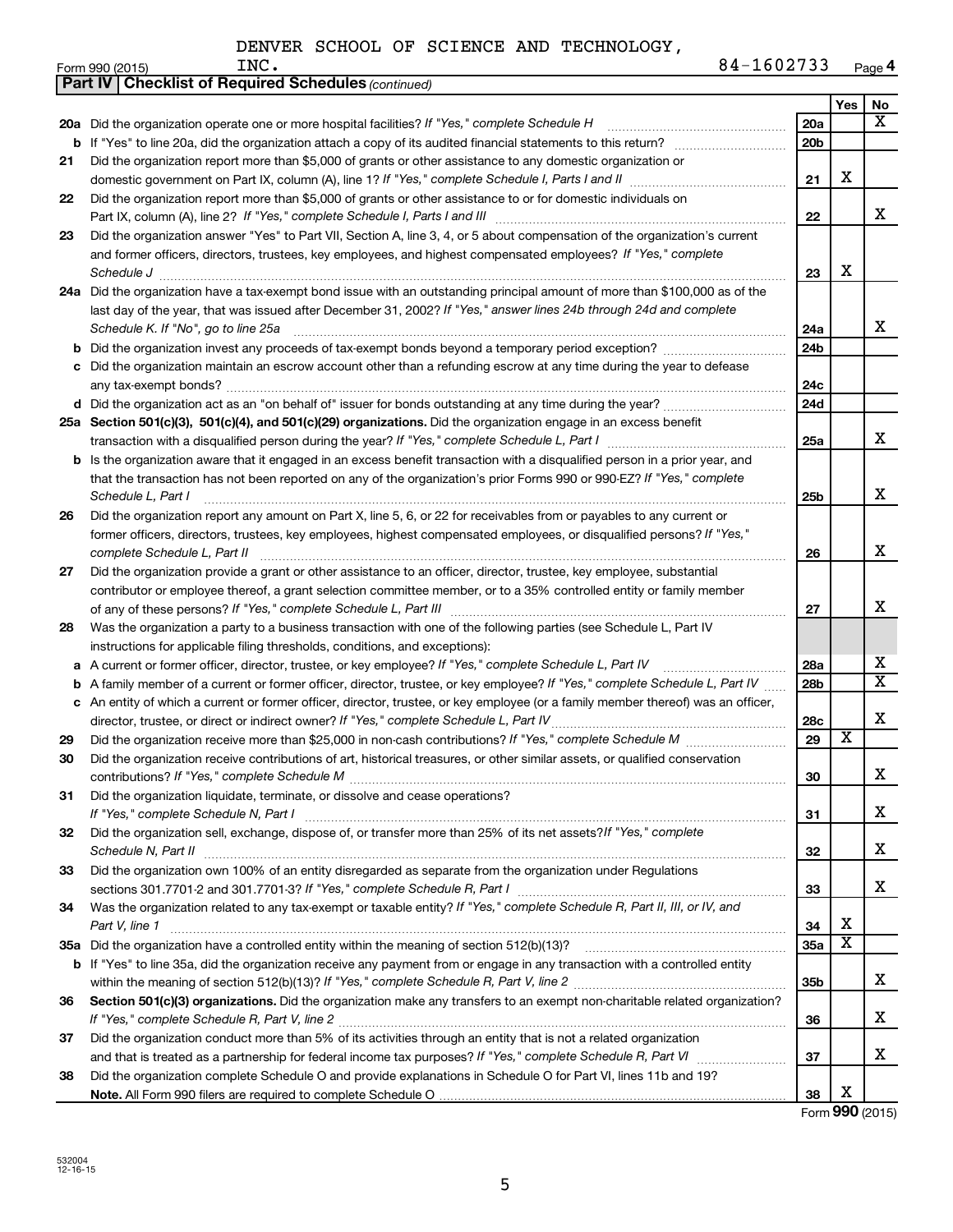DENVER SCHOOL OF SCIENCE AND TECHNOLOGY, INC.

Form 990 (2015) 84-1602733 Page 4

**Part IV | Checklist of Required Schedules** *(continued)*

| | | | Yes | No |
|---|---|---|---|---|
| **20a** | Did the organization operate one or more hospital facilities? *If "Yes," complete Schedule H* | **20a** | | X |
| **b** | If "Yes" to line 20a, did the organization attach a copy of its audited financial statements to this return? | **20b** | | |
| **21** | Did the organization report more than $5,000 of grants or other assistance to any domestic organization or domestic government on Part IX, column (A), line 1? *If "Yes," complete Schedule I, Parts I and II* | **21** | X | |
| **22** | Did the organization report more than $5,000 of grants or other assistance to or for domestic individuals on Part IX, column (A), line 2? *If "Yes," complete Schedule I, Parts I and III* | **22** | | X |
| **23** | Did the organization answer "Yes" to Part VII, Section A, line 3, 4, or 5 about compensation of the organization's current and former officers, directors, trustees, key employees, and highest compensated employees? *If "Yes," complete Schedule J* | **23** | X | |
| **24a** | Did the organization have a tax-exempt bond issue with an outstanding principal amount of more than $100,000 as of the last day of the year, that was issued after December 31, 2002? *If "Yes," answer lines 24b through 24d and complete Schedule K. If "No", go to line 25a* | **24a** | | X |
| **b** | Did the organization invest any proceeds of tax-exempt bonds beyond a temporary period exception? | **24b** | | |
| **c** | Did the organization maintain an escrow account other than a refunding escrow at any time during the year to defease any tax-exempt bonds? | **24c** | | |
| **d** | Did the organization act as an "on behalf of" issuer for bonds outstanding at any time during the year? | **24d** | | |
| **25a** | **Section 501(c)(3), 501(c)(4), and 501(c)(29) organizations.** Did the organization engage in an excess benefit transaction with a disqualified person during the year? *If "Yes," complete Schedule L, Part I* | **25a** | | X |
| **b** | Is the organization aware that it engaged in an excess benefit transaction with a disqualified person in a prior year, and that the transaction has not been reported on any of the organization's prior Forms 990 or 990-EZ? *If "Yes," complete Schedule L, Part I* | **25b** | | X |
| **26** | Did the organization report any amount on Part X, line 5, 6, or 22 for receivables from or payables to any current or former officers, directors, trustees, key employees, highest compensated employees, or disqualified persons? *If "Yes," complete Schedule L, Part II* | **26** | | X |
| **27** | Did the organization provide a grant or other assistance to an officer, director, trustee, key employee, substantial contributor or employee thereof, a grant selection committee member, or to a 35% controlled entity or family member of any of these persons? *If "Yes," complete Schedule L, Part III* | **27** | | X |
| **28** | Was the organization a party to a business transaction with one of the following parties (see Schedule L, Part IV instructions for applicable filing thresholds, conditions, and exceptions): | | | |
| **a** | A current or former officer, director, trustee, or key employee? *If "Yes," complete Schedule L, Part IV* | **28a** | | X |
| **b** | A family member of a current or former officer, director, trustee, or key employee? *If "Yes," complete Schedule L, Part IV* | **28b** | | X |
| **c** | An entity of which a current or former officer, director, trustee, or key employee (or a family member thereof) was an officer, director, trustee, or direct or indirect owner? *If "Yes," complete Schedule L, Part IV* | **28c** | | X |
| **29** | Did the organization receive more than $25,000 in non-cash contributions? *If "Yes," complete Schedule M* | **29** | X | |
| **30** | Did the organization receive contributions of art, historical treasures, or other similar assets, or qualified conservation contributions? *If "Yes," complete Schedule M* | **30** | | X |
| **31** | Did the organization liquidate, terminate, or dissolve and cease operations? *If "Yes," complete Schedule N, Part I* | **31** | | X |
| **32** | Did the organization sell, exchange, dispose of, or transfer more than 25% of its net assets? *If "Yes," complete Schedule N, Part II* | **32** | | X |
| **33** | Did the organization own 100% of an entity disregarded as separate from the organization under Regulations sections 301.7701-2 and 301.7701-3? *If "Yes," complete Schedule R, Part I* | **33** | | X |
| **34** | Was the organization related to any tax-exempt or taxable entity? *If "Yes," complete Schedule R, Part II, III, or IV, and Part V, line 1* | **34** | X | |
| **35a** | Did the organization have a controlled entity within the meaning of section 512(b)(13)? | **35a** | X | |
| **b** | If "Yes" to line 35a, did the organization receive any payment from or engage in any transaction with a controlled entity within the meaning of section 512(b)(13)? *If "Yes," complete Schedule R, Part V, line 2* | **35b** | | X |
| **36** | **Section 501(c)(3) organizations.** Did the organization make any transfers to an exempt non-charitable related organization? *If "Yes," complete Schedule R, Part V, line 2* | **36** | | X |
| **37** | Did the organization conduct more than 5% of its activities through an entity that is not a related organization and that is treated as a partnership for federal income tax purposes? *If "Yes," complete Schedule R, Part VI* | **37** | | X |
| **38** | Did the organization complete Schedule O and provide explanations in Schedule O for Part VI, lines 11b and 19? **Note.** All Form 990 filers are required to complete Schedule O | **38** | X | |

Form **990** (2015)

532004 12-16-15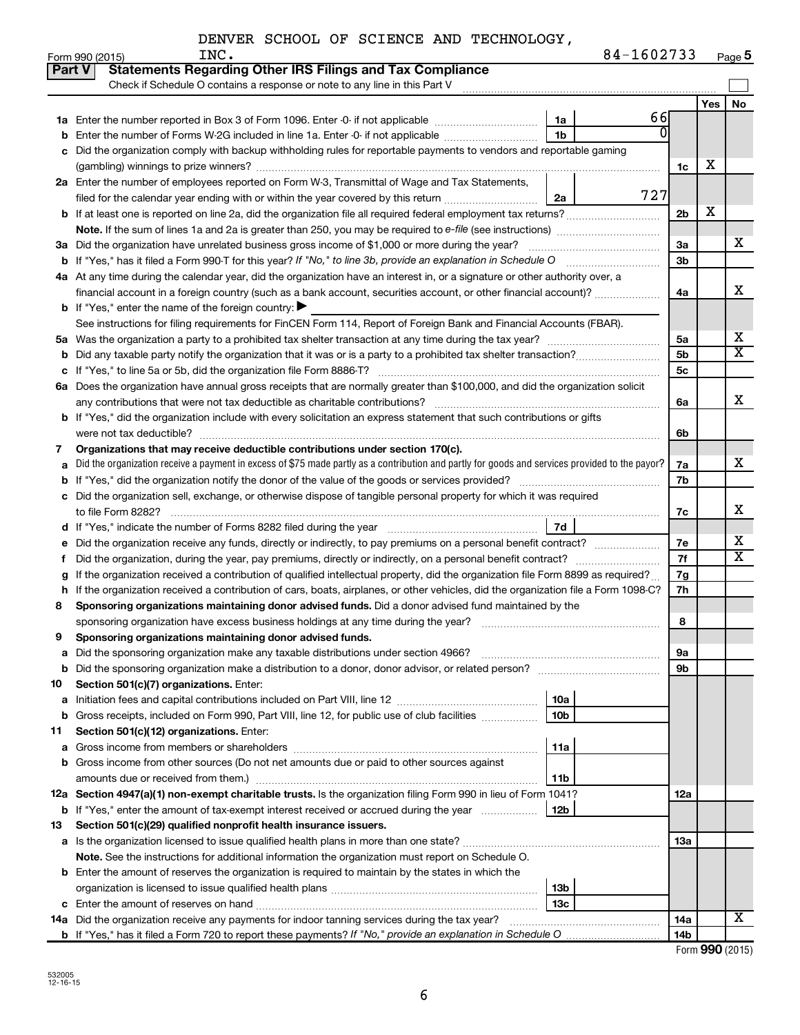DENVER SCHOOL OF SCIENCE AND TECHNOLOGY, INC. 84-1602733

Form 990 (2015) Page 5

## Part V Statements Regarding Other IRS Filings and Tax Compliance

Check if Schedule O contains a response or note to any line in this Part V

| | | | | | Yes | No |
|---|---|---|---|---|---|---|
| 1a | Enter the number reported in Box 3 of Form 1096. Enter -0- if not applicable | 1a | 66 | | | |
| b | Enter the number of Forms W-2G included in line 1a. Enter -0- if not applicable | 1b | 0 | | | |
| c | Did the organization comply with backup withholding rules for reportable payments to vendors and reportable gaming (gambling) winnings to prize winners? | | | 1c | X | |
| 2a | Enter the number of employees reported on Form W-3, Transmittal of Wage and Tax Statements, filed for the calendar year ending with or within the year covered by this return | 2a | 727 | | | |
| b | If at least one is reported on line 2a, did the organization file all required federal employment tax returns? | | | 2b | X | |
| | **Note.** If the sum of lines 1a and 2a is greater than 250, you may be required to *e-file* (see instructions) | | | | | |
| 3a | Did the organization have unrelated business gross income of $1,000 or more during the year? | | | 3a | | X |
| b | If "Yes," has it filed a Form 990-T for this year? *If "No," to line 3b, provide an explanation in Schedule O* | | | 3b | | |
| 4a | At any time during the calendar year, did the organization have an interest in, or a signature or other authority over, a financial account in a foreign country (such as a bank account, securities account, or other financial account)? | | | 4a | | X |
| b | If "Yes," enter the name of the foreign country: ▶ | | | | | |
| | See instructions for filing requirements for FinCEN Form 114, Report of Foreign Bank and Financial Accounts (FBAR). | | | | | |
| 5a | Was the organization a party to a prohibited tax shelter transaction at any time during the tax year? | | | 5a | | X |
| b | Did any taxable party notify the organization that it was or is a party to a prohibited tax shelter transaction? | | | 5b | | X |
| c | If "Yes," to line 5a or 5b, did the organization file Form 8886-T? | | | 5c | | |
| 6a | Does the organization have annual gross receipts that are normally greater than $100,000, and did the organization solicit any contributions that were not tax deductible as charitable contributions? | | | 6a | | X |
| b | If "Yes," did the organization include with every solicitation an express statement that such contributions or gifts were not tax deductible? | | | 6b | | |
| 7 | **Organizations that may receive deductible contributions under section 170(c).** | | | | | |
| a | Did the organization receive a payment in excess of $75 made partly as a contribution and partly for goods and services provided to the payor? | | | 7a | | X |
| b | If "Yes," did the organization notify the donor of the value of the goods or services provided? | | | 7b | | |
| c | Did the organization sell, exchange, or otherwise dispose of tangible personal property for which it was required to file Form 8282? | | | 7c | | X |
| d | If "Yes," indicate the number of Forms 8282 filed during the year | 7d | | | | |
| e | Did the organization receive any funds, directly or indirectly, to pay premiums on a personal benefit contract? | | | 7e | | X |
| f | Did the organization, during the year, pay premiums, directly or indirectly, on a personal benefit contract? | | | 7f | | X |
| g | If the organization received a contribution of qualified intellectual property, did the organization file Form 8899 as required? | | | 7g | | |
| h | If the organization received a contribution of cars, boats, airplanes, or other vehicles, did the organization file a Form 1098-C? | | | 7h | | |
| 8 | **Sponsoring organizations maintaining donor advised funds.** Did a donor advised fund maintained by the sponsoring organization have excess business holdings at any time during the year? | | | 8 | | |
| 9 | **Sponsoring organizations maintaining donor advised funds.** | | | | | |
| a | Did the sponsoring organization make any taxable distributions under section 4966? | | | 9a | | |
| b | Did the sponsoring organization make a distribution to a donor, donor advisor, or related person? | | | 9b | | |
| 10 | **Section 501(c)(7) organizations.** Enter: | | | | | |
| a | Initiation fees and capital contributions included on Part VIII, line 12 | 10a | | | | |
| b | Gross receipts, included on Form 990, Part VIII, line 12, for public use of club facilities | 10b | | | | |
| 11 | **Section 501(c)(12) organizations.** Enter: | | | | | |
| a | Gross income from members or shareholders | 11a | | | | |
| b | Gross income from other sources (Do not net amounts due or paid to other sources against amounts due or received from them.) | 11b | | | | |
| 12a | **Section 4947(a)(1) non-exempt charitable trusts.** Is the organization filing Form 990 in lieu of Form 1041? | | | 12a | | |
| b | If "Yes," enter the amount of tax-exempt interest received or accrued during the year | 12b | | | | |
| 13 | **Section 501(c)(29) qualified nonprofit health insurance issuers.** | | | | | |
| a | Is the organization licensed to issue qualified health plans in more than one state? | | | 13a | | |
| | **Note.** See the instructions for additional information the organization must report on Schedule O. | | | | | |
| b | Enter the amount of reserves the organization is required to maintain by the states in which the organization is licensed to issue qualified health plans | 13b | | | | |
| c | Enter the amount of reserves on hand | 13c | | | | |
| 14a | Did the organization receive any payments for indoor tanning services during the tax year? | | | 14a | | X |
| b | If "Yes," has it filed a Form 720 to report these payments? *If "No," provide an explanation in Schedule O* | | | 14b | | |

Form **990** (2015)

532005 12-16-15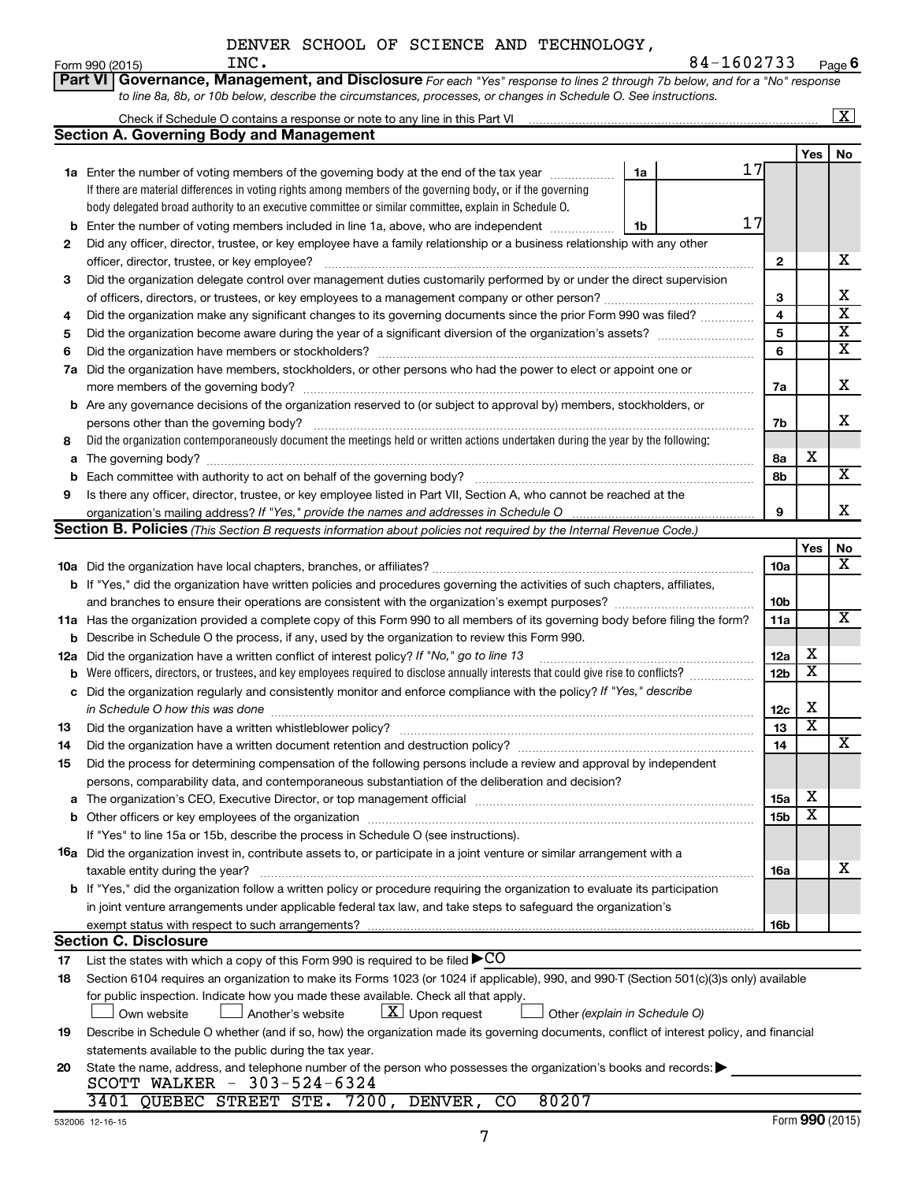DENVER SCHOOL OF SCIENCE AND TECHNOLOGY, INC. 84-1602733

Form 990 (2015) Page 6

**Part VI** **Governance, Management, and Disclosure** *For each "Yes" response to lines 2 through 7b below, and for a "No" response to line 8a, 8b, or 10b below, describe the circumstances, processes, or changes in Schedule O. See instructions.*

Check if Schedule O contains a response or note to any line in this Part VI [X]

## Section A. Governing Body and Management

| | | | | Yes | No |
|---|---|---|---|---|---|
| **1a** | Enter the number of voting members of the governing body at the end of the tax year. If there are material differences in voting rights among members of the governing body, or if the governing body delegated broad authority to an executive committee or similar committee, explain in Schedule O. | 1a | 17 | | |
| **b** | Enter the number of voting members included in line 1a, above, who are independent | 1b | 17 | | |
| **2** | Did any officer, director, trustee, or key employee have a family relationship or a business relationship with any other officer, director, trustee, or key employee? | 2 | | | X |
| **3** | Did the organization delegate control over management duties customarily performed by or under the direct supervision of officers, directors, or trustees, or key employees to a management company or other person? | 3 | | | X |
| **4** | Did the organization make any significant changes to its governing documents since the prior Form 990 was filed? | 4 | | | X |
| **5** | Did the organization become aware during the year of a significant diversion of the organization's assets? | 5 | | | X |
| **6** | Did the organization have members or stockholders? | 6 | | | X |
| **7a** | Did the organization have members, stockholders, or other persons who had the power to elect or appoint one or more members of the governing body? | 7a | | | X |
| **b** | Are any governance decisions of the organization reserved to (or subject to approval by) members, stockholders, or persons other than the governing body? | 7b | | | X |
| **8** | Did the organization contemporaneously document the meetings held or written actions undertaken during the year by the following: | | | | |
| **a** | The governing body? | 8a | | X | |
| **b** | Each committee with authority to act on behalf of the governing body? | 8b | | | X |
| **9** | Is there any officer, director, trustee, or key employee listed in Part VII, Section A, who cannot be reached at the organization's mailing address? *If "Yes," provide the names and addresses in Schedule O* | 9 | | | X |

## Section B. Policies *(This Section B requests information about policies not required by the Internal Revenue Code.)*

| | | | Yes | No |
|---|---|---|---|---|
| **10a** | Did the organization have local chapters, branches, or affiliates? | 10a | | X |
| **b** | If "Yes," did the organization have written policies and procedures governing the activities of such chapters, affiliates, and branches to ensure their operations are consistent with the organization's exempt purposes? | 10b | | |
| **11a** | Has the organization provided a complete copy of this Form 990 to all members of its governing body before filing the form? | 11a | | X |
| **b** | Describe in Schedule O the process, if any, used by the organization to review this Form 990. | | | |
| **12a** | Did the organization have a written conflict of interest policy? *If "No," go to line 13* | 12a | X | |
| **b** | Were officers, directors, or trustees, and key employees required to disclose annually interests that could give rise to conflicts? | 12b | X | |
| **c** | Did the organization regularly and consistently monitor and enforce compliance with the policy? *If "Yes," describe in Schedule O how this was done* | 12c | X | |
| **13** | Did the organization have a written whistleblower policy? | 13 | X | |
| **14** | Did the organization have a written document retention and destruction policy? | 14 | | X |
| **15** | Did the process for determining compensation of the following persons include a review and approval by independent persons, comparability data, and contemporaneous substantiation of the deliberation and decision? | | | |
| **a** | The organization's CEO, Executive Director, or top management official | 15a | X | |
| **b** | Other officers or key employees of the organization | 15b | X | |
| | If "Yes" to line 15a or 15b, describe the process in Schedule O (see instructions). | | | |
| **16a** | Did the organization invest in, contribute assets to, or participate in a joint venture or similar arrangement with a taxable entity during the year? | 16a | | X |
| **b** | If "Yes," did the organization follow a written policy or procedure requiring the organization to evaluate its participation in joint venture arrangements under applicable federal tax law, and take steps to safeguard the organization's exempt status with respect to such arrangements? | 16b | | |

## Section C. Disclosure

**17** List the states with which a copy of this Form 990 is required to be filed ▶CO

**18** Section 6104 requires an organization to make its Forms 1023 (or 1024 if applicable), 990, and 990-T (Section 501(c)(3)s only) available for public inspection. Indicate how you made these available. Check all that apply.

[ ] Own website [ ] Another's website [X] Upon request [ ] Other *(explain in Schedule O)*

**19** Describe in Schedule O whether (and if so, how) the organization made its governing documents, conflict of interest policy, and financial statements available to the public during the tax year.

**20** State the name, address, and telephone number of the person who possesses the organization's books and records: ▶

SCOTT WALKER - 303-524-6324
3401 QUEBEC STREET STE. 7200, DENVER, CO 80207

532006 12-16-15 Form **990** (2015)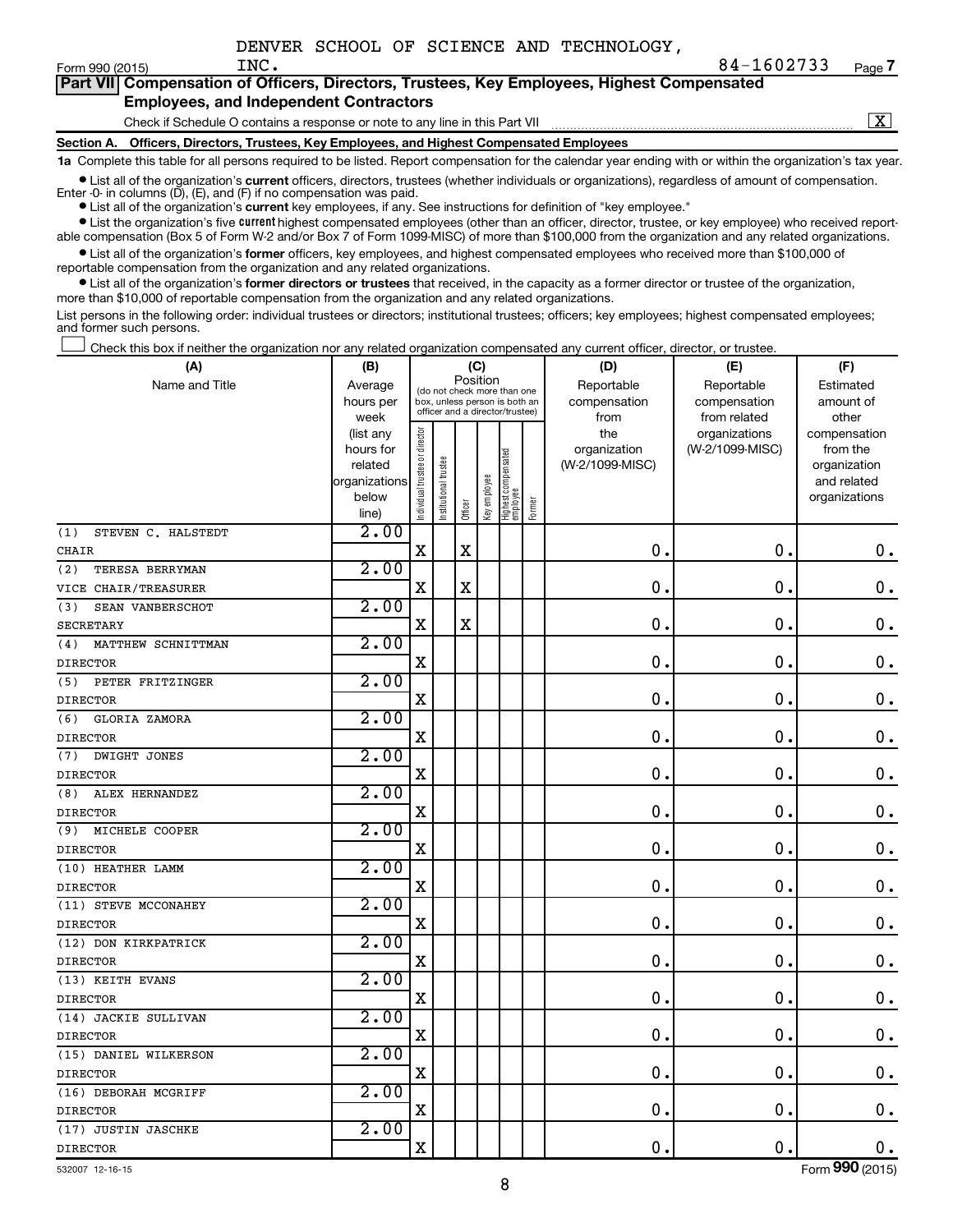DENVER SCHOOL OF SCIENCE AND TECHNOLOGY, INC. 84-1602733

Form 990 (2015) Page 7

## Part VII Compensation of Officers, Directors, Trustees, Key Employees, Highest Compensated Employees, and Independent Contractors

Check if Schedule O contains a response or note to any line in this Part VII ☒

**Section A. Officers, Directors, Trustees, Key Employees, and Highest Compensated Employees**

**1a** Complete this table for all persons required to be listed. Report compensation for the calendar year ending with or within the organization's tax year.

- List all of the organization's **current** officers, directors, trustees (whether individuals or organizations), regardless of amount of compensation. Enter -0- in columns (D), (E), and (F) if no compensation was paid.
- List all of the organization's **current** key employees, if any. See instructions for definition of "key employee."
- List the organization's five **current** highest compensated employees (other than an officer, director, trustee, or key employee) who received reportable compensation (Box 5 of Form W-2 and/or Box 7 of Form 1099-MISC) of more than $100,000 from the organization and any related organizations.
- List all of the organization's **former** officers, key employees, and highest compensated employees who received more than $100,000 of reportable compensation from the organization and any related organizations.
- List all of the organization's **former directors or trustees** that received, in the capacity as a former director or trustee of the organization, more than $10,000 of reportable compensation from the organization and any related organizations.

List persons in the following order: individual trustees or directors; institutional trustees; officers; key employees; highest compensated employees; and former such persons.

☐ Check this box if neither the organization nor any related organization compensated any current officer, director, or trustee.

| (A) Name and Title | (B) Average hours per week (list any hours for related organizations below line) | (C) Position: Individual trustee or director | Institutional trustee | Officer | Key employee | Highest compensated employee | Former | (D) Reportable compensation from the organization (W-2/1099-MISC) | (E) Reportable compensation from related organizations (W-2/1099-MISC) | (F) Estimated amount of other compensation from the organization and related organizations |
|---|---|---|---|---|---|---|---|---|---|---|
| (1) STEVEN C. HALSTEDT<br>CHAIR | 2.00 | X | | X | | | | 0. | 0. | 0. |
| (2) TERESA BERRYMAN<br>VICE CHAIR/TREASURER | 2.00 | X | | X | | | | 0. | 0. | 0. |
| (3) SEAN VANBERSCHOT<br>SECRETARY | 2.00 | X | | X | | | | 0. | 0. | 0. |
| (4) MATTHEW SCHNITTMAN<br>DIRECTOR | 2.00 | X | | | | | | 0. | 0. | 0. |
| (5) PETER FRITZINGER<br>DIRECTOR | 2.00 | X | | | | | | 0. | 0. | 0. |
| (6) GLORIA ZAMORA<br>DIRECTOR | 2.00 | X | | | | | | 0. | 0. | 0. |
| (7) DWIGHT JONES<br>DIRECTOR | 2.00 | X | | | | | | 0. | 0. | 0. |
| (8) ALEX HERNANDEZ<br>DIRECTOR | 2.00 | X | | | | | | 0. | 0. | 0. |
| (9) MICHELE COOPER<br>DIRECTOR | 2.00 | X | | | | | | 0. | 0. | 0. |
| (10) HEATHER LAMM<br>DIRECTOR | 2.00 | X | | | | | | 0. | 0. | 0. |
| (11) STEVE MCCONAHEY<br>DIRECTOR | 2.00 | X | | | | | | 0. | 0. | 0. |
| (12) DON KIRKPATRICK<br>DIRECTOR | 2.00 | X | | | | | | 0. | 0. | 0. |
| (13) KEITH EVANS<br>DIRECTOR | 2.00 | X | | | | | | 0. | 0. | 0. |
| (14) JACKIE SULLIVAN<br>DIRECTOR | 2.00 | X | | | | | | 0. | 0. | 0. |
| (15) DANIEL WILKERSON<br>DIRECTOR | 2.00 | X | | | | | | 0. | 0. | 0. |
| (16) DEBORAH MCGRIFF<br>DIRECTOR | 2.00 | X | | | | | | 0. | 0. | 0. |
| (17) JUSTIN JASCHKE<br>DIRECTOR | 2.00 | X | | | | | | 0. | 0. | 0. |

532007 12-16-15 Form 990 (2015)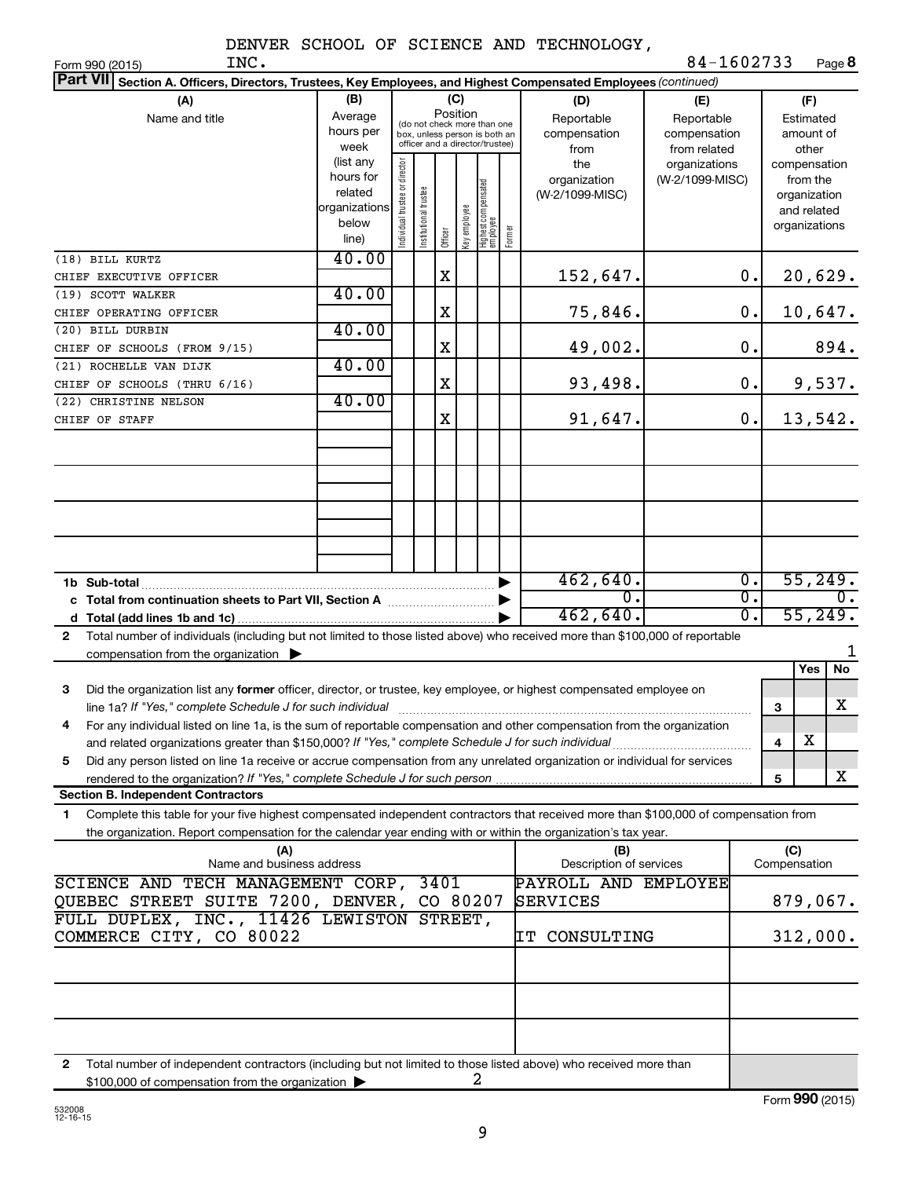DENVER SCHOOL OF SCIENCE AND TECHNOLOGY, INC. 84-1602733

Form 990 (2015) Page 8

**Part VII Section A. Officers, Directors, Trustees, Key Employees, and Highest Compensated Employees** *(continued)*

| (A) Name and title | (B) Average hours per week (list any hours for related organizations below line) | (C) Position: Individual trustee or director | Institutional trustee | Officer | Key employee | Highest compensated employee | Former | (D) Reportable compensation from the organization (W-2/1099-MISC) | (E) Reportable compensation from related organizations (W-2/1099-MISC) | (F) Estimated amount of other compensation from the organization and related organizations |
|---|---|---|---|---|---|---|---|---|---|---|
| (18) BILL KURTZ<br>CHIEF EXECUTIVE OFFICER | 40.00 | | | X | | | | 152,647. | 0. | 20,629. |
| (19) SCOTT WALKER<br>CHIEF OPERATING OFFICER | 40.00 | | | X | | | | 75,846. | 0. | 10,647. |
| (20) BILL DURBIN<br>CHIEF OF SCHOOLS (FROM 9/15) | 40.00 | | | X | | | | 49,002. | 0. | 894. |
| (21) ROCHELLE VAN DIJK<br>CHIEF OF SCHOOLS (THRU 6/16) | 40.00 | | | X | | | | 93,498. | 0. | 9,537. |
| (22) CHRISTINE NELSON<br>CHIEF OF STAFF | 40.00 | | | X | | | | 91,647. | 0. | 13,542. |

| | (D) | (E) | (F) |
|---|---|---|---|
| 1b Sub-total | 462,640. | 0. | 55,249. |
| c Total from continuation sheets to Part VII, Section A | 0. | 0. | 0. |
| d Total (add lines 1b and 1c) | 462,640. | 0. | 55,249. |

2 Total number of individuals (including but not limited to those listed above) who received more than $100,000 of reportable compensation from the organization ▶ 1

| | | Yes | No |
|---|---|---|---|
| 3 Did the organization list any **former** officer, director, or trustee, key employee, or highest compensated employee on line 1a? *If "Yes," complete Schedule J for such individual* | 3 | | X |
| 4 For any individual listed on line 1a, is the sum of reportable compensation and other compensation from the organization and related organizations greater than $150,000? *If "Yes," complete Schedule J for such individual* | 4 | X | |
| 5 Did any person listed on line 1a receive or accrue compensation from any unrelated organization or individual for services rendered to the organization? *If "Yes," complete Schedule J for such person* | 5 | | X |

**Section B. Independent Contractors**

1 Complete this table for your five highest compensated independent contractors that received more than $100,000 of compensation from the organization. Report compensation for the calendar year ending with or within the organization's tax year.

| (A) Name and business address | (B) Description of services | (C) Compensation |
|---|---|---|
| SCIENCE AND TECH MANAGEMENT CORP, 3401 QUEBEC STREET SUITE 7200, DENVER, CO 80207 | PAYROLL AND EMPLOYEE SERVICES | 879,067. |
| FULL DUPLEX, INC., 11426 LEWISTON STREET, COMMERCE CITY, CO 80022 | IT CONSULTING | 312,000. |

2 Total number of independent contractors (including but not limited to those listed above) who received more than $100,000 of compensation from the organization ▶ 2

Form **990** (2015)

532008 12-16-15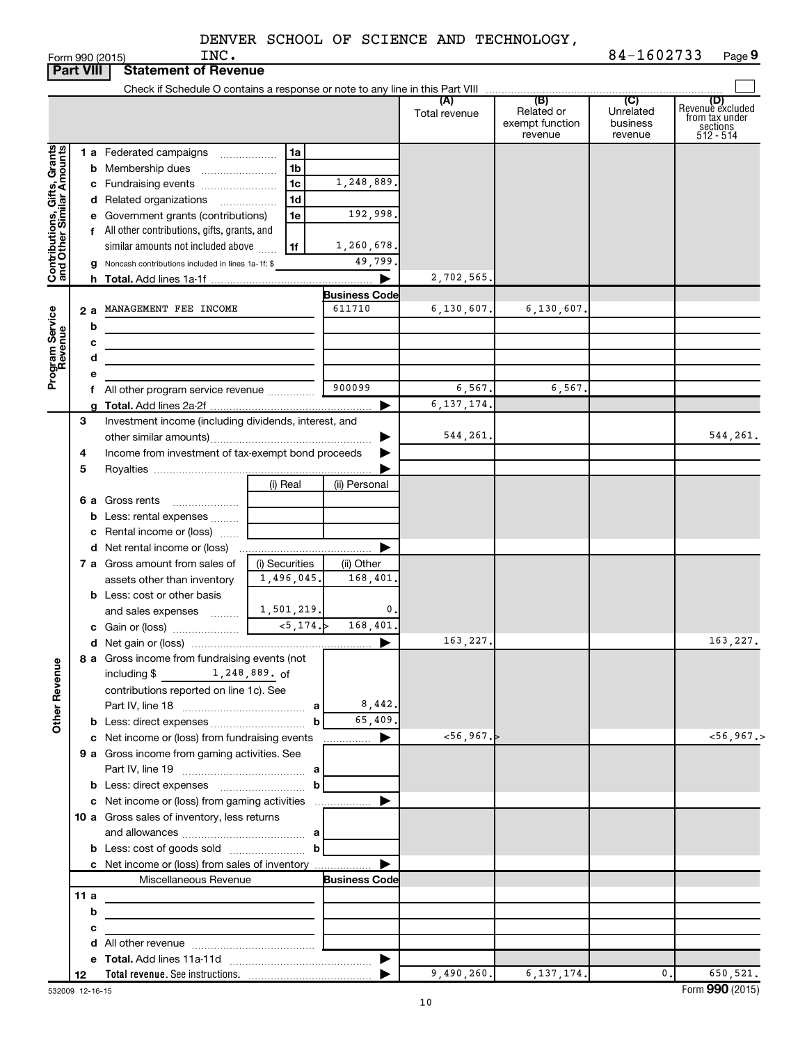DENVER SCHOOL OF SCIENCE AND TECHNOLOGY, INC. 84-1602733

Form 990 (2015) Page 9

**Part VIII Statement of Revenue**

Check if Schedule O contains a response or note to any line in this Part VIII

| | | | | (A) Total revenue | (B) Related or exempt function revenue | (C) Unrelated business revenue | (D) Revenue excluded from tax under sections 512 - 514 |
|---|---|---|---|---|---|---|---|
| **Contributions, Gifts, Grants and Other Similar Amounts** | 1 a Federated campaigns | 1a | | | | | |
| | b Membership dues | 1b | | | | | |
| | c Fundraising events | 1c | 1,248,889. | | | | |
| | d Related organizations | 1d | | | | | |
| | e Government grants (contributions) | 1e | 192,998. | | | | |
| | f All other contributions, gifts, grants, and similar amounts not included above | 1f | 1,260,678. | | | | |
| | g Noncash contributions included in lines 1a-1f: $ | | 49,799. | | | | |
| | h **Total.** Add lines 1a-1f | | | 2,702,565. | | | |
| **Program Service Revenue** | | | **Business Code** | | | | |
| | 2 a MANAGEMENT FEE INCOME | | 611710 | 6,130,607. | 6,130,607. | | |
| | b | | | | | | |
| | c | | | | | | |
| | d | | | | | | |
| | e | | | | | | |
| | f All other program service revenue | | 900099 | 6,567. | 6,567. | | |
| | g **Total.** Add lines 2a-2f | | | 6,137,174. | | | |
| **Other Revenue** | 3 Investment income (including dividends, interest, and other similar amounts) | | | 544,261. | | | 544,261. |
| | 4 Income from investment of tax-exempt bond proceeds | | | | | | |
| | 5 Royalties | | | | | | |
| | | (i) Real | (ii) Personal | | | | |
| | 6 a Gross rents | | | | | | |
| | b Less: rental expenses | | | | | | |
| | c Rental income or (loss) | | | | | | |
| | d Net rental income or (loss) | | | | | | |
| | | (i) Securities | (ii) Other | | | | |
| | 7 a Gross amount from sales of assets other than inventory | 1,496,045. | 168,401. | | | | |
| | b Less: cost or other basis and sales expenses | 1,501,219. | 0. | | | | |
| | c Gain or (loss) | <5,174.> | 168,401. | | | | |
| | d Net gain or (loss) | | | 163,227. | | | 163,227. |
| | 8 a Gross income from fundraising events (not including $ 1,248,889. of contributions reported on line 1c). See Part IV, line 18 | a | 8,442. | | | | |
| | b Less: direct expenses | b | 65,409. | | | | |
| | c Net income or (loss) from fundraising events | | | <56,967.> | | | <56,967.> |
| | 9 a Gross income from gaming activities. See Part IV, line 19 | a | | | | | |
| | b Less: direct expenses | b | | | | | |
| | c Net income or (loss) from gaming activities | | | | | | |
| | 10 a Gross sales of inventory, less returns and allowances | a | | | | | |
| | b Less: cost of goods sold | b | | | | | |
| | c Net income or (loss) from sales of inventory | | | | | | |
| | Miscellaneous Revenue | | **Business Code** | | | | |
| | 11 a | | | | | | |
| | b | | | | | | |
| | c | | | | | | |
| | d All other revenue | | | | | | |
| | e **Total.** Add lines 11a-11d | | | | | | |
| | 12 **Total revenue.** See instructions. | | | 9,490,260. | 6,137,174. | 0. | 650,521. |

532009 12-16-15 Form **990** (2015)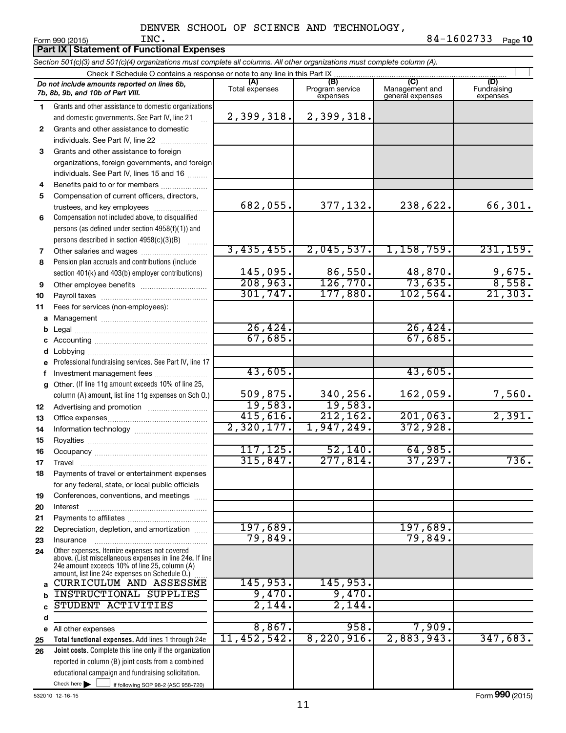DENVER SCHOOL OF SCIENCE AND TECHNOLOGY, INC. 84-1602733

Form 990 (2015)

## Part IX Statement of Functional Expenses

*Section 501(c)(3) and 501(c)(4) organizations must complete all columns. All other organizations must complete column (A).*

Check if Schedule O contains a response or note to any line in this Part IX

| *Do not include amounts reported on lines 6b, 7b, 8b, 9b, and 10b of Part VIII.* | (A) Total expenses | (B) Program service expenses | (C) Management and general expenses | (D) Fundraising expenses |
|---|---|---|---|---|
| 1 Grants and other assistance to domestic organizations and domestic governments. See Part IV, line 21 | 2,399,318. | 2,399,318. | | |
| 2 Grants and other assistance to domestic individuals. See Part IV, line 22 | | | | |
| 3 Grants and other assistance to foreign organizations, foreign governments, and foreign individuals. See Part IV, lines 15 and 16 | | | | |
| 4 Benefits paid to or for members | | | | |
| 5 Compensation of current officers, directors, trustees, and key employees | 682,055. | 377,132. | 238,622. | 66,301. |
| 6 Compensation not included above, to disqualified persons (as defined under section 4958(f)(1)) and persons described in section 4958(c)(3)(B) | | | | |
| 7 Other salaries and wages | 3,435,455. | 2,045,537. | 1,158,759. | 231,159. |
| 8 Pension plan accruals and contributions (include section 401(k) and 403(b) employer contributions) | 145,095. | 86,550. | 48,870. | 9,675. |
| 9 Other employee benefits | 208,963. | 126,770. | 73,635. | 8,558. |
| 10 Payroll taxes | 301,747. | 177,880. | 102,564. | 21,303. |
| 11 Fees for services (non-employees): | | | | |
| a Management | | | | |
| b Legal | 26,424. | | 26,424. | |
| c Accounting | 67,685. | | 67,685. | |
| d Lobbying | | | | |
| e Professional fundraising services. See Part IV, line 17 | | | | |
| f Investment management fees | 43,605. | | 43,605. | |
| g Other. (If line 11g amount exceeds 10% of line 25, column (A) amount, list line 11g expenses on Sch O.) | 509,875. | 340,256. | 162,059. | 7,560. |
| 12 Advertising and promotion | 19,583. | 19,583. | | |
| 13 Office expenses | 415,616. | 212,162. | 201,063. | 2,391. |
| 14 Information technology | 2,320,177. | 1,947,249. | 372,928. | |
| 15 Royalties | | | | |
| 16 Occupancy | 117,125. | 52,140. | 64,985. | |
| 17 Travel | 315,847. | 277,814. | 37,297. | 736. |
| 18 Payments of travel or entertainment expenses for any federal, state, or local public officials | | | | |
| 19 Conferences, conventions, and meetings | | | | |
| 20 Interest | | | | |
| 21 Payments to affiliates | | | | |
| 22 Depreciation, depletion, and amortization | 197,689. | | 197,689. | |
| 23 Insurance | 79,849. | | 79,849. | |
| 24 Other expenses. Itemize expenses not covered above. (List miscellaneous expenses in line 24e. If line 24e amount exceeds 10% of line 25, column (A) amount, list line 24e expenses on Schedule O.) | | | | |
| a CURRICULUM AND ASSESSME | 145,953. | 145,953. | | |
| b INSTRUCTIONAL SUPPLIES | 9,470. | 9,470. | | |
| c STUDENT ACTIVITIES | 2,144. | 2,144. | | |
| d | | | | |
| e All other expenses | 8,867. | 958. | 7,909. | |
| 25 **Total functional expenses.** Add lines 1 through 24e | 11,452,542. | 8,220,916. | 2,883,943. | 347,683. |
| 26 **Joint costs.** Complete this line only if the organization reported in column (B) joint costs from a combined educational campaign and fundraising solicitation. Check here ☐ if following SOP 98-2 (ASC 958-720) | | | | |

532010 12-16-15

Form **990** (2015)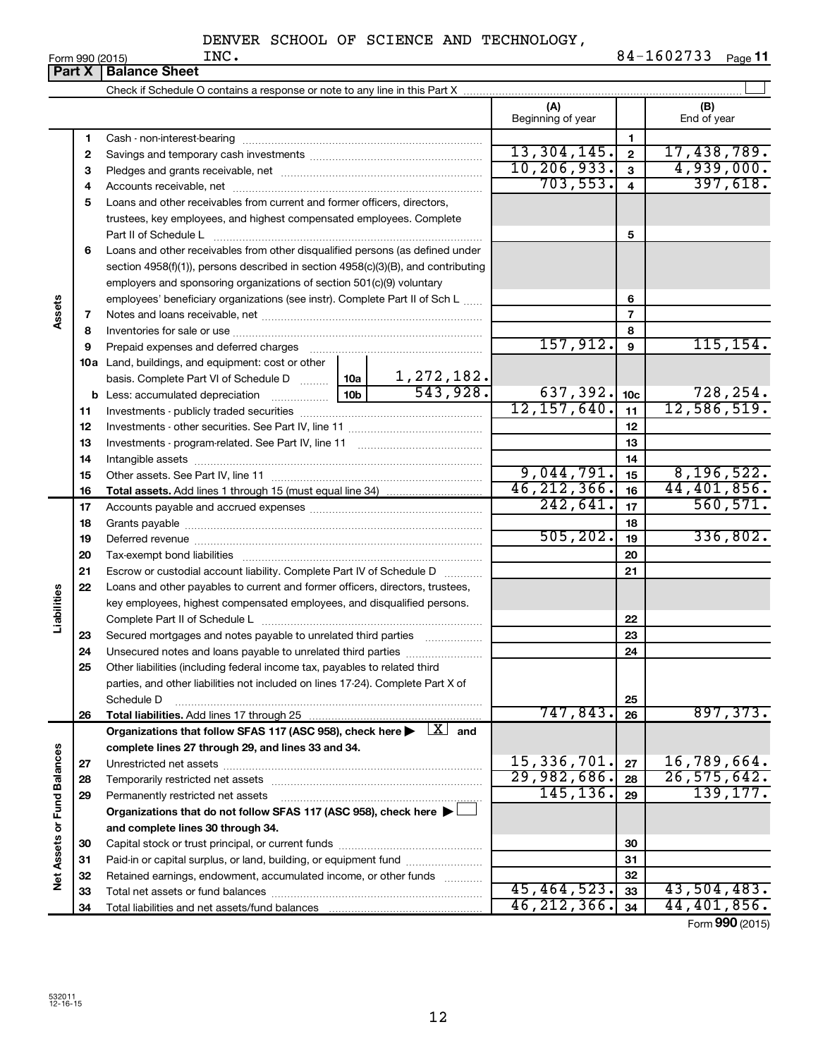DENVER SCHOOL OF SCIENCE AND TECHNOLOGY, INC.

Form 990 (2015) 84-1602733 Page **11**

## Part X | Balance Sheet

Check if Schedule O contains a response or note to any line in this Part X ☐

| | | | | (A) Beginning of year | | (B) End of year |
|---|---|---|---|---|---|---|
| Assets | 1 | Cash - non-interest-bearing | | | 1 | |
| | 2 | Savings and temporary cash investments | | 13,304,145. | 2 | 17,438,789. |
| | 3 | Pledges and grants receivable, net | | 10,206,933. | 3 | 4,939,000. |
| | 4 | Accounts receivable, net | | 703,553. | 4 | 397,618. |
| | 5 | Loans and other receivables from current and former officers, directors, trustees, key employees, and highest compensated employees. Complete Part II of Schedule L | | | 5 | |
| | 6 | Loans and other receivables from other disqualified persons (as defined under section 4958(f)(1)), persons described in section 4958(c)(3)(B), and contributing employers and sponsoring organizations of section 501(c)(9) voluntary employees' beneficiary organizations (see instr). Complete Part II of Sch L | | | 6 | |
| | 7 | Notes and loans receivable, net | | | 7 | |
| | 8 | Inventories for sale or use | | | 8 | |
| | 9 | Prepaid expenses and deferred charges | | 157,912. | 9 | 115,154. |
| | 10a | Land, buildings, and equipment: cost or other basis. Complete Part VI of Schedule D | 10a 1,272,182. | | | |
| | b | Less: accumulated depreciation | 10b 543,928. | 637,392. | 10c | 728,254. |
| | 11 | Investments - publicly traded securities | | 12,157,640. | 11 | 12,586,519. |
| | 12 | Investments - other securities. See Part IV, line 11 | | | 12 | |
| | 13 | Investments - program-related. See Part IV, line 11 | | | 13 | |
| | 14 | Intangible assets | | | 14 | |
| | 15 | Other assets. See Part IV, line 11 | | 9,044,791. | 15 | 8,196,522. |
| | 16 | **Total assets.** Add lines 1 through 15 (must equal line 34) | | 46,212,366. | 16 | 44,401,856. |
| Liabilities | 17 | Accounts payable and accrued expenses | | 242,641. | 17 | 560,571. |
| | 18 | Grants payable | | | 18 | |
| | 19 | Deferred revenue | | 505,202. | 19 | 336,802. |
| | 20 | Tax-exempt bond liabilities | | | 20 | |
| | 21 | Escrow or custodial account liability. Complete Part IV of Schedule D | | | 21 | |
| | 22 | Loans and other payables to current and former officers, directors, trustees, key employees, highest compensated employees, and disqualified persons. Complete Part II of Schedule L | | | 22 | |
| | 23 | Secured mortgages and notes payable to unrelated third parties | | | 23 | |
| | 24 | Unsecured notes and loans payable to unrelated third parties | | | 24 | |
| | 25 | Other liabilities (including federal income tax, payables to related third parties, and other liabilities not included on lines 17-24). Complete Part X of Schedule D | | | 25 | |
| | 26 | **Total liabilities.** Add lines 17 through 25 | | 747,843. | 26 | 897,373. |
| Net Assets or Fund Balances | | **Organizations that follow SFAS 117 (ASC 958), check here ▶ [X] and complete lines 27 through 29, and lines 33 and 34.** | | | | |
| | 27 | Unrestricted net assets | | 15,336,701. | 27 | 16,789,664. |
| | 28 | Temporarily restricted net assets | | 29,982,686. | 28 | 26,575,642. |
| | 29 | Permanently restricted net assets | | 145,136. | 29 | 139,177. |
| | | **Organizations that do not follow SFAS 117 (ASC 958), check here ▶ ☐ and complete lines 30 through 34.** | | | | |
| | 30 | Capital stock or trust principal, or current funds | | | 30 | |
| | 31 | Paid-in or capital surplus, or land, building, or equipment fund | | | 31 | |
| | 32 | Retained earnings, endowment, accumulated income, or other funds | | | 32 | |
| | 33 | Total net assets or fund balances | | 45,464,523. | 33 | 43,504,483. |
| | 34 | Total liabilities and net assets/fund balances | | 46,212,366. | 34 | 44,401,856. |

Form **990** (2015)

532011 12-16-15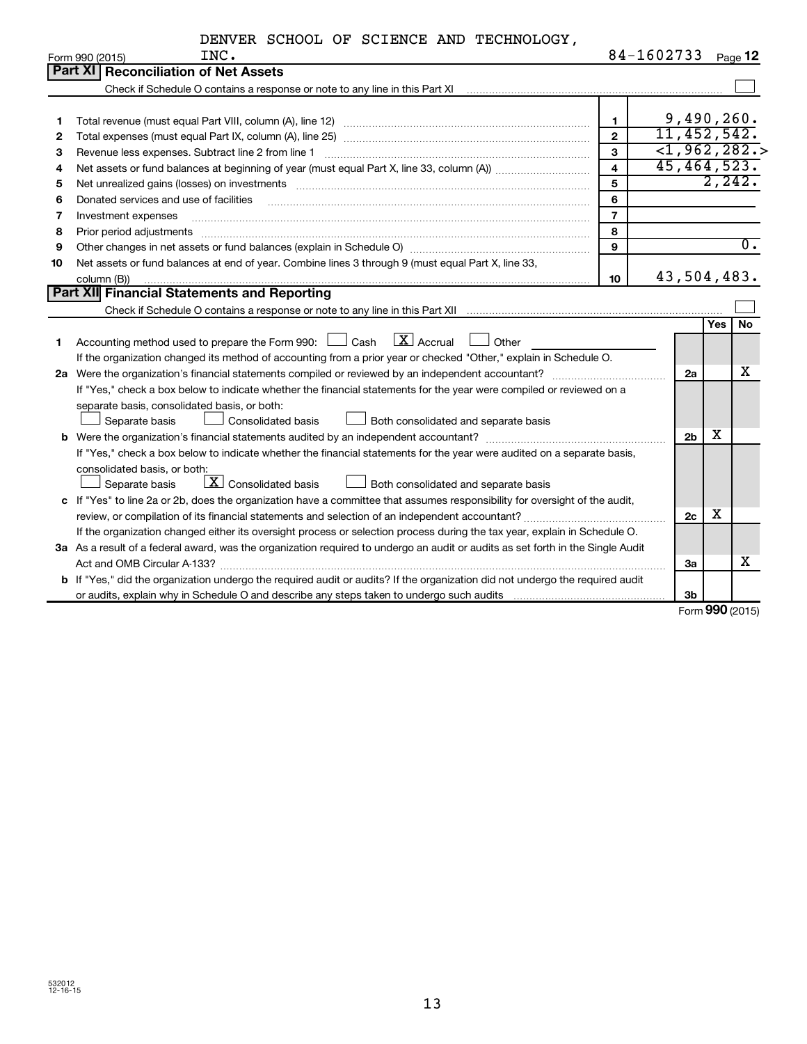DENVER SCHOOL OF SCIENCE AND TECHNOLOGY, INC. 84-1602733

Form 990 (2015) Page **12**

## Part XI Reconciliation of Net Assets

Check if Schedule O contains a response or note to any line in this Part XI ☐

| | | | |
|---|---|---|---|
| 1 | Total revenue (must equal Part VIII, column (A), line 12) | 1 | 9,490,260. |
| 2 | Total expenses (must equal Part IX, column (A), line 25) | 2 | 11,452,542. |
| 3 | Revenue less expenses. Subtract line 2 from line 1 | 3 | <1,962,282.> |
| 4 | Net assets or fund balances at beginning of year (must equal Part X, line 33, column (A)) | 4 | 45,464,523. |
| 5 | Net unrealized gains (losses) on investments | 5 | 2,242. |
| 6 | Donated services and use of facilities | 6 | |
| 7 | Investment expenses | 7 | |
| 8 | Prior period adjustments | 8 | |
| 9 | Other changes in net assets or fund balances (explain in Schedule O) | 9 | 0. |
| 10 | Net assets or fund balances at end of year. Combine lines 3 through 9 (must equal Part X, line 33, column (B)) | 10 | 43,504,483. |

## Part XII Financial Statements and Reporting

Check if Schedule O contains a response or note to any line in this Part XII ☐

| | | | Yes | No |
|---|---|---|---|---|
| 1 | Accounting method used to prepare the Form 990: ☐ Cash ☒ Accrual ☐ Other<br>If the organization changed its method of accounting from a prior year or checked "Other," explain in Schedule O. | | | |
| 2a | Were the organization's financial statements compiled or reviewed by an independent accountant?<br>If "Yes," check a box below to indicate whether the financial statements for the year were compiled or reviewed on a separate basis, consolidated basis, or both:<br>☐ Separate basis ☐ Consolidated basis ☐ Both consolidated and separate basis | 2a | | X |
| b | Were the organization's financial statements audited by an independent accountant?<br>If "Yes," check a box below to indicate whether the financial statements for the year were audited on a separate basis, consolidated basis, or both:<br>☐ Separate basis ☒ Consolidated basis ☐ Both consolidated and separate basis | 2b | X | |
| c | If "Yes" to line 2a or 2b, does the organization have a committee that assumes responsibility for oversight of the audit, review, or compilation of its financial statements and selection of an independent accountant?<br>If the organization changed either its oversight process or selection process during the tax year, explain in Schedule O. | 2c | X | |
| 3a | As a result of a federal award, was the organization required to undergo an audit or audits as set forth in the Single Audit Act and OMB Circular A-133? | 3a | | X |
| b | If "Yes," did the organization undergo the required audit or audits? If the organization did not undergo the required audit or audits, explain why in Schedule O and describe any steps taken to undergo such audits | 3b | | |

Form **990** (2015)

532012 12-16-15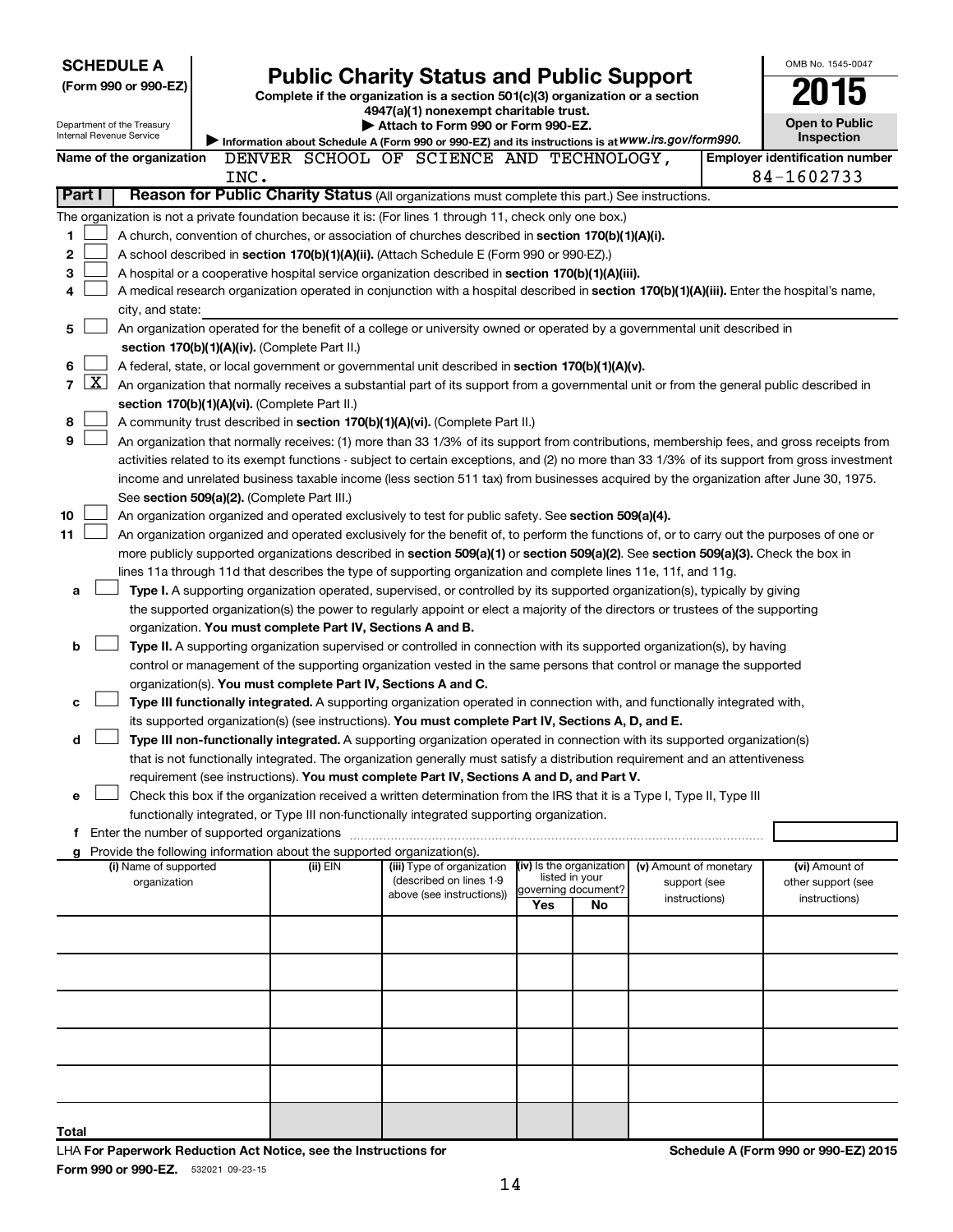**SCHEDULE A**
**(Form 990 or 990-EZ)**

Department of the Treasury
Internal Revenue Service

# Public Charity Status and Public Support

**Complete if the organization is a section 501(c)(3) organization or a section 4947(a)(1) nonexempt charitable trust.**
**▶ Attach to Form 990 or Form 990-EZ.**
**▶ Information about Schedule A (Form 990 or 990-EZ) and its instructions is at www.irs.gov/form990.**

OMB No. 1545-0047
**2015**
**Open to Public Inspection**

**Name of the organization** DENVER SCHOOL OF SCIENCE AND TECHNOLOGY, INC.

**Employer identification number** 84-1602733

## Part I Reason for Public Charity Status (All organizations must complete this part.) See instructions.

The organization is not a private foundation because it is: (For lines 1 through 11, check only one box.)

1. ☐ A church, convention of churches, or association of churches described in **section 170(b)(1)(A)(i).**
2. ☐ A school described in **section 170(b)(1)(A)(ii).** (Attach Schedule E (Form 990 or 990-EZ).)
3. ☐ A hospital or a cooperative hospital service organization described in **section 170(b)(1)(A)(iii).**
4. ☐ A medical research organization operated in conjunction with a hospital described in **section 170(b)(1)(A)(iii).** Enter the hospital's name, city, and state:
5. ☐ An organization operated for the benefit of a college or university owned or operated by a governmental unit described in **section 170(b)(1)(A)(iv).** (Complete Part II.)
6. ☐ A federal, state, or local government or governmental unit described in **section 170(b)(1)(A)(v).**
7. ☒ An organization that normally receives a substantial part of its support from a governmental unit or from the general public described in **section 170(b)(1)(A)(vi).** (Complete Part II.)
8. ☐ A community trust described in **section 170(b)(1)(A)(vi).** (Complete Part II.)
9. ☐ An organization that normally receives: (1) more than 33 1/3% of its support from contributions, membership fees, and gross receipts from activities related to its exempt functions - subject to certain exceptions, and (2) no more than 33 1/3% of its support from gross investment income and unrelated business taxable income (less section 511 tax) from businesses acquired by the organization after June 30, 1975. See **section 509(a)(2).** (Complete Part III.)
10. ☐ An organization organized and operated exclusively to test for public safety. See **section 509(a)(4).**
11. ☐ An organization organized and operated exclusively for the benefit of, to perform the functions of, or to carry out the purposes of one or more publicly supported organizations described in **section 509(a)(1)** or **section 509(a)(2).** See **section 509(a)(3).** Check the box in lines 11a through 11d that describes the type of supporting organization and complete lines 11e, 11f, and 11g.
   - **a** ☐ **Type I.** A supporting organization operated, supervised, or controlled by its supported organization(s), typically by giving the supported organization(s) the power to regularly appoint or elect a majority of the directors or trustees of the supporting organization. **You must complete Part IV, Sections A and B.**
   - **b** ☐ **Type II.** A supporting organization supervised or controlled in connection with its supported organization(s), by having control or management of the supporting organization vested in the same persons that control or manage the supported organization(s). **You must complete Part IV, Sections A and C.**
   - **c** ☐ **Type III functionally integrated.** A supporting organization operated in connection with, and functionally integrated with, its supported organization(s) (see instructions). **You must complete Part IV, Sections A, D, and E.**
   - **d** ☐ **Type III non-functionally integrated.** A supporting organization operated in connection with its supported organization(s) that is not functionally integrated. The organization generally must satisfy a distribution requirement and an attentiveness requirement (see instructions). **You must complete Part IV, Sections A and D, and Part V.**
   - **e** ☐ Check this box if the organization received a written determination from the IRS that it is a Type I, Type II, Type III functionally integrated, or Type III non-functionally integrated supporting organization.
   - **f** Enter the number of supported organizations
   - **g** Provide the following information about the supported organization(s).

| (i) Name of supported organization | (ii) EIN | (iii) Type of organization (described on lines 1-9 above (see instructions)) | (iv) Is the organization listed in your governing document? Yes | No | (v) Amount of monetary support (see instructions) | (vi) Amount of other support (see instructions) |
|---|---|---|---|---|---|---|
| | | | | | | |
| | | | | | | |
| | | | | | | |
| | | | | | | |
| | | | | | | |
| Total | | | | | | |

LHA **For Paperwork Reduction Act Notice, see the Instructions for Form 990 or 990-EZ.** 532021 09-23-15

**Schedule A (Form 990 or 990-EZ) 2015**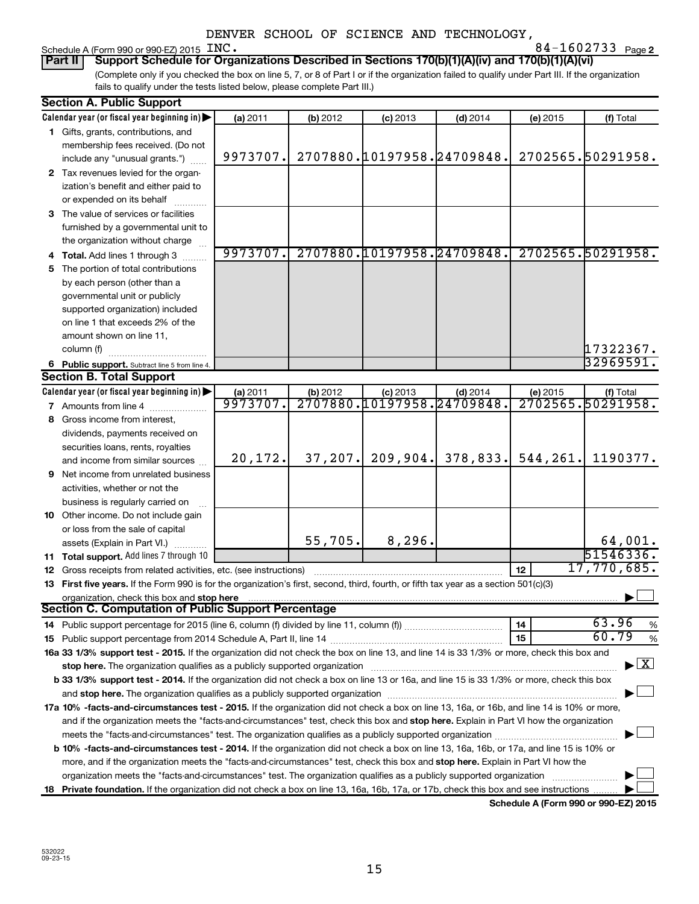DENVER SCHOOL OF SCIENCE AND TECHNOLOGY, INC.

Schedule A (Form 990 or 990-EZ) 2015 — 84-1602733 Page **2**

**Part II — Support Schedule for Organizations Described in Sections 170(b)(1)(A)(iv) and 170(b)(1)(A)(vi)**

(Complete only if you checked the box on line 5, 7, or 8 of Part I or if the organization failed to qualify under Part III. If the organization fails to qualify under the tests listed below, please complete Part III.)

**Section A. Public Support**

| Calendar year (or fiscal year beginning in) ▶ | (a) 2011 | (b) 2012 | (c) 2013 | (d) 2014 | (e) 2015 | (f) Total |
|---|---|---|---|---|---|---|
| **1** Gifts, grants, contributions, and membership fees received. (Do not include any "unusual grants.") | 9973707. | 2707880. | 10197958. | 24709848. | 2702565. | 50291958. |
| **2** Tax revenues levied for the organization's benefit and either paid to or expended on its behalf | | | | | | |
| **3** The value of services or facilities furnished by a governmental unit to the organization without charge | | | | | | |
| **4 Total.** Add lines 1 through 3 | 9973707. | 2707880. | 10197958. | 24709848. | 2702565. | 50291958. |
| **5** The portion of total contributions by each person (other than a governmental unit or publicly supported organization) included on line 1 that exceeds 2% of the amount shown on line 11, column (f) | | | | | | 17322367. |
| **6 Public support.** Subtract line 5 from line 4. | | | | | | 32969591. |

**Section B. Total Support**

| Calendar year (or fiscal year beginning in) ▶ | (a) 2011 | (b) 2012 | (c) 2013 | (d) 2014 | (e) 2015 | (f) Total |
|---|---|---|---|---|---|---|
| **7** Amounts from line 4 | 9973707. | 2707880. | 10197958. | 24709848. | 2702565. | 50291958. |
| **8** Gross income from interest, dividends, payments received on securities loans, rents, royalties and income from similar sources | 20,172. | 37,207. | 209,904. | 378,833. | 544,261. | 1190377. |
| **9** Net income from unrelated business activities, whether or not the business is regularly carried on | | | | | | |
| **10** Other income. Do not include gain or loss from the sale of capital assets (Explain in Part VI.) | | 55,705. | 8,296. | | | 64,001. |
| **11 Total support.** Add lines 7 through 10 | | | | | | 51546336. |

**12** Gross receipts from related activities, etc. (see instructions) — **12** — 17,770,685.

**13 First five years.** If the Form 990 is for the organization's first, second, third, fourth, or fifth tax year as a section 501(c)(3) organization, check this box and **stop here** ▶ ☐

**Section C. Computation of Public Support Percentage**

**14** Public support percentage for 2015 (line 6, column (f) divided by line 11, column (f)) — **14** — 63.96 %

**15** Public support percentage from 2014 Schedule A, Part II, line 14 — **15** — 60.79 %

**16a 33 1/3% support test - 2015.** If the organization did not check the box on line 13, and line 14 is 33 1/3% or more, check this box and **stop here.** The organization qualifies as a publicly supported organization ▶ ☒

**b 33 1/3% support test - 2014.** If the organization did not check a box on line 13 or 16a, and line 15 is 33 1/3% or more, check this box and **stop here.** The organization qualifies as a publicly supported organization ▶ ☐

**17a 10% -facts-and-circumstances test - 2015.** If the organization did not check a box on line 13, 16a, or 16b, and line 14 is 10% or more, and if the organization meets the "facts-and-circumstances" test, check this box and **stop here.** Explain in Part VI how the organization meets the "facts-and-circumstances" test. The organization qualifies as a publicly supported organization ▶ ☐

**b 10% -facts-and-circumstances test - 2014.** If the organization did not check a box on line 13, 16a, 16b, or 17a, and line 15 is 10% or more, and if the organization meets the "facts-and-circumstances" test, check this box and **stop here.** Explain in Part VI how the organization meets the "facts-and-circumstances" test. The organization qualifies as a publicly supported organization ▶ ☐

**18 Private foundation.** If the organization did not check a box on line 13, 16a, 16b, 17a, or 17b, check this box and see instructions ▶ ☐

**Schedule A (Form 990 or 990-EZ) 2015**

532022 09-23-15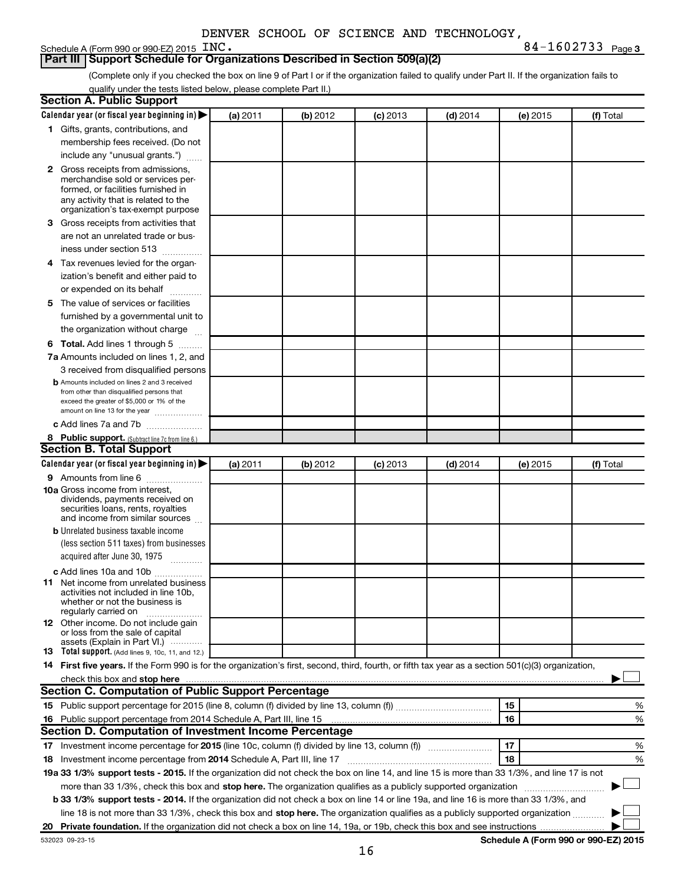DENVER SCHOOL OF SCIENCE AND TECHNOLOGY,

Schedule A (Form 990 or 990-EZ) 2015 INC. 84-1602733 Page 3

## Part III Support Schedule for Organizations Described in Section 509(a)(2)

(Complete only if you checked the box on line 9 of Part I or if the organization failed to qualify under Part II. If the organization fails to qualify under the tests listed below, please complete Part II.)

### Section A. Public Support

| Calendar year (or fiscal year beginning in) ▶ | (a) 2011 | (b) 2012 | (c) 2013 | (d) 2014 | (e) 2015 | (f) Total |
|---|---|---|---|---|---|---|
| 1 Gifts, grants, contributions, and membership fees received. (Do not include any "unusual grants.") | | | | | | |
| 2 Gross receipts from admissions, merchandise sold or services performed, or facilities furnished in any activity that is related to the organization's tax-exempt purpose | | | | | | |
| 3 Gross receipts from activities that are not an unrelated trade or business under section 513 | | | | | | |
| 4 Tax revenues levied for the organization's benefit and either paid to or expended on its behalf | | | | | | |
| 5 The value of services or facilities furnished by a governmental unit to the organization without charge | | | | | | |
| 6 **Total.** Add lines 1 through 5 | | | | | | |
| 7a Amounts included on lines 1, 2, and 3 received from disqualified persons | | | | | | |
| b Amounts included on lines 2 and 3 received from other than disqualified persons that exceed the greater of $5,000 or 1% of the amount on line 13 for the year | | | | | | |
| c Add lines 7a and 7b | | | | | | |
| 8 **Public support.** (Subtract line 7c from line 6.) | | | | | | |

### Section B. Total Support

| Calendar year (or fiscal year beginning in) ▶ | (a) 2011 | (b) 2012 | (c) 2013 | (d) 2014 | (e) 2015 | (f) Total |
|---|---|---|---|---|---|---|
| 9 Amounts from line 6 | | | | | | |
| 10a Gross income from interest, dividends, payments received on securities loans, rents, royalties and income from similar sources | | | | | | |
| b Unrelated business taxable income (less section 511 taxes) from businesses acquired after June 30, 1975 | | | | | | |
| c Add lines 10a and 10b | | | | | | |
| 11 Net income from unrelated business activities not included in line 10b, whether or not the business is regularly carried on | | | | | | |
| 12 Other income. Do not include gain or loss from the sale of capital assets (Explain in Part VI.) | | | | | | |
| 13 **Total support.** (Add lines 9, 10c, 11, and 12.) | | | | | | |

14 **First five years.** If the Form 990 is for the organization's first, second, third, fourth, or fifth tax year as a section 501(c)(3) organization, check this box and **stop here** ▶ ☐

### Section C. Computation of Public Support Percentage

| | | | |
|---|---|---|---|
| 15 | Public support percentage for 2015 (line 8, column (f) divided by line 13, column (f)) | 15 | % |
| 16 | Public support percentage from 2014 Schedule A, Part III, line 15 | 16 | % |

### Section D. Computation of Investment Income Percentage

| | | | |
|---|---|---|---|
| 17 | Investment income percentage for **2015** (line 10c, column (f) divided by line 13, column (f)) | 17 | % |
| 18 | Investment income percentage from **2014** Schedule A, Part III, line 17 | 18 | % |

**19a 33 1/3% support tests - 2015.** If the organization did not check the box on line 14, and line 15 is more than 33 1/3%, and line 17 is not more than 33 1/3%, check this box and **stop here.** The organization qualifies as a publicly supported organization ▶ ☐

**b 33 1/3% support tests - 2014.** If the organization did not check a box on line 14 or line 19a, and line 16 is more than 33 1/3%, and line 18 is not more than 33 1/3%, check this box and **stop here.** The organization qualifies as a publicly supported organization ▶ ☐

**20 Private foundation.** If the organization did not check a box on line 14, 19a, or 19b, check this box and see instructions ▶ ☐

532023 09-23-15 **Schedule A (Form 990 or 990-EZ) 2015**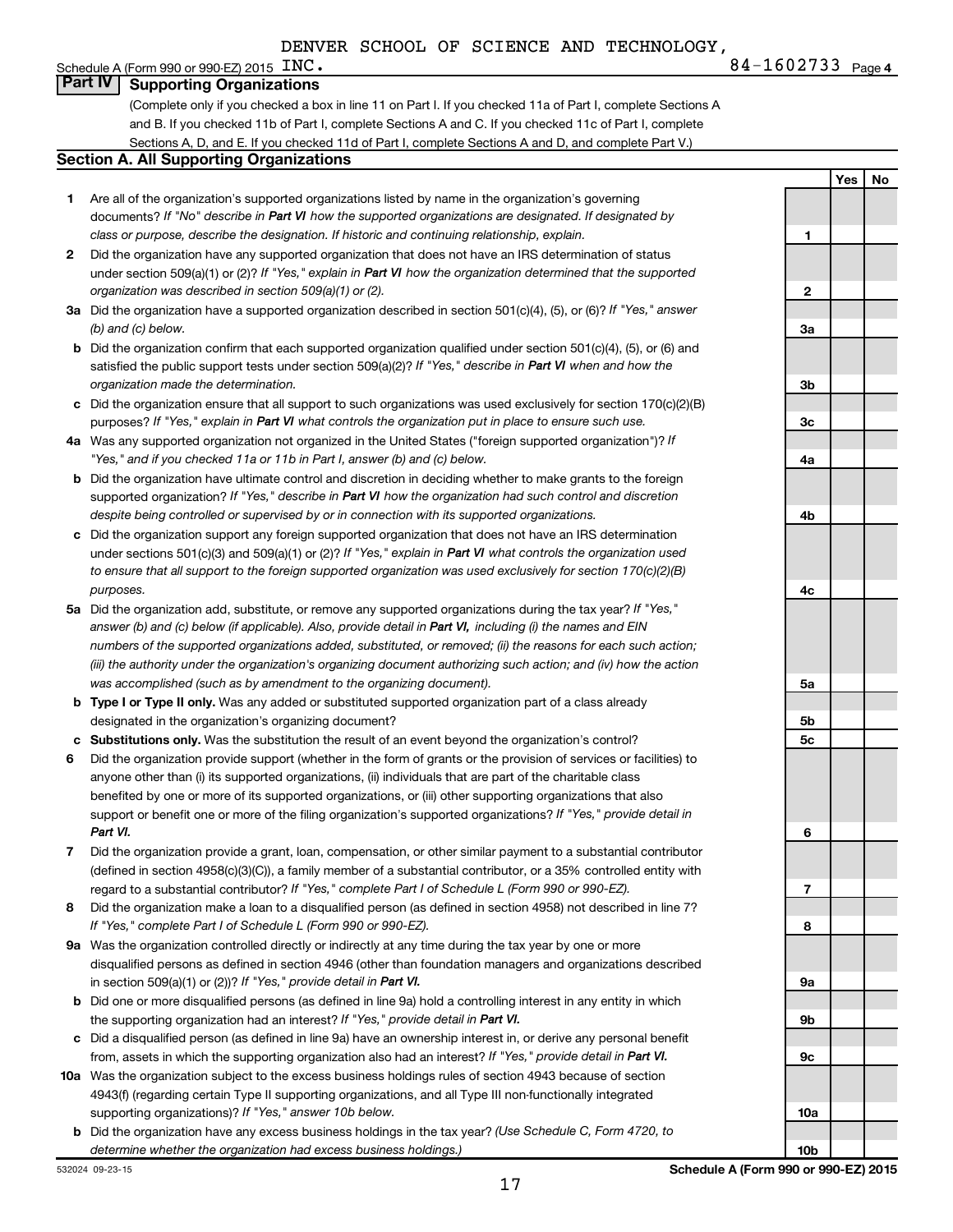DENVER SCHOOL OF SCIENCE AND TECHNOLOGY,

Schedule A (Form 990 or 990-EZ) 2015 INC. 84-1602733 Page 4

## Part IV Supporting Organizations

(Complete only if you checked a box in line 11 on Part I. If you checked 11a of Part I, complete Sections A and B. If you checked 11b of Part I, complete Sections A and C. If you checked 11c of Part I, complete Sections A, D, and E. If you checked 11d of Part I, complete Sections A and D, and complete Part V.)

### Section A. All Supporting Organizations

| | | | Yes | No |
|---|---|---|---|---|
| 1 | Are all of the organization's supported organizations listed by name in the organization's governing documents? *If "No" describe in **Part VI** how the supported organizations are designated. If designated by class or purpose, describe the designation. If historic and continuing relationship, explain.* | 1 | | |
| 2 | Did the organization have any supported organization that does not have an IRS determination of status under section 509(a)(1) or (2)? *If "Yes," explain in **Part VI** how the organization determined that the supported organization was described in section 509(a)(1) or (2).* | 2 | | |
| 3a | Did the organization have a supported organization described in section 501(c)(4), (5), or (6)? *If "Yes," answer (b) and (c) below.* | 3a | | |
| b | Did the organization confirm that each supported organization qualified under section 501(c)(4), (5), or (6) and satisfied the public support tests under section 509(a)(2)? *If "Yes," describe in **Part VI** when and how the organization made the determination.* | 3b | | |
| c | Did the organization ensure that all support to such organizations was used exclusively for section 170(c)(2)(B) purposes? *If "Yes," explain in **Part VI** what controls the organization put in place to ensure such use.* | 3c | | |
| 4a | Was any supported organization not organized in the United States ("foreign supported organization")? *If "Yes," and if you checked 11a or 11b in Part I, answer (b) and (c) below.* | 4a | | |
| b | Did the organization have ultimate control and discretion in deciding whether to make grants to the foreign supported organization? *If "Yes," describe in **Part VI** how the organization had such control and discretion despite being controlled or supervised by or in connection with its supported organizations.* | 4b | | |
| c | Did the organization support any foreign supported organization that does not have an IRS determination under sections 501(c)(3) and 509(a)(1) or (2)? *If "Yes," explain in **Part VI** what controls the organization used to ensure that all support to the foreign supported organization was used exclusively for section 170(c)(2)(B) purposes.* | 4c | | |
| 5a | Did the organization add, substitute, or remove any supported organizations during the tax year? *If "Yes," answer (b) and (c) below (if applicable). Also, provide detail in **Part VI,** including (i) the names and EIN numbers of the supported organizations added, substituted, or removed; (ii) the reasons for each such action; (iii) the authority under the organization's organizing document authorizing such action; and (iv) how the action was accomplished (such as by amendment to the organizing document).* | 5a | | |
| b | **Type I or Type II only.** Was any added or substituted supported organization part of a class already designated in the organization's organizing document? | 5b | | |
| c | **Substitutions only.** Was the substitution the result of an event beyond the organization's control? | 5c | | |
| 6 | Did the organization provide support (whether in the form of grants or the provision of services or facilities) to anyone other than (i) its supported organizations, (ii) individuals that are part of the charitable class benefited by one or more of its supported organizations, or (iii) other supporting organizations that also support or benefit one or more of the filing organization's supported organizations? *If "Yes," provide detail in **Part VI.*** | 6 | | |
| 7 | Did the organization provide a grant, loan, compensation, or other similar payment to a substantial contributor (defined in section 4958(c)(3)(C)), a family member of a substantial contributor, or a 35% controlled entity with regard to a substantial contributor? *If "Yes," complete Part I of Schedule L (Form 990 or 990-EZ).* | 7 | | |
| 8 | Did the organization make a loan to a disqualified person (as defined in section 4958) not described in line 7? *If "Yes," complete Part I of Schedule L (Form 990 or 990-EZ).* | 8 | | |
| 9a | Was the organization controlled directly or indirectly at any time during the tax year by one or more disqualified persons as defined in section 4946 (other than foundation managers and organizations described in section 509(a)(1) or (2))? *If "Yes," provide detail in **Part VI.*** | 9a | | |
| b | Did one or more disqualified persons (as defined in line 9a) hold a controlling interest in any entity in which the supporting organization had an interest? *If "Yes," provide detail in **Part VI.*** | 9b | | |
| c | Did a disqualified person (as defined in line 9a) have an ownership interest in, or derive any personal benefit from, assets in which the supporting organization also had an interest? *If "Yes," provide detail in **Part VI.*** | 9c | | |
| 10a | Was the organization subject to the excess business holdings rules of section 4943 because of section 4943(f) (regarding certain Type II supporting organizations, and all Type III non-functionally integrated supporting organizations)? *If "Yes," answer 10b below.* | 10a | | |
| b | Did the organization have any excess business holdings in the tax year? *(Use Schedule C, Form 4720, to determine whether the organization had excess business holdings.)* | 10b | | |

532024 09-23-15

**Schedule A (Form 990 or 990-EZ) 2015**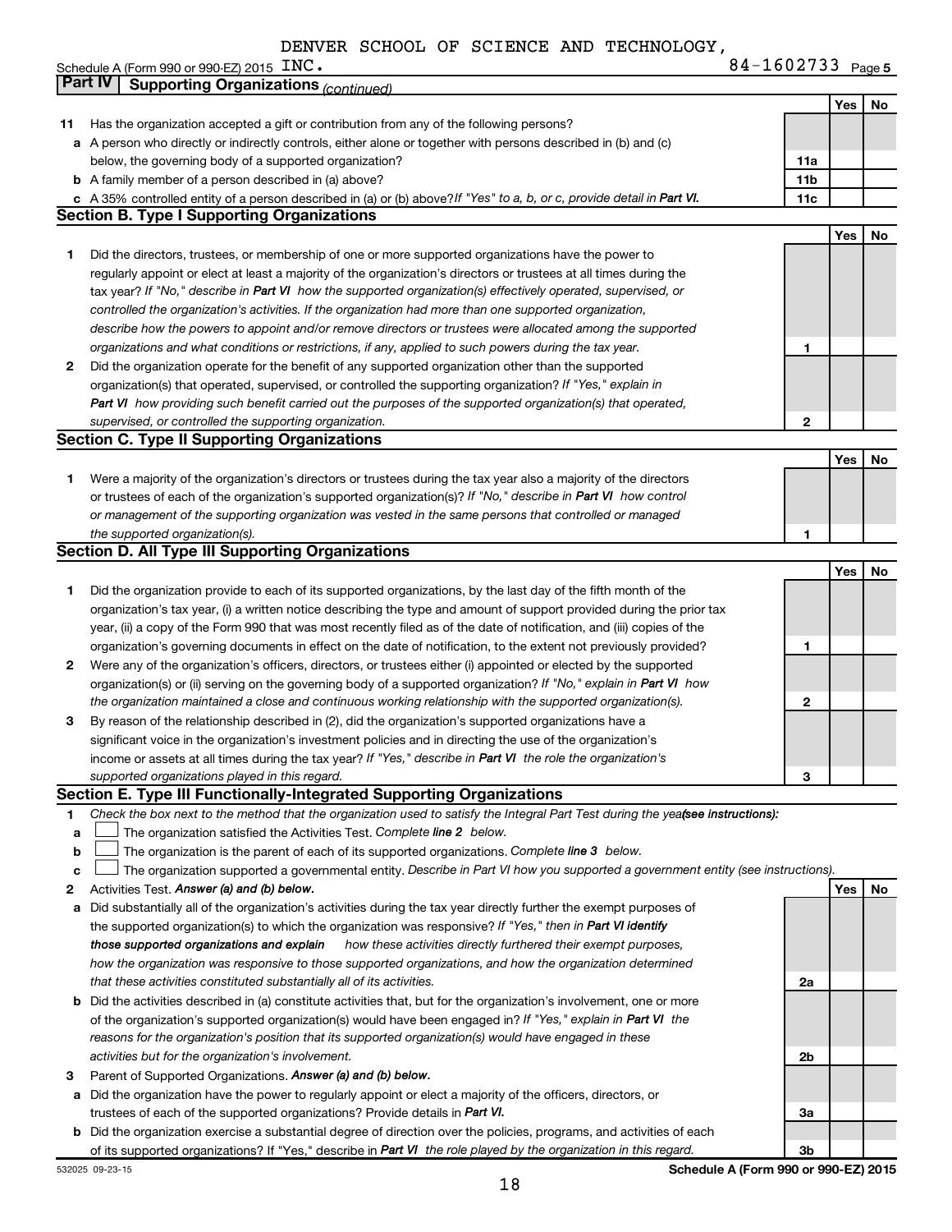DENVER SCHOOL OF SCIENCE AND TECHNOLOGY,

Schedule A (Form 990 or 990-EZ) 2015 INC. 84-1602733 Page 5

## Part IV Supporting Organizations *(continued)*

| | | | Yes | No |
|---|---|---|---|---|
| **11** | Has the organization accepted a gift or contribution from any of the following persons? | | | |
| **a** | A person who directly or indirectly controls, either alone or together with persons described in (b) and (c) below, the governing body of a supported organization? | **11a** | | |
| **b** | A family member of a person described in (a) above? | **11b** | | |
| **c** | A 35% controlled entity of a person described in (a) or (b) above? *If "Yes" to a, b, or c, provide detail in* ***Part VI.*** | **11c** | | |

### Section B. Type I Supporting Organizations

| | | | Yes | No |
|---|---|---|---|---|
| **1** | Did the directors, trustees, or membership of one or more supported organizations have the power to regularly appoint or elect at least a majority of the organization's directors or trustees at all times during the tax year? *If "No," describe in* ***Part VI*** *how the supported organization(s) effectively operated, supervised, or controlled the organization's activities. If the organization had more than one supported organization, describe how the powers to appoint and/or remove directors or trustees were allocated among the supported organizations and what conditions or restrictions, if any, applied to such powers during the tax year.* | **1** | | |
| **2** | Did the organization operate for the benefit of any supported organization other than the supported organization(s) that operated, supervised, or controlled the supporting organization? *If "Yes," explain in* ***Part VI*** *how providing such benefit carried out the purposes of the supported organization(s) that operated, supervised, or controlled the supporting organization.* | **2** | | |

### Section C. Type II Supporting Organizations

| | | | Yes | No |
|---|---|---|---|---|
| **1** | Were a majority of the organization's directors or trustees during the tax year also a majority of the directors or trustees of each of the organization's supported organization(s)? *If "No," describe in* ***Part VI*** *how control or management of the supporting organization was vested in the same persons that controlled or managed the supported organization(s).* | **1** | | |

### Section D. All Type III Supporting Organizations

| | | | Yes | No |
|---|---|---|---|---|
| **1** | Did the organization provide to each of its supported organizations, by the last day of the fifth month of the organization's tax year, (i) a written notice describing the type and amount of support provided during the prior tax year, (ii) a copy of the Form 990 that was most recently filed as of the date of notification, and (iii) copies of the organization's governing documents in effect on the date of notification, to the extent not previously provided? | **1** | | |
| **2** | Were any of the organization's officers, directors, or trustees either (i) appointed or elected by the supported organization(s) or (ii) serving on the governing body of a supported organization? *If "No," explain in* ***Part VI*** *how the organization maintained a close and continuous working relationship with the supported organization(s).* | **2** | | |
| **3** | By reason of the relationship described in (2), did the organization's supported organizations have a significant voice in the organization's investment policies and in directing the use of the organization's income or assets at all times during the tax year? *If "Yes," describe in* ***Part VI*** *the role the organization's supported organizations played in this regard.* | **3** | | |

### Section E. Type III Functionally-Integrated Supporting Organizations

**1** *Check the box next to the method that the organization used to satisfy the Integral Part Test during the year* ***(see instructions):***

**a** ☐ The organization satisfied the Activities Test. *Complete* ***line 2*** *below.*

**b** ☐ The organization is the parent of each of its supported organizations. *Complete* ***line 3*** *below.*

**c** ☐ The organization supported a governmental entity. *Describe in Part VI how you supported a government entity (see instructions).*

| | | | Yes | No |
|---|---|---|---|---|
| **2** | Activities Test. ***Answer (a) and (b) below.*** | | | |
| **a** | Did substantially all of the organization's activities during the tax year directly further the exempt purposes of the supported organization(s) to which the organization was responsive? *If "Yes," then in* ***Part VI identify those supported organizations and explain*** *how these activities directly furthered their exempt purposes, how the organization was responsive to those supported organizations, and how the organization determined that these activities constituted substantially all of its activities.* | **2a** | | |
| **b** | Did the activities described in (a) constitute activities that, but for the organization's involvement, one or more of the organization's supported organization(s) would have been engaged in? *If "Yes," explain in* ***Part VI*** *the reasons for the organization's position that its supported organization(s) would have engaged in these activities but for the organization's involvement.* | **2b** | | |
| **3** | Parent of Supported Organizations. ***Answer (a) and (b) below.*** | | | |
| **a** | Did the organization have the power to regularly appoint or elect a majority of the officers, directors, or trustees of each of the supported organizations? Provide details in ***Part VI.*** | **3a** | | |
| **b** | Did the organization exercise a substantial degree of direction over the policies, programs, and activities of each of its supported organizations? If "Yes," describe in ***Part VI*** *the role played by the organization in this regard.* | **3b** | | |

532025 09-23-15 **Schedule A (Form 990 or 990-EZ) 2015**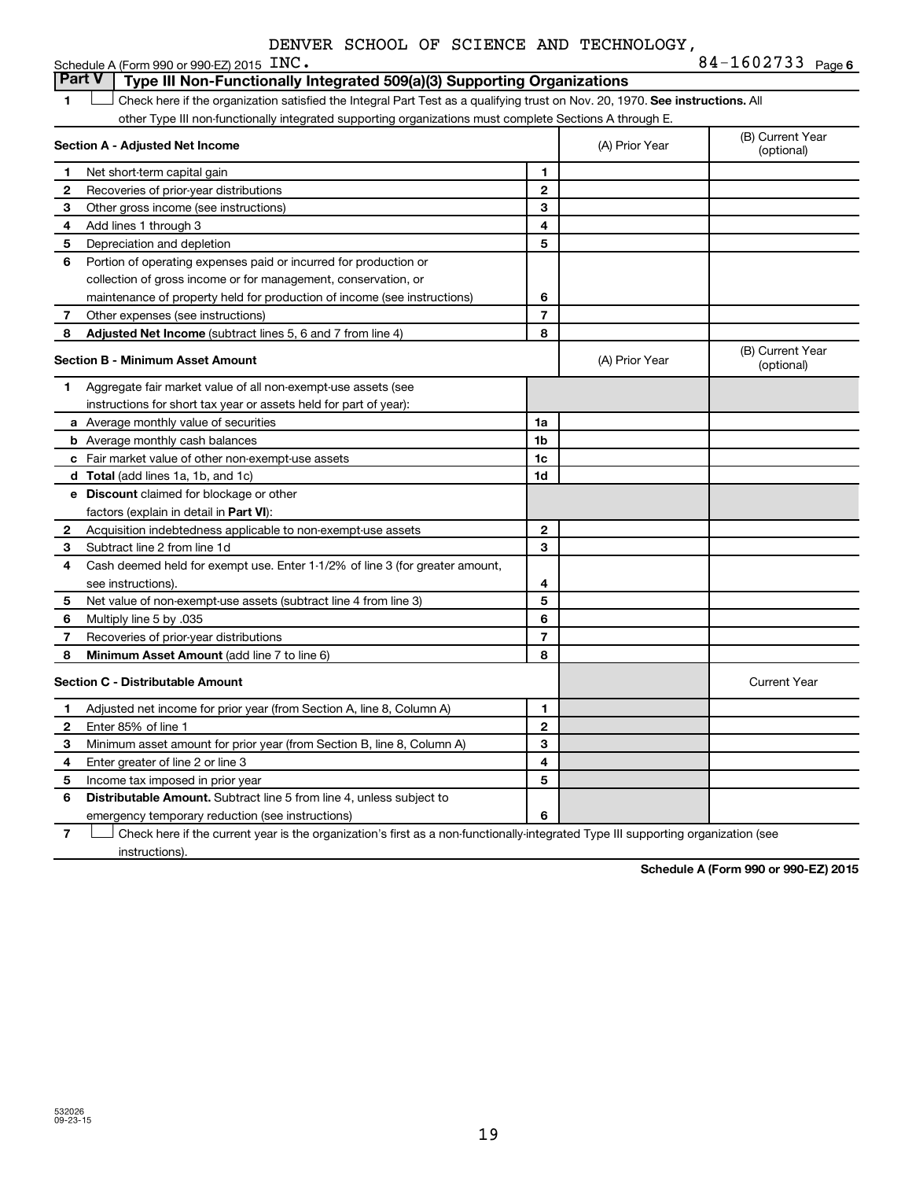DENVER SCHOOL OF SCIENCE AND TECHNOLOGY,

Schedule A (Form 990 or 990-EZ) 2015 INC. 84-1602733 Page 6

## Part V Type III Non-Functionally Integrated 509(a)(3) Supporting Organizations

1 ☐ Check here if the organization satisfied the Integral Part Test as a qualifying trust on Nov. 20, 1970. **See instructions.** All other Type III non-functionally integrated supporting organizations must complete Sections A through E.

| **Section A - Adjusted Net Income** | | (A) Prior Year | (B) Current Year (optional) |
|---|---|---|---|
| 1 Net short-term capital gain | 1 | | |
| 2 Recoveries of prior-year distributions | 2 | | |
| 3 Other gross income (see instructions) | 3 | | |
| 4 Add lines 1 through 3 | 4 | | |
| 5 Depreciation and depletion | 5 | | |
| 6 Portion of operating expenses paid or incurred for production or collection of gross income or for management, conservation, or maintenance of property held for production of income (see instructions) | 6 | | |
| 7 Other expenses (see instructions) | 7 | | |
| 8 **Adjusted Net Income** (subtract lines 5, 6 and 7 from line 4) | 8 | | |

| **Section B - Minimum Asset Amount** | | (A) Prior Year | (B) Current Year (optional) |
|---|---|---|---|
| 1 Aggregate fair market value of all non-exempt-use assets (see instructions for short tax year or assets held for part of year): | | | |
| a Average monthly value of securities | 1a | | |
| b Average monthly cash balances | 1b | | |
| c Fair market value of other non-exempt-use assets | 1c | | |
| d **Total** (add lines 1a, 1b, and 1c) | 1d | | |
| e **Discount** claimed for blockage or other factors (explain in detail in **Part VI**): | | | |
| 2 Acquisition indebtedness applicable to non-exempt-use assets | 2 | | |
| 3 Subtract line 2 from line 1d | 3 | | |
| 4 Cash deemed held for exempt use. Enter 1-1/2% of line 3 (for greater amount, see instructions). | 4 | | |
| 5 Net value of non-exempt-use assets (subtract line 4 from line 3) | 5 | | |
| 6 Multiply line 5 by .035 | 6 | | |
| 7 Recoveries of prior-year distributions | 7 | | |
| 8 **Minimum Asset Amount** (add line 7 to line 6) | 8 | | |

| **Section C - Distributable Amount** | | | Current Year |
|---|---|---|---|
| 1 Adjusted net income for prior year (from Section A, line 8, Column A) | 1 | | |
| 2 Enter 85% of line 1 | 2 | | |
| 3 Minimum asset amount for prior year (from Section B, line 8, Column A) | 3 | | |
| 4 Enter greater of line 2 or line 3 | 4 | | |
| 5 Income tax imposed in prior year | 5 | | |
| 6 **Distributable Amount.** Subtract line 5 from line 4, unless subject to emergency temporary reduction (see instructions) | 6 | | |

7 ☐ Check here if the current year is the organization's first as a non-functionally-integrated Type III supporting organization (see instructions).

**Schedule A (Form 990 or 990-EZ) 2015**

532026 09-23-15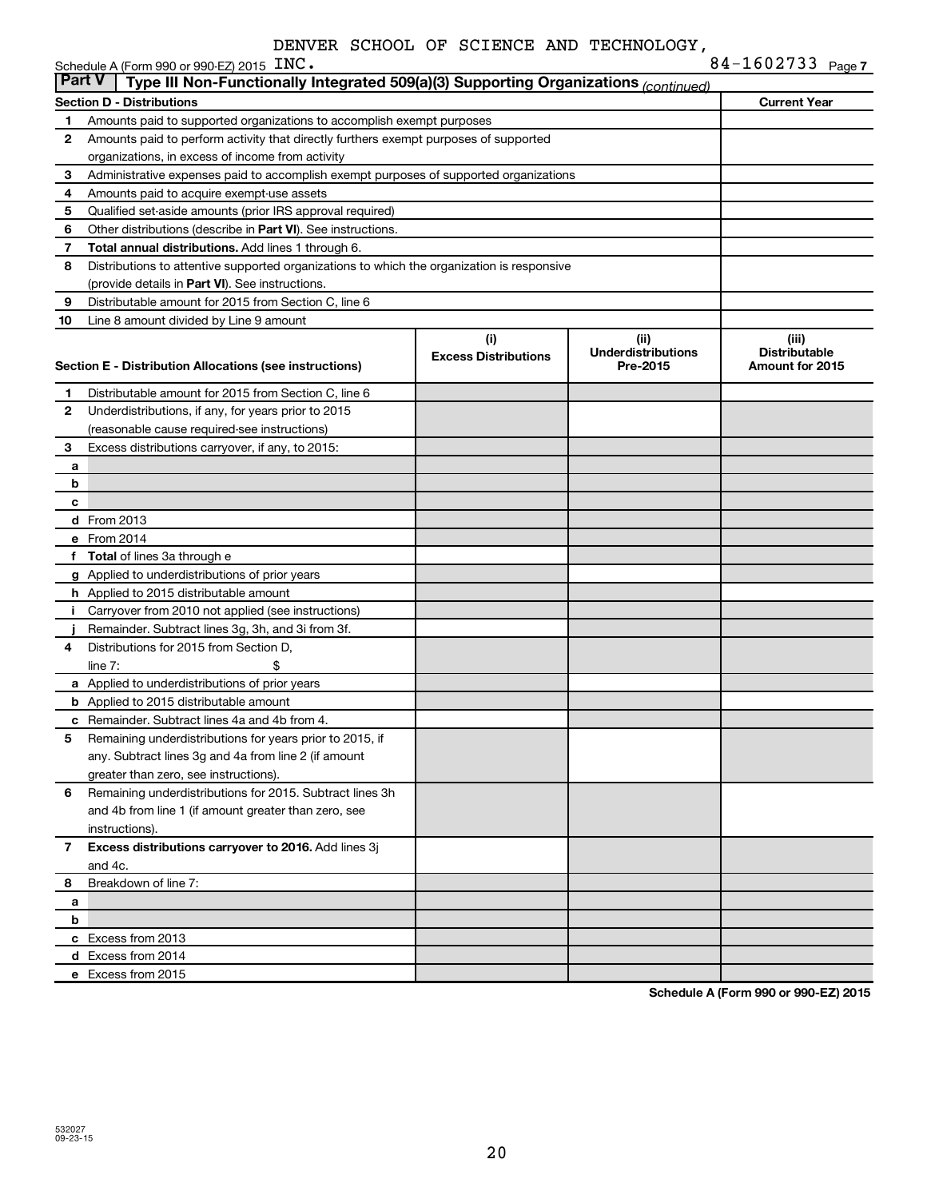DENVER SCHOOL OF SCIENCE AND TECHNOLOGY,

Schedule A (Form 990 or 990-EZ) 2015 INC. 84-1602733 Page 7

**Part V | Type III Non-Functionally Integrated 509(a)(3) Supporting Organizations** *(continued)*

| **Section D - Distributions** | | **Current Year** |
|---|---|---|
| 1 | Amounts paid to supported organizations to accomplish exempt purposes | |
| 2 | Amounts paid to perform activity that directly furthers exempt purposes of supported organizations, in excess of income from activity | |
| 3 | Administrative expenses paid to accomplish exempt purposes of supported organizations | |
| 4 | Amounts paid to acquire exempt-use assets | |
| 5 | Qualified set-aside amounts (prior IRS approval required) | |
| 6 | Other distributions (describe in **Part VI**). See instructions. | |
| 7 | **Total annual distributions.** Add lines 1 through 6. | |
| 8 | Distributions to attentive supported organizations to which the organization is responsive (provide details in **Part VI**). See instructions. | |
| 9 | Distributable amount for 2015 from Section C, line 6 | |
| 10 | Line 8 amount divided by Line 9 amount | |

| | **Section E - Distribution Allocations (see instructions)** | **(i) Excess Distributions** | **(ii) Underdistributions Pre-2015** | **(iii) Distributable Amount for 2015** |
|---|---|---|---|---|
| 1 | Distributable amount for 2015 from Section C, line 6 | | | |
| 2 | Underdistributions, if any, for years prior to 2015 (reasonable cause required-see instructions) | | | |
| 3 | Excess distributions carryover, if any, to 2015: | | | |
| a | | | | |
| b | | | | |
| c | | | | |
| d | From 2013 | | | |
| e | From 2014 | | | |
| f | **Total** of lines 3a through e | | | |
| g | Applied to underdistributions of prior years | | | |
| h | Applied to 2015 distributable amount | | | |
| i | Carryover from 2010 not applied (see instructions) | | | |
| j | Remainder. Subtract lines 3g, 3h, and 3i from 3f. | | | |
| 4 | Distributions for 2015 from Section D, line 7: $ | | | |
| a | Applied to underdistributions of prior years | | | |
| b | Applied to 2015 distributable amount | | | |
| c | Remainder. Subtract lines 4a and 4b from 4. | | | |
| 5 | Remaining underdistributions for years prior to 2015, if any. Subtract lines 3g and 4a from line 2 (if amount greater than zero, see instructions). | | | |
| 6 | Remaining underdistributions for 2015. Subtract lines 3h and 4b from line 1 (if amount greater than zero, see instructions). | | | |
| 7 | **Excess distributions carryover to 2016.** Add lines 3j and 4c. | | | |
| 8 | Breakdown of line 7: | | | |
| a | | | | |
| b | | | | |
| c | Excess from 2013 | | | |
| d | Excess from 2014 | | | |
| e | Excess from 2015 | | | |

**Schedule A (Form 990 or 990-EZ) 2015**

532027 09-23-15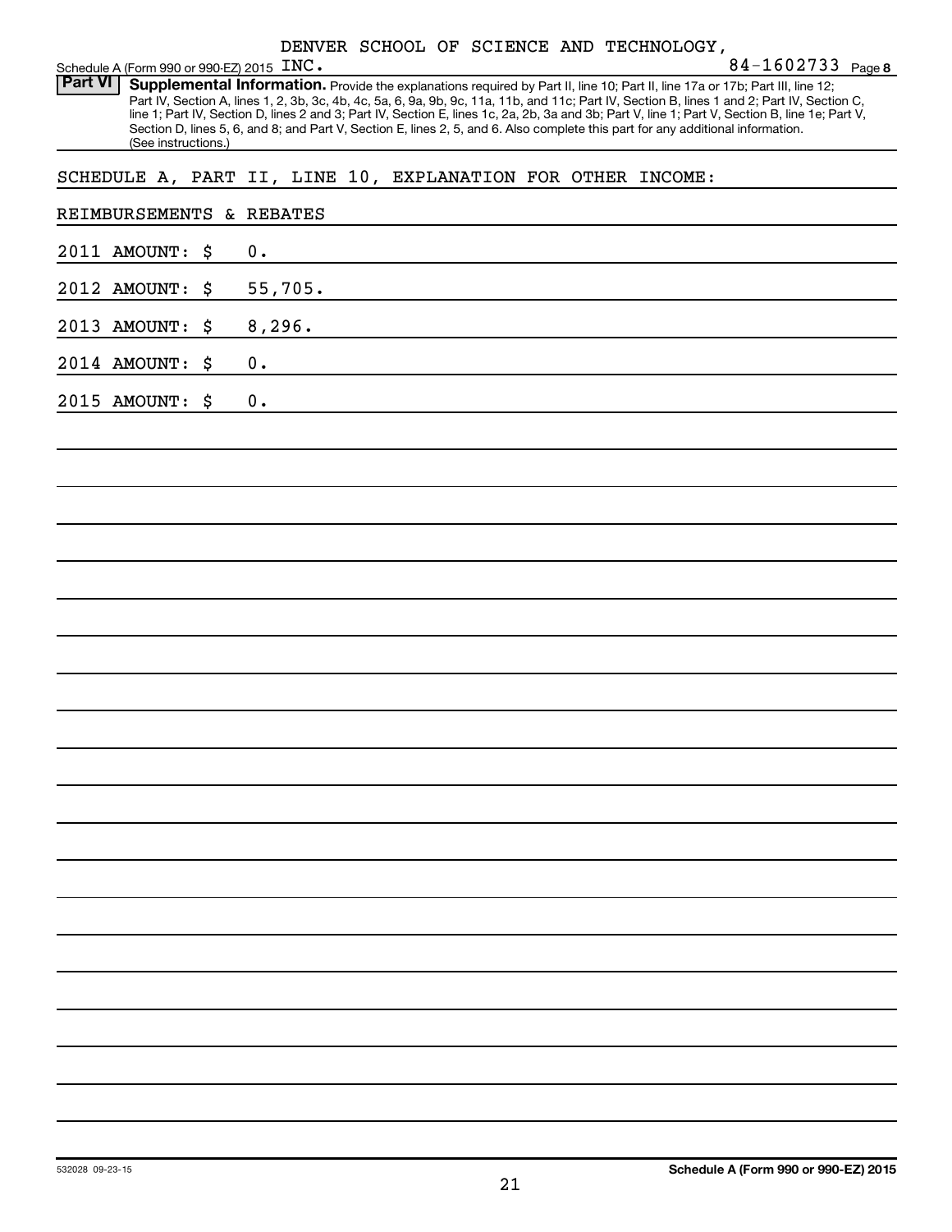DENVER SCHOOL OF SCIENCE AND TECHNOLOGY,

Schedule A (Form 990 or 990-EZ) 2015 INC. 84-1602733 Page 8

**Part VI** **Supplemental Information.** Provide the explanations required by Part II, line 10; Part II, line 17a or 17b; Part III, line 12; Part IV, Section A, lines 1, 2, 3b, 3c, 4b, 4c, 5a, 6, 9a, 9b, 9c, 11a, 11b, and 11c; Part IV, Section B, lines 1 and 2; Part IV, Section C, line 1; Part IV, Section D, lines 2 and 3; Part IV, Section E, lines 1c, 2a, 2b, 3a and 3b; Part V, line 1; Part V, Section B, line 1e; Part V, Section D, lines 5, 6, and 8; and Part V, Section E, lines 2, 5, and 6. Also complete this part for any additional information. (See instructions.)

SCHEDULE A, PART II, LINE 10, EXPLANATION FOR OTHER INCOME:

REIMBURSEMENTS & REBATES

2011 AMOUNT: $ 0.

2012 AMOUNT: $ 55,705.

2013 AMOUNT: $ 8,296.

2014 AMOUNT: $ 0.

2015 AMOUNT: $ 0.

532028 09-23-15 **Schedule A (Form 990 or 990-EZ) 2015**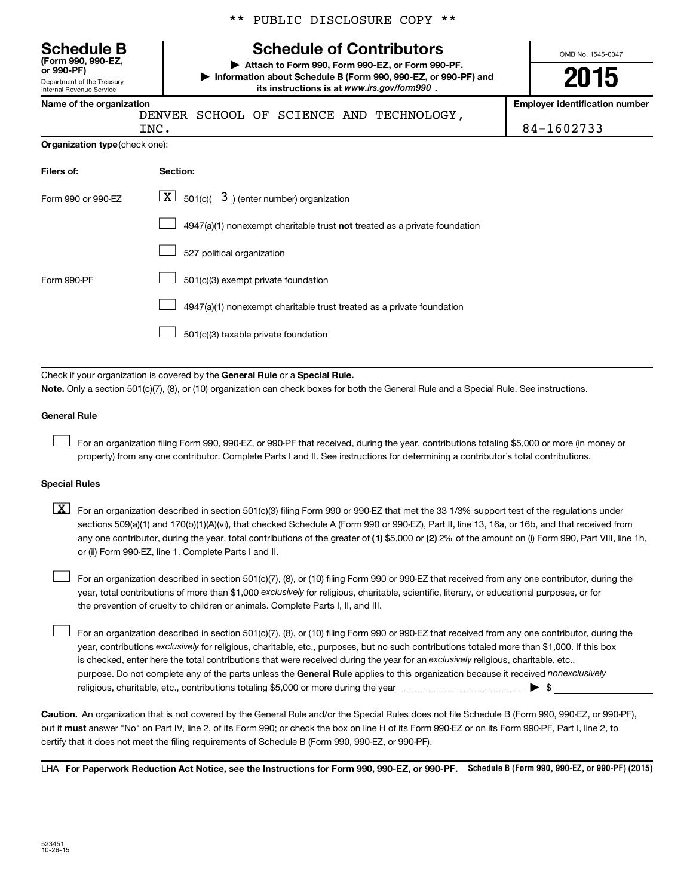\*\* PUBLIC DISCLOSURE COPY \*\*

**Schedule B** (Form 990, 990-EZ, or 990-PF)
Department of the Treasury
Internal Revenue Service

# Schedule of Contributors

▶ Attach to Form 990, Form 990-EZ, or Form 990-PF.
▶ Information about Schedule B (Form 990, 990-EZ, or 990-PF) and its instructions is at *www.irs.gov/form990* .

OMB No. 1545-0047

**2015**

| Name of the organization | Employer identification number |
|---|---|
| DENVER SCHOOL OF SCIENCE AND TECHNOLOGY, INC. | 84-1602733 |

**Organization type** (check one):

| Filers of: | Section: |
|---|---|
| Form 990 or 990-EZ | [X] 501(c)( 3 ) (enter number) organization |
| | [ ] 4947(a)(1) nonexempt charitable trust **not** treated as a private foundation |
| | [ ] 527 political organization |
| Form 990-PF | [ ] 501(c)(3) exempt private foundation |
| | [ ] 4947(a)(1) nonexempt charitable trust treated as a private foundation |
| | [ ] 501(c)(3) taxable private foundation |

Check if your organization is covered by the **General Rule** or a **Special Rule.**

**Note.** Only a section 501(c)(7), (8), or (10) organization can check boxes for both the General Rule and a Special Rule. See instructions.

**General Rule**

[ ] For an organization filing Form 990, 990-EZ, or 990-PF that received, during the year, contributions totaling $5,000 or more (in money or property) from any one contributor. Complete Parts I and II. See instructions for determining a contributor's total contributions.

**Special Rules**

[X] For an organization described in section 501(c)(3) filing Form 990 or 990-EZ that met the 33 1/3% support test of the regulations under sections 509(a)(1) and 170(b)(1)(A)(vi), that checked Schedule A (Form 990 or 990-EZ), Part II, line 13, 16a, or 16b, and that received from any one contributor, during the year, total contributions of the greater of **(1)** $5,000 or **(2)** 2% of the amount on (i) Form 990, Part VIII, line 1h, or (ii) Form 990-EZ, line 1. Complete Parts I and II.

[ ] For an organization described in section 501(c)(7), (8), or (10) filing Form 990 or 990-EZ that received from any one contributor, during the year, total contributions of more than $1,000 *exclusively* for religious, charitable, scientific, literary, or educational purposes, or for the prevention of cruelty to children or animals. Complete Parts I, II, and III.

[ ] For an organization described in section 501(c)(7), (8), or (10) filing Form 990 or 990-EZ that received from any one contributor, during the year, contributions *exclusively* for religious, charitable, etc., purposes, but no such contributions totaled more than $1,000. If this box is checked, enter here the total contributions that were received during the year for an *exclusively* religious, charitable, etc., purpose. Do not complete any of the parts unless the **General Rule** applies to this organization because it received *nonexclusively* religious, charitable, etc., contributions totaling $5,000 or more during the year ........................................ ▶ $ \_\_\_\_\_\_\_\_\_\_

**Caution.** An organization that is not covered by the General Rule and/or the Special Rules does not file Schedule B (Form 990, 990-EZ, or 990-PF), but it **must** answer "No" on Part IV, line 2, of its Form 990; or check the box on line H of its Form 990-EZ or on its Form 990-PF, Part I, line 2, to certify that it does not meet the filing requirements of Schedule B (Form 990, 990-EZ, or 990-PF).

LHA **For Paperwork Reduction Act Notice, see the Instructions for Form 990, 990-EZ, or 990-PF.** **Schedule B (Form 990, 990-EZ, or 990-PF) (2015)**

523451
10-26-15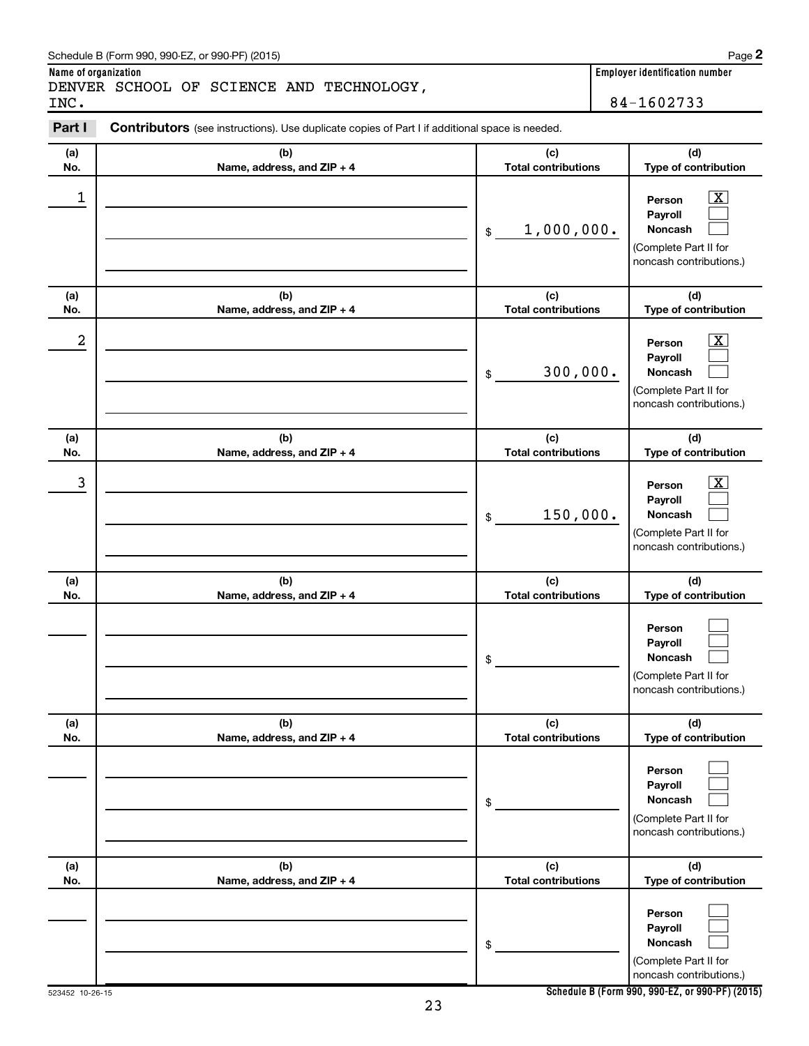Schedule B (Form 990, 990-EZ, or 990-PF) (2015) Page **2**

**Name of organization**

DENVER SCHOOL OF SCIENCE AND TECHNOLOGY, INC.

**Employer identification number**

84-1602733

**Part I** **Contributors** (see instructions). Use duplicate copies of Part I if additional space is needed.

| (a) No. | (b) Name, address, and ZIP + 4 | (c) Total contributions | (d) Type of contribution |
|---|---|---|---|
| 1 | | $ 1,000,000. | Person [X] Payroll [ ] Noncash [ ] (Complete Part II for noncash contributions.) |
| 2 | | $ 300,000. | Person [X] Payroll [ ] Noncash [ ] (Complete Part II for noncash contributions.) |
| 3 | | $ 150,000. | Person [X] Payroll [ ] Noncash [ ] (Complete Part II for noncash contributions.) |
| | | $ | Person [ ] Payroll [ ] Noncash [ ] (Complete Part II for noncash contributions.) |
| | | $ | Person [ ] Payroll [ ] Noncash [ ] (Complete Part II for noncash contributions.) |
| | | $ | Person [ ] Payroll [ ] Noncash [ ] (Complete Part II for noncash contributions.) |

523452 10-26-15

**Schedule B (Form 990, 990-EZ, or 990-PF) (2015)**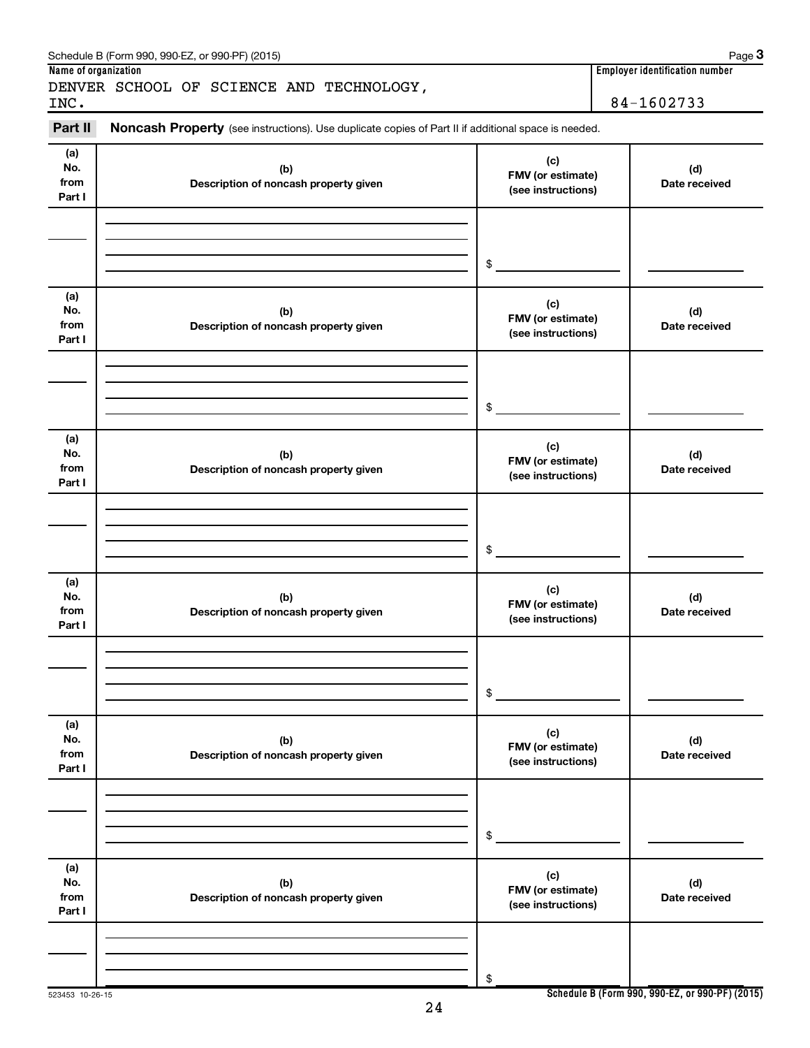Schedule B (Form 990, 990-EZ, or 990-PF) (2015) Page **3**

**Name of organization**

DENVER SCHOOL OF SCIENCE AND TECHNOLOGY, INC.

**Employer identification number**

84-1602733

**Part II** **Noncash Property** (see instructions). Use duplicate copies of Part II if additional space is needed.

| (a) No. from Part I | (b) Description of noncash property given | (c) FMV (or estimate) (see instructions) | (d) Date received |
|---|---|---|---|
| | | $ | |

| (a) No. from Part I | (b) Description of noncash property given | (c) FMV (or estimate) (see instructions) | (d) Date received |
|---|---|---|---|
| | | $ | |

| (a) No. from Part I | (b) Description of noncash property given | (c) FMV (or estimate) (see instructions) | (d) Date received |
|---|---|---|---|
| | | $ | |

| (a) No. from Part I | (b) Description of noncash property given | (c) FMV (or estimate) (see instructions) | (d) Date received |
|---|---|---|---|
| | | $ | |

| (a) No. from Part I | (b) Description of noncash property given | (c) FMV (or estimate) (see instructions) | (d) Date received |
|---|---|---|---|
| | | $ | |

| (a) No. from Part I | (b) Description of noncash property given | (c) FMV (or estimate) (see instructions) | (d) Date received |
|---|---|---|---|
| | | $ | |

523453 10-26-15

**Schedule B (Form 990, 990-EZ, or 990-PF) (2015)**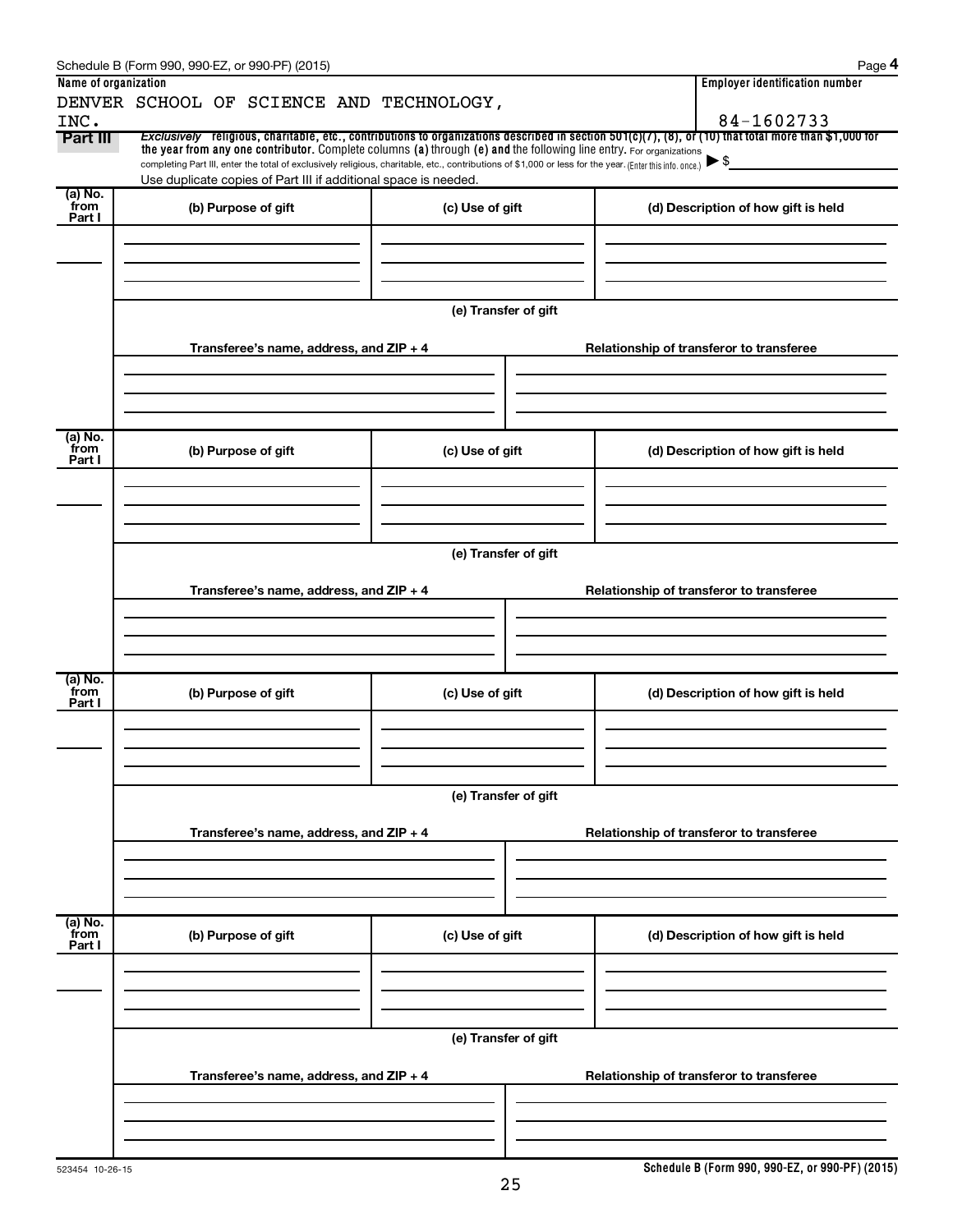Schedule B (Form 990, 990-EZ, or 990-PF) (2015) Page **4**

**Name of organization**

DENVER SCHOOL OF SCIENCE AND TECHNOLOGY, INC.

**Employer identification number**

84-1602733

**Part III** *Exclusively* religious, charitable, etc., contributions to organizations described in section 501(c)(7), (8), or (10) that total more than $1,000 for the year from any one contributor. Complete columns **(a)** through **(e)** and the following line entry. For organizations completing Part III, enter the total of exclusively religious, charitable, etc., contributions of $1,000 or less for the year. (Enter this info. once.) ▶ $

Use duplicate copies of Part III if additional space is needed.

| (a) No. from Part I | (b) Purpose of gift | (c) Use of gift | (d) Description of how gift is held |
|---|---|---|---|
| | | | |

**(e) Transfer of gift**

| Transferee's name, address, and ZIP + 4 | Relationship of transferor to transferee |
|---|---|
| | |

| (a) No. from Part I | (b) Purpose of gift | (c) Use of gift | (d) Description of how gift is held |
|---|---|---|---|
| | | | |

**(e) Transfer of gift**

| Transferee's name, address, and ZIP + 4 | Relationship of transferor to transferee |
|---|---|
| | |

| (a) No. from Part I | (b) Purpose of gift | (c) Use of gift | (d) Description of how gift is held |
|---|---|---|---|
| | | | |

**(e) Transfer of gift**

| Transferee's name, address, and ZIP + 4 | Relationship of transferor to transferee |
|---|---|
| | |

| (a) No. from Part I | (b) Purpose of gift | (c) Use of gift | (d) Description of how gift is held |
|---|---|---|---|
| | | | |

**(e) Transfer of gift**

| Transferee's name, address, and ZIP + 4 | Relationship of transferor to transferee |
|---|---|
| | |

523454 10-26-15

**Schedule B (Form 990, 990-EZ, or 990-PF) (2015)**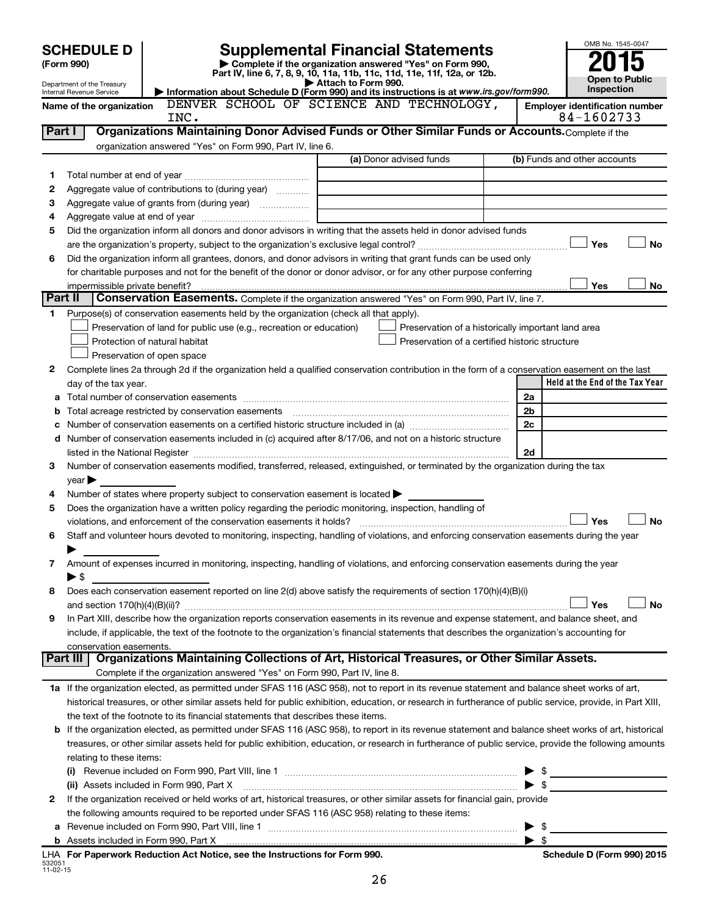# SCHEDULE D (Form 990)

Department of the Treasury
Internal Revenue Service

## Supplemental Financial Statements

▶ Complete if the organization answered "Yes" on Form 990, Part IV, line 6, 7, 8, 9, 10, 11a, 11b, 11c, 11d, 11e, 11f, 12a, or 12b.

▶ Attach to Form 990.

▶ Information about Schedule D (Form 990) and its instructions is at *www.irs.gov/form990.*

OMB No. 1545-0047

**2015**

**Open to Public Inspection**

**Name of the organization:** DENVER SCHOOL OF SCIENCE AND TECHNOLOGY, INC.

**Employer identification number:** 84-1602733

### Part I — Organizations Maintaining Donor Advised Funds or Other Similar Funds or Accounts. Complete if the organization answered "Yes" on Form 990, Part IV, line 6.

| | | (a) Donor advised funds | (b) Funds and other accounts |
|---|---|---|---|
| 1 | Total number at end of year | | |
| 2 | Aggregate value of contributions to (during year) | | |
| 3 | Aggregate value of grants from (during year) | | |
| 4 | Aggregate value at end of year | | |

5 Did the organization inform all donors and donor advisors in writing that the assets held in donor advised funds are the organization's property, subject to the organization's exclusive legal control? ☐ Yes ☐ No

6 Did the organization inform all grantees, donors, and donor advisors in writing that grant funds can be used only for charitable purposes and not for the benefit of the donor or donor advisor, or for any other purpose conferring impermissible private benefit? ☐ Yes ☐ No

### Part II — Conservation Easements. Complete if the organization answered "Yes" on Form 990, Part IV, line 7.

1 Purpose(s) of conservation easements held by the organization (check all that apply).

- ☐ Preservation of land for public use (e.g., recreation or education)
- ☐ Protection of natural habitat
- ☐ Preservation of open space
- ☐ Preservation of a historically important land area
- ☐ Preservation of a certified historic structure

2 Complete lines 2a through 2d if the organization held a qualified conservation contribution in the form of a conservation easement on the last day of the tax year.

| | | | Held at the End of the Tax Year |
|---|---|---|---|
| a | Total number of conservation easements | 2a | |
| b | Total acreage restricted by conservation easements | 2b | |
| c | Number of conservation easements on a certified historic structure included in (a) | 2c | |
| d | Number of conservation easements included in (c) acquired after 8/17/06, and not on a historic structure listed in the National Register | 2d | |

3 Number of conservation easements modified, transferred, released, extinguished, or terminated by the organization during the tax year ▶

4 Number of states where property subject to conservation easement is located ▶

5 Does the organization have a written policy regarding the periodic monitoring, inspection, handling of violations, and enforcement of the conservation easements it holds? ☐ Yes ☐ No

6 Staff and volunteer hours devoted to monitoring, inspecting, handling of violations, and enforcing conservation easements during the year ▶

7 Amount of expenses incurred in monitoring, inspecting, handling of violations, and enforcing conservation easements during the year ▶ $

8 Does each conservation easement reported on line 2(d) above satisfy the requirements of section 170(h)(4)(B)(i) and section 170(h)(4)(B)(ii)? ☐ Yes ☐ No

9 In Part XIII, describe how the organization reports conservation easements in its revenue and expense statement, and balance sheet, and include, if applicable, the text of the footnote to the organization's financial statements that describes the organization's accounting for conservation easements.

### Part III — Organizations Maintaining Collections of Art, Historical Treasures, or Other Similar Assets. Complete if the organization answered "Yes" on Form 990, Part IV, line 8.

1a If the organization elected, as permitted under SFAS 116 (ASC 958), not to report in its revenue statement and balance sheet works of art, historical treasures, or other similar assets held for public exhibition, education, or research in furtherance of public service, provide, in Part XIII, the text of the footnote to its financial statements that describes these items.

b If the organization elected, as permitted under SFAS 116 (ASC 958), to report in its revenue statement and balance sheet works of art, historical treasures, or other similar assets held for public exhibition, education, or research in furtherance of public service, provide the following amounts relating to these items:

(i) Revenue included on Form 990, Part VIII, line 1 ▶ $

(ii) Assets included in Form 990, Part X ▶ $

2 If the organization received or held works of art, historical treasures, or other similar assets for financial gain, provide the following amounts required to be reported under SFAS 116 (ASC 958) relating to these items:

a Revenue included on Form 990, Part VIII, line 1 ▶ $

b Assets included in Form 990, Part X ▶ $

LHA For Paperwork Reduction Act Notice, see the Instructions for Form 990.

Schedule D (Form 990) 2015

532051 11-02-15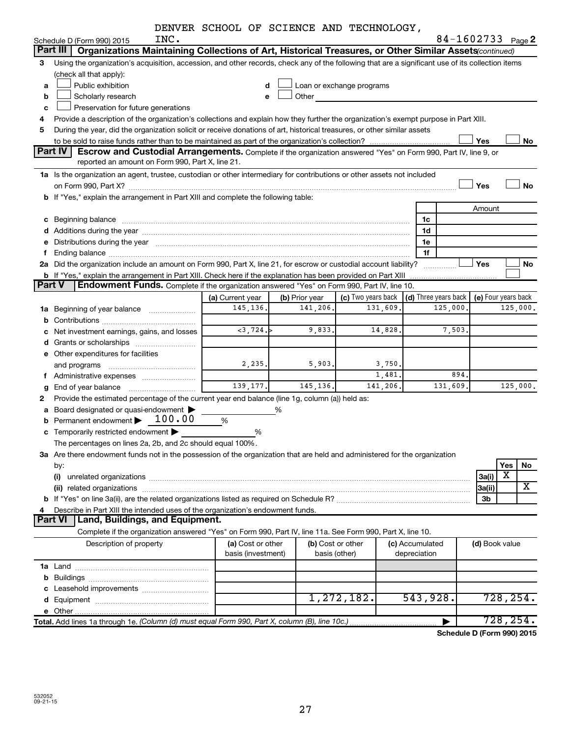DENVER SCHOOL OF SCIENCE AND TECHNOLOGY, INC.

Schedule D (Form 990) 2015 — 84-1602733 Page 2

**Part III | Organizations Maintaining Collections of Art, Historical Treasures, or Other Similar Assets** *(continued)*

3 Using the organization's acquisition, accession, and other records, check any of the following that are a significant use of its collection items (check all that apply):

a ☐ Public exhibition
b ☐ Scholarly research
c ☐ Preservation for future generations
d ☐ Loan or exchange programs
e ☐ Other

4 Provide a description of the organization's collections and explain how they further the organization's exempt purpose in Part XIII.

5 During the year, did the organization solicit or receive donations of art, historical treasures, or other similar assets to be sold to raise funds rather than to be maintained as part of the organization's collection? ☐ Yes ☐ No

**Part IV | Escrow and Custodial Arrangements.** Complete if the organization answered "Yes" on Form 990, Part IV, line 9, or reported an amount on Form 990, Part X, line 21.

1a Is the organization an agent, trustee, custodian or other intermediary for contributions or other assets not included on Form 990, Part X? ☐ Yes ☐ No

b If "Yes," explain the arrangement in Part XIII and complete the following table:

| | | Amount |
|---|---|---|
| c Beginning balance | 1c | |
| d Additions during the year | 1d | |
| e Distributions during the year | 1e | |
| f Ending balance | 1f | |

2a Did the organization include an amount on Form 990, Part X, line 21, for escrow or custodial account liability? ☐ Yes ☐ No

b If "Yes," explain the arrangement in Part XIII. Check here if the explanation has been provided on Part XIII ☐

**Part V | Endowment Funds.** Complete if the organization answered "Yes" on Form 990, Part IV, line 10.

| | (a) Current year | (b) Prior year | (c) Two years back | (d) Three years back | (e) Four years back |
|---|---|---|---|---|---|
| 1a Beginning of year balance | 145,136. | 141,206. | 131,609. | 125,000. | 125,000. |
| b Contributions | | | | | |
| c Net investment earnings, gains, and losses | <3,724.> | 9,833. | 14,828. | 7,503. | |
| d Grants or scholarships | | | | | |
| e Other expenditures for facilities and programs | 2,235. | 5,903. | 3,750. | | |
| f Administrative expenses | | | 1,481. | 894. | |
| g End of year balance | 139,177. | 145,136. | 141,206. | 131,609. | 125,000. |

2 Provide the estimated percentage of the current year end balance (line 1g, column (a)) held as:

a Board designated or quasi-endowment ▶ ______ %
b Permanent endowment ▶ 100.00 %
c Temporarily restricted endowment ▶ ______ %

The percentages on lines 2a, 2b, and 2c should equal 100%.

3a Are there endowment funds not in the possession of the organization that are held and administered for the organization by:

| | | Yes | No |
|---|---|---|---|
| (i) unrelated organizations | 3a(i) | X | |
| (ii) related organizations | 3a(ii) | | X |
| b If "Yes" on line 3a(ii), are the related organizations listed as required on Schedule R? | 3b | | |

4 Describe in Part XIII the intended uses of the organization's endowment funds.

**Part VI | Land, Buildings, and Equipment.**

Complete if the organization answered "Yes" on Form 990, Part IV, line 11a. See Form 990, Part X, line 10.

| Description of property | (a) Cost or other basis (investment) | (b) Cost or other basis (other) | (c) Accumulated depreciation | (d) Book value |
|---|---|---|---|---|
| 1a Land | | | | |
| b Buildings | | | | |
| c Leasehold improvements | | | | |
| d Equipment | | 1,272,182. | 543,928. | 728,254. |
| e Other | | | | |
| **Total.** Add lines 1a through 1e. *(Column (d) must equal Form 990, Part X, column (B), line 10c.)* | | | ▶ | 728,254. |

**Schedule D (Form 990) 2015**

532052 09-21-15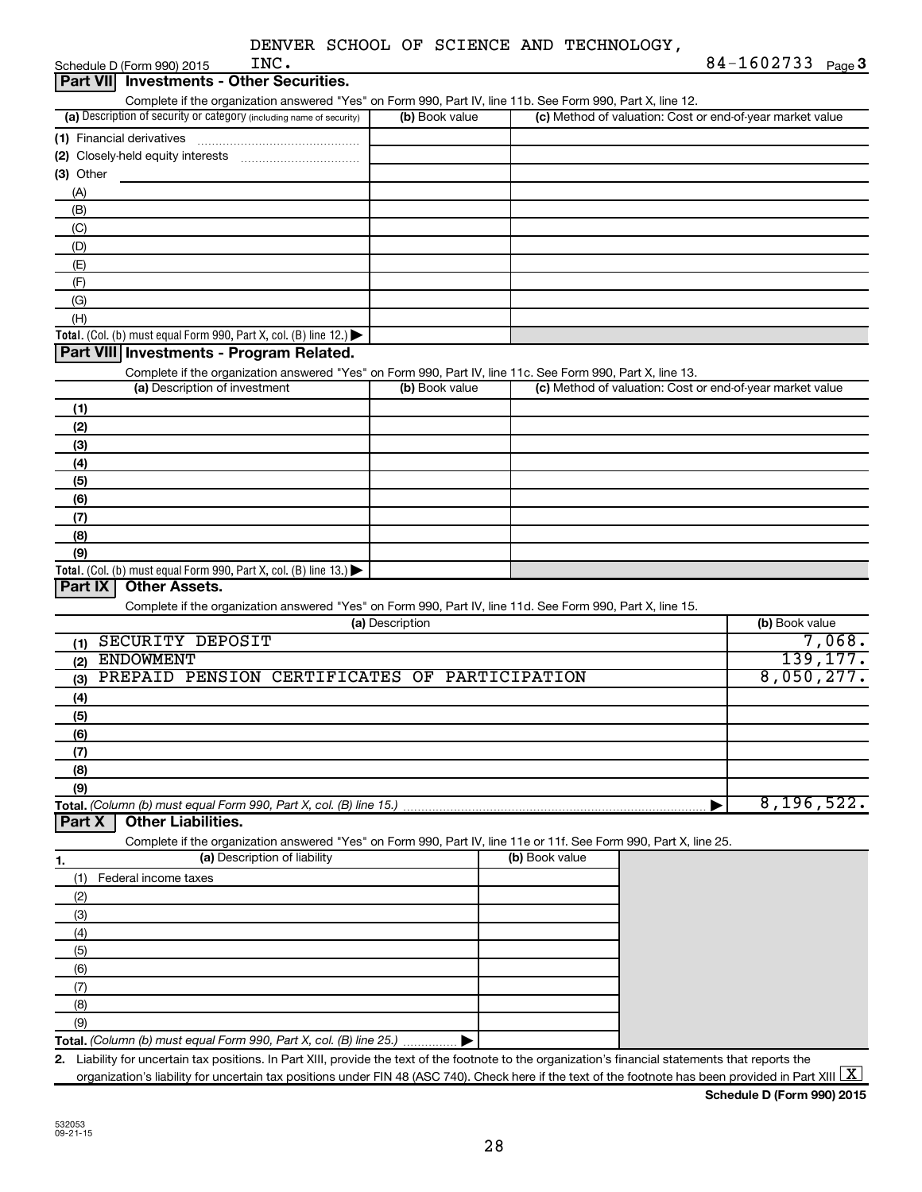DENVER SCHOOL OF SCIENCE AND TECHNOLOGY, INC.

Schedule D (Form 990) 2015 — 84-1602733 Page 3

## Part VII Investments - Other Securities.

Complete if the organization answered "Yes" on Form 990, Part IV, line 11b. See Form 990, Part X, line 12.

| (a) Description of security or category (including name of security) | (b) Book value | (c) Method of valuation: Cost or end-of-year market value |
|---|---|---|
| (1) Financial derivatives | | |
| (2) Closely-held equity interests | | |
| (3) Other | | |
| (A) | | |
| (B) | | |
| (C) | | |
| (D) | | |
| (E) | | |
| (F) | | |
| (G) | | |
| (H) | | |
| **Total.** (Col. (b) must equal Form 990, Part X, col. (B) line 12.) | | |

## Part VIII Investments - Program Related.

Complete if the organization answered "Yes" on Form 990, Part IV, line 11c. See Form 990, Part X, line 13.

| (a) Description of investment | (b) Book value | (c) Method of valuation: Cost or end-of-year market value |
|---|---|---|
| (1) | | |
| (2) | | |
| (3) | | |
| (4) | | |
| (5) | | |
| (6) | | |
| (7) | | |
| (8) | | |
| (9) | | |
| **Total.** (Col. (b) must equal Form 990, Part X, col. (B) line 13.) | | |

## Part IX Other Assets.

Complete if the organization answered "Yes" on Form 990, Part IV, line 11d. See Form 990, Part X, line 15.

| (a) Description | (b) Book value |
|---|---|
| (1) SECURITY DEPOSIT | 7,068. |
| (2) ENDOWMENT | 139,177. |
| (3) PREPAID PENSION CERTIFICATES OF PARTICIPATION | 8,050,277. |
| (4) | |
| (5) | |
| (6) | |
| (7) | |
| (8) | |
| (9) | |
| **Total.** (Column (b) must equal Form 990, Part X, col. (B) line 15.) | 8,196,522. |

## Part X Other Liabilities.

Complete if the organization answered "Yes" on Form 990, Part IV, line 11e or 11f. See Form 990, Part X, line 25.

| 1. (a) Description of liability | (b) Book value |
|---|---|
| (1) Federal income taxes | |
| (2) | |
| (3) | |
| (4) | |
| (5) | |
| (6) | |
| (7) | |
| (8) | |
| (9) | |
| **Total.** (Column (b) must equal Form 990, Part X, col. (B) line 25.) | |

2. Liability for uncertain tax positions. In Part XIII, provide the text of the footnote to the organization's financial statements that reports the organization's liability for uncertain tax positions under FIN 48 (ASC 740). Check here if the text of the footnote has been provided in Part XIII [X]

**Schedule D (Form 990) 2015**

532053 09-21-15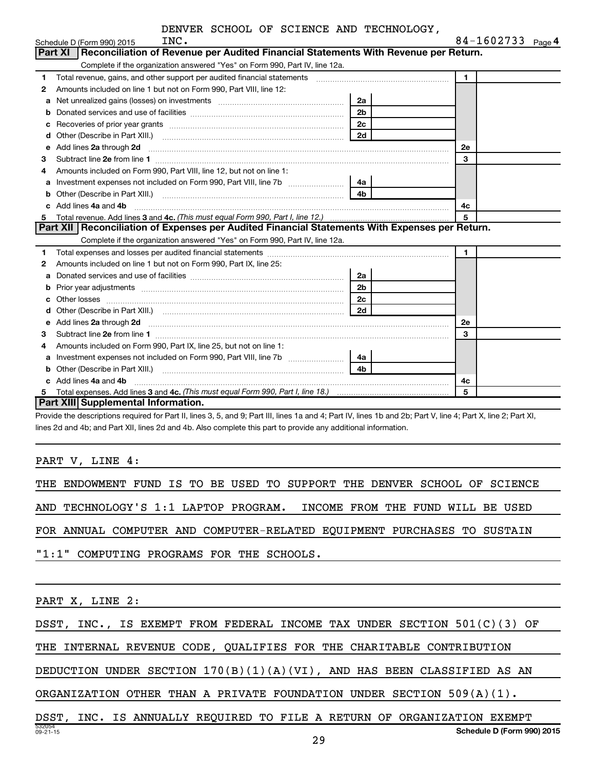DENVER SCHOOL OF SCIENCE AND TECHNOLOGY, INC.

Schedule D (Form 990) 2015 — 84-1602733 Page 4

## Part XI Reconciliation of Revenue per Audited Financial Statements With Revenue per Return.

Complete if the organization answered "Yes" on Form 990, Part IV, line 12a.

| | | | | | |
|---|---|---|---|---|---|
| 1 | Total revenue, gains, and other support per audited financial statements | | | 1 | |
| 2 | Amounts included on line 1 but not on Form 990, Part VIII, line 12: | | | | |
| a | Net unrealized gains (losses) on investments | 2a | | | |
| b | Donated services and use of facilities | 2b | | | |
| c | Recoveries of prior year grants | 2c | | | |
| d | Other (Describe in Part XIII.) | 2d | | | |
| e | Add lines 2a through 2d | | | 2e | |
| 3 | Subtract line 2e from line 1 | | | 3 | |
| 4 | Amounts included on Form 990, Part VIII, line 12, but not on line 1: | | | | |
| a | Investment expenses not included on Form 990, Part VIII, line 7b | 4a | | | |
| b | Other (Describe in Part XIII.) | 4b | | | |
| c | Add lines 4a and 4b | | | 4c | |
| 5 | Total revenue. Add lines 3 and 4c. *(This must equal Form 990, Part I, line 12.)* | | | 5 | |

## Part XII Reconciliation of Expenses per Audited Financial Statements With Expenses per Return.

Complete if the organization answered "Yes" on Form 990, Part IV, line 12a.

| | | | | | |
|---|---|---|---|---|---|
| 1 | Total expenses and losses per audited financial statements | | | 1 | |
| 2 | Amounts included on line 1 but not on Form 990, Part IX, line 25: | | | | |
| a | Donated services and use of facilities | 2a | | | |
| b | Prior year adjustments | 2b | | | |
| c | Other losses | 2c | | | |
| d | Other (Describe in Part XIII.) | 2d | | | |
| e | Add lines 2a through 2d | | | 2e | |
| 3 | Subtract line 2e from line 1 | | | 3 | |
| 4 | Amounts included on Form 990, Part IX, line 25, but not on line 1: | | | | |
| a | Investment expenses not included on Form 990, Part VIII, line 7b | 4a | | | |
| b | Other (Describe in Part XIII.) | 4b | | | |
| c | Add lines 4a and 4b | | | 4c | |
| 5 | Total expenses. Add lines 3 and 4c. *(This must equal Form 990, Part I, line 18.)* | | | 5 | |

## Part XIII Supplemental Information.

Provide the descriptions required for Part II, lines 3, 5, and 9; Part III, lines 1a and 4; Part IV, lines 1b and 2b; Part V, line 4; Part X, line 2; Part XI, lines 2d and 4b; and Part XII, lines 2d and 4b. Also complete this part to provide any additional information.

PART V, LINE 4:

THE ENDOWMENT FUND IS TO BE USED TO SUPPORT THE DENVER SCHOOL OF SCIENCE AND TECHNOLOGY'S 1:1 LAPTOP PROGRAM. INCOME FROM THE FUND WILL BE USED FOR ANNUAL COMPUTER AND COMPUTER-RELATED EQUIPMENT PURCHASES TO SUSTAIN "1:1" COMPUTING PROGRAMS FOR THE SCHOOLS.

PART X, LINE 2:

DSST, INC., IS EXEMPT FROM FEDERAL INCOME TAX UNDER SECTION 501(C)(3) OF THE INTERNAL REVENUE CODE, QUALIFIES FOR THE CHARITABLE CONTRIBUTION DEDUCTION UNDER SECTION 170(B)(1)(A)(VI), AND HAS BEEN CLASSIFIED AS AN ORGANIZATION OTHER THAN A PRIVATE FOUNDATION UNDER SECTION 509(A)(1). DSST, INC. IS ANNUALLY REQUIRED TO FILE A RETURN OF ORGANIZATION EXEMPT

532054 09-21-15 **Schedule D (Form 990) 2015**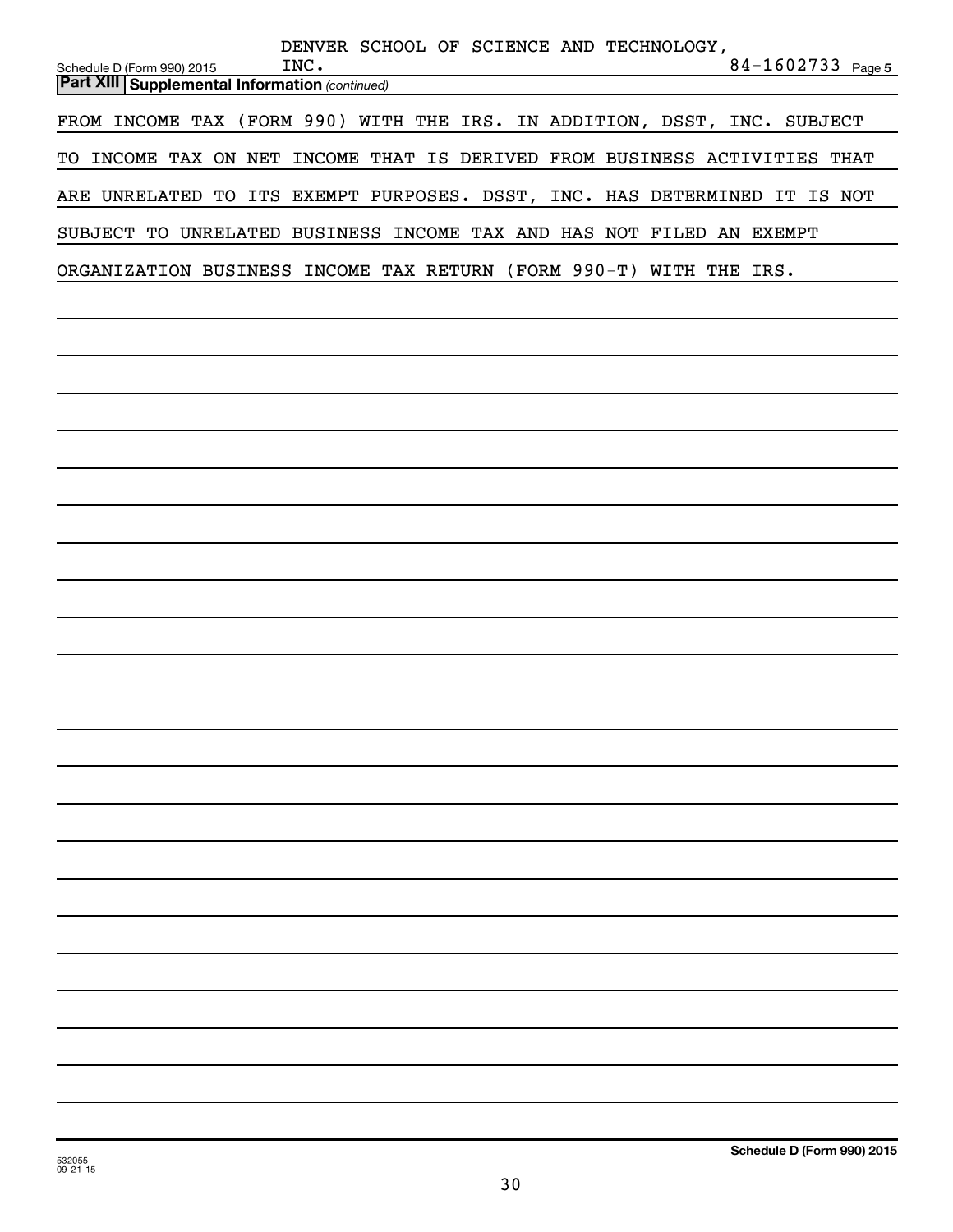DENVER SCHOOL OF SCIENCE AND TECHNOLOGY, INC. 84-1602733

Schedule D (Form 990) 2015 Page 5

**Part XIII Supplemental Information** *(continued)*

FROM INCOME TAX (FORM 990) WITH THE IRS. IN ADDITION, DSST, INC. SUBJECT TO INCOME TAX ON NET INCOME THAT IS DERIVED FROM BUSINESS ACTIVITIES THAT ARE UNRELATED TO ITS EXEMPT PURPOSES. DSST, INC. HAS DETERMINED IT IS NOT SUBJECT TO UNRELATED BUSINESS INCOME TAX AND HAS NOT FILED AN EXEMPT ORGANIZATION BUSINESS INCOME TAX RETURN (FORM 990-T) WITH THE IRS.

532055 09-21-15

**Schedule D (Form 990) 2015**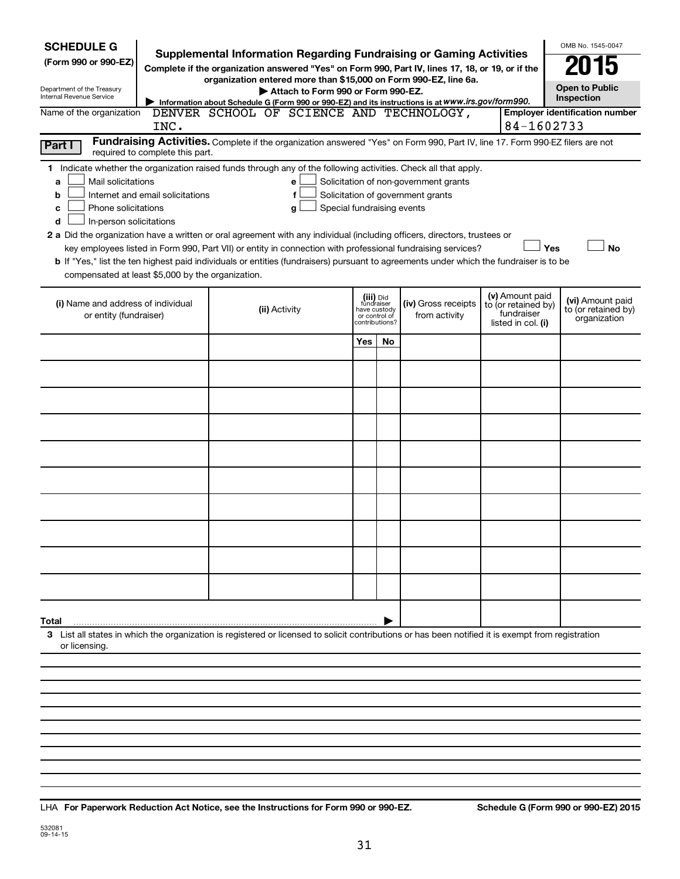**SCHEDULE G**
**(Form 990 or 990-EZ)**

Department of the Treasury
Internal Revenue Service

# Supplemental Information Regarding Fundraising or Gaming Activities

**Complete if the organization answered "Yes" on Form 990, Part IV, lines 17, 18, or 19, or if the organization entered more than $15,000 on Form 990-EZ, line 6a.**

▶ **Attach to Form 990 or Form 990-EZ.**

▶ Information about Schedule G (Form 990 or 990-EZ) and its instructions is at *www.irs.gov/form990.*

OMB No. 1545-0047

**2015**

**Open to Public Inspection**

Name of the organization: DENVER SCHOOL OF SCIENCE AND TECHNOLOGY, INC.

**Employer identification number:** 84-1602733

**Part I** **Fundraising Activities.** Complete if the organization answered "Yes" on Form 990, Part IV, line 17. Form 990-EZ filers are not required to complete this part.

**1** Indicate whether the organization raised funds through any of the following activities. Check all that apply.

- **a** ☐ Mail solicitations
- **b** ☐ Internet and email solicitations
- **c** ☐ Phone solicitations
- **d** ☐ In-person solicitations
- **e** ☐ Solicitation of non-government grants
- **f** ☐ Solicitation of government grants
- **g** ☐ Special fundraising events

**2 a** Did the organization have a written or oral agreement with any individual (including officers, directors, trustees or key employees listed in Form 990, Part VII) or entity in connection with professional fundraising services? ☐ **Yes** ☐ **No**

**b** If "Yes," list the ten highest paid individuals or entities (fundraisers) pursuant to agreements under which the fundraiser is to be compensated at least $5,000 by the organization.

| (i) Name and address of individual or entity (fundraiser) | (ii) Activity | (iii) Did fundraiser have custody or control of contributions? | | (iv) Gross receipts from activity | (v) Amount paid to (or retained by) fundraiser listed in col. (i) | (vi) Amount paid to (or retained by) organization |
|---|---|---|---|---|---|---|
| | | Yes | No | | | |
| | | | | | | |
| | | | | | | |
| | | | | | | |
| | | | | | | |
| | | | | | | |
| | | | | | | |
| | | | | | | |
| | | | | | | |
| | | | | | | |
| | | | | | | |
| **Total** | | | ▶ | | | |

**3** List all states in which the organization is registered or licensed to solicit contributions or has been notified it is exempt from registration or licensing.

LHA **For Paperwork Reduction Act Notice, see the Instructions for Form 990 or 990-EZ.** **Schedule G (Form 990 or 990-EZ) 2015**

532081
09-14-15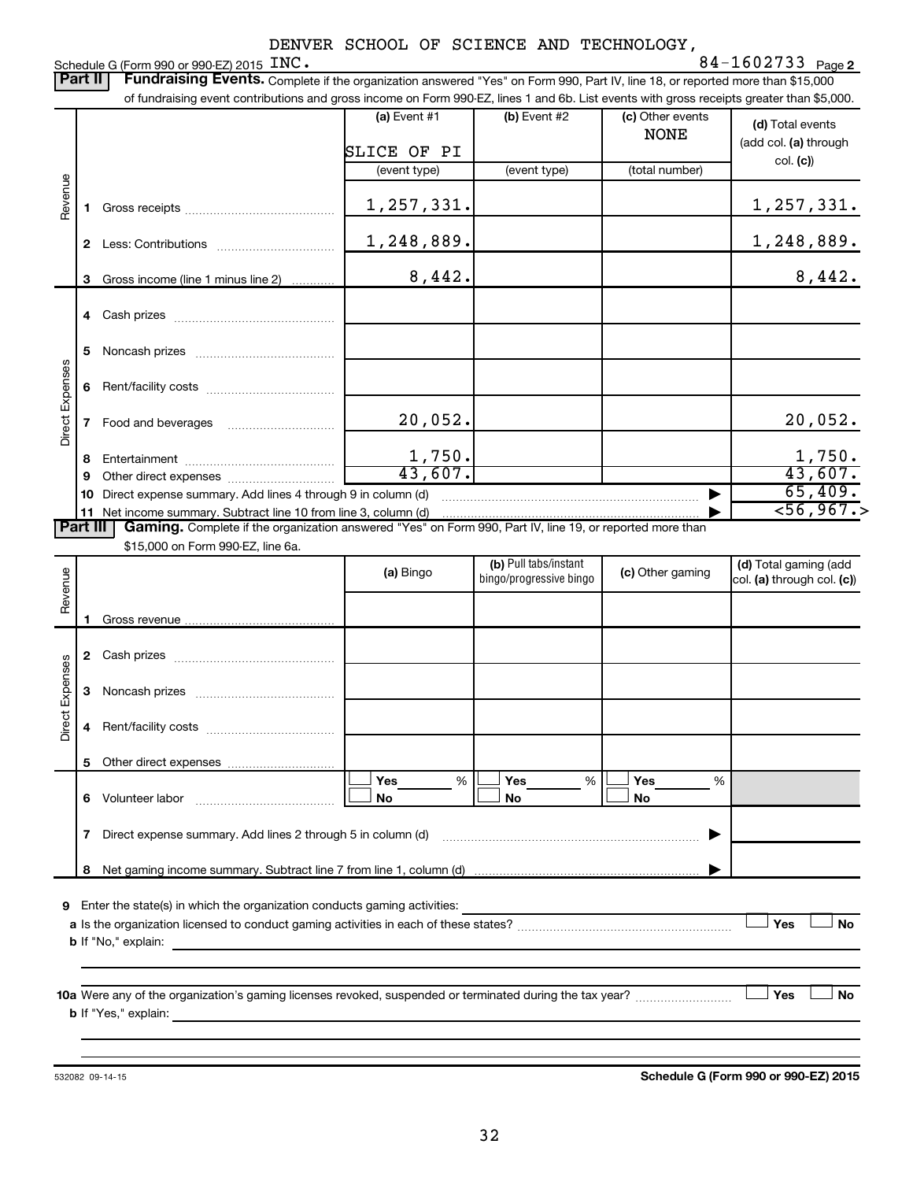Schedule G (Form 990 or 990-EZ) 2015 DENVER SCHOOL OF SCIENCE AND TECHNOLOGY, INC. 84-1602733 Page 2

## Part II Fundraising Events.

Complete if the organization answered "Yes" on Form 990, Part IV, line 18, or reported more than $15,000 of fundraising event contributions and gross income on Form 990-EZ, lines 1 and 6b. List events with gross receipts greater than $5,000.

| | | (a) Event #1 | (b) Event #2 | (c) Other events | (d) Total events (add col. (a) through col. (c)) |
|---|---|---|---|---|---|
| | | SLICE OF PI | | NONE | |
| | | (event type) | (event type) | (total number) | |
| Revenue | 1 Gross receipts | 1,257,331. | | | 1,257,331. |
| | 2 Less: Contributions | 1,248,889. | | | 1,248,889. |
| | 3 Gross income (line 1 minus line 2) | 8,442. | | | 8,442. |
| Direct Expenses | 4 Cash prizes | | | | |
| | 5 Noncash prizes | | | | |
| | 6 Rent/facility costs | | | | |
| | 7 Food and beverages | 20,052. | | | 20,052. |
| | 8 Entertainment | 1,750. | | | 1,750. |
| | 9 Other direct expenses | 43,607. | | | 43,607. |
| | 10 Direct expense summary. Add lines 4 through 9 in column (d) | | | | 65,409. |
| | 11 Net income summary. Subtract line 10 from line 3, column (d) | | | | <56,967.> |

## Part III Gaming.

Complete if the organization answered "Yes" on Form 990, Part IV, line 19, or reported more than $15,000 on Form 990-EZ, line 6a.

| | | (a) Bingo | (b) Pull tabs/instant bingo/progressive bingo | (c) Other gaming | (d) Total gaming (add col. (a) through col. (c)) |
|---|---|---|---|---|---|
| Revenue | 1 Gross revenue | | | | |
| Direct Expenses | 2 Cash prizes | | | | |
| | 3 Noncash prizes | | | | |
| | 4 Rent/facility costs | | | | |
| | 5 Other direct expenses | | | | |
| | 6 Volunteer labor | ☐ Yes ___ % ☐ No | ☐ Yes ___ % ☐ No | ☐ Yes ___ % ☐ No | |
| | 7 Direct expense summary. Add lines 2 through 5 in column (d) | | | | |
| | 8 Net gaming income summary. Subtract line 7 from line 1, column (d) | | | | |

**9** Enter the state(s) in which the organization conducts gaming activities:

**a** Is the organization licensed to conduct gaming activities in each of these states? ☐ Yes ☐ No

**b** If "No," explain:

**10a** Were any of the organization's gaming licenses revoked, suspended or terminated during the tax year? ☐ Yes ☐ No

**b** If "Yes," explain:

532082 09-14-15

**Schedule G (Form 990 or 990-EZ) 2015**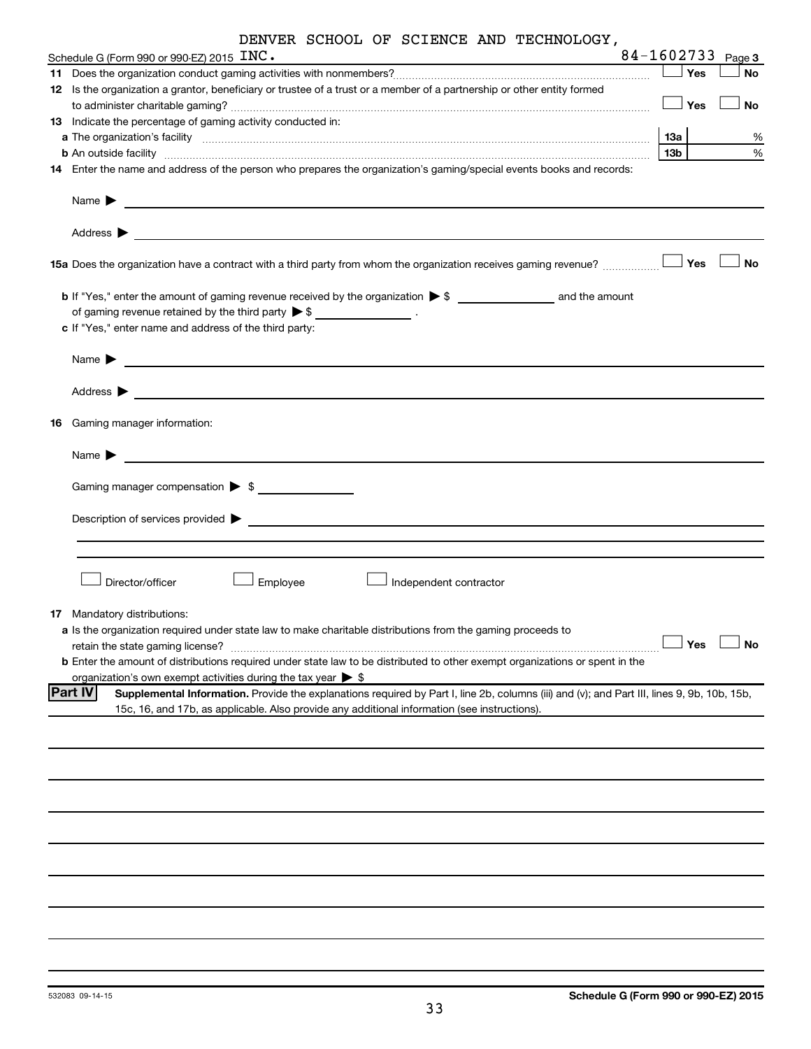DENVER SCHOOL OF SCIENCE AND TECHNOLOGY,

Schedule G (Form 990 or 990-EZ) 2015 INC. 84-1602733 Page 3

**11** Does the organization conduct gaming activities with nonmembers? ☐ Yes ☐ No

**12** Is the organization a grantor, beneficiary or trustee of a trust or a member of a partnership or other entity formed to administer charitable gaming? ☐ Yes ☐ No

**13** Indicate the percentage of gaming activity conducted in:

**a** The organization's facility **13a** %

**b** An outside facility **13b** %

**14** Enter the name and address of the person who prepares the organization's gaming/special events books and records:

Name ▶

Address ▶

**15a** Does the organization have a contract with a third party from whom the organization receives gaming revenue? ☐ Yes ☐ No

**b** If "Yes," enter the amount of gaming revenue received by the organization ▶ $ ______ and the amount of gaming revenue retained by the third party ▶ $ ______ .

**c** If "Yes," enter name and address of the third party:

Name ▶

Address ▶

**16** Gaming manager information:

Name ▶

Gaming manager compensation ▶ $

Description of services provided ▶

☐ Director/officer ☐ Employee ☐ Independent contractor

**17** Mandatory distributions:

**a** Is the organization required under state law to make charitable distributions from the gaming proceeds to retain the state gaming license? ☐ Yes ☐ No

**b** Enter the amount of distributions required under state law to be distributed to other exempt organizations or spent in the organization's own exempt activities during the tax year ▶ $

**Part IV** **Supplemental Information.** Provide the explanations required by Part I, line 2b, columns (iii) and (v); and Part III, lines 9, 9b, 10b, 15b, 15c, 16, and 17b, as applicable. Also provide any additional information (see instructions).

532083 09-14-15 **Schedule G (Form 990 or 990-EZ) 2015**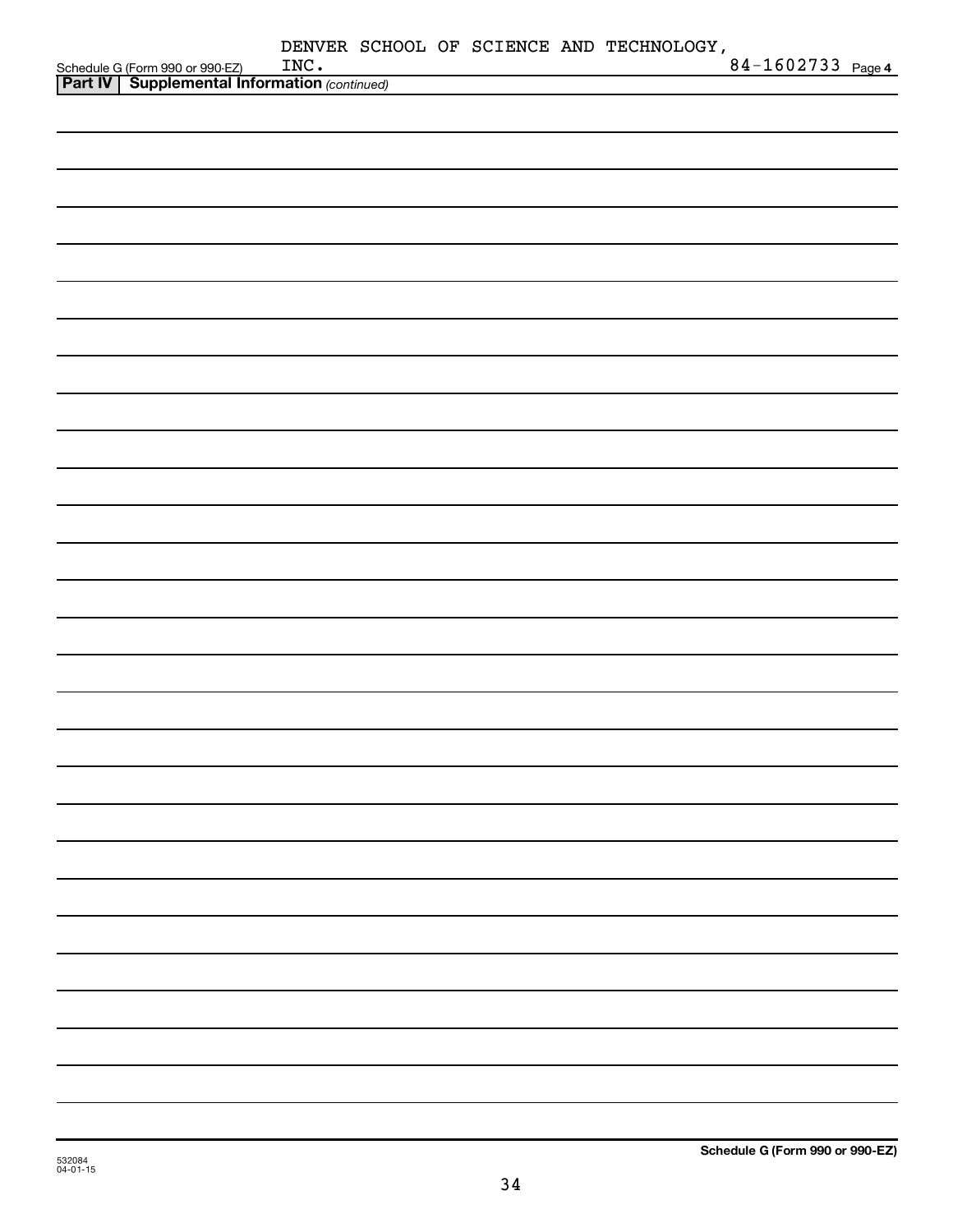Schedule G (Form 990 or 990-EZ) DENVER SCHOOL OF SCIENCE AND TECHNOLOGY, INC. 84-1602733 Page **4**

**Part IV | Supplemental Information** *(continued)*

532084
04-01-15

**Schedule G (Form 990 or 990-EZ)**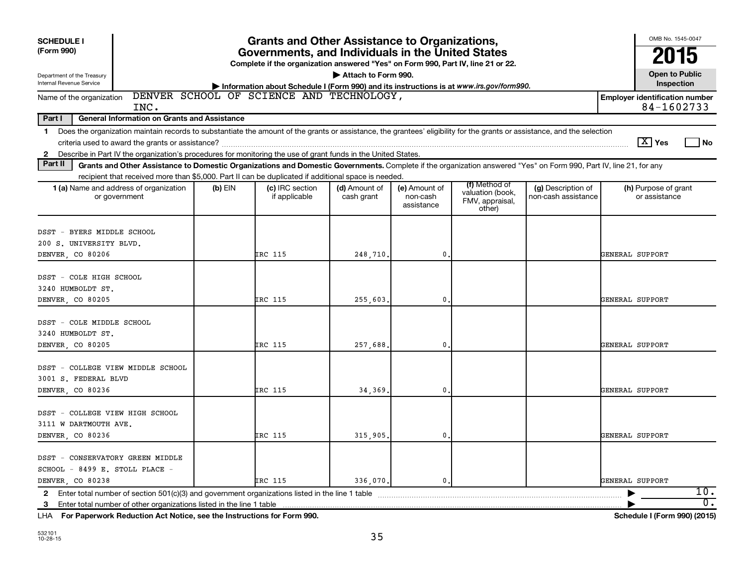**SCHEDULE I**
**(Form 990)**

Department of the Treasury
Internal Revenue Service

# Grants and Other Assistance to Organizations, Governments, and Individuals in the United States

**Complete if the organization answered "Yes" on Form 990, Part IV, line 21 or 22.**

▶ **Attach to Form 990.**

▶ **Information about Schedule I (Form 990) and its instructions is at www.irs.gov/form990.**

OMB No. 1545-0047

**2015**

**Open to Public Inspection**

Name of the organization: DENVER SCHOOL OF SCIENCE AND TECHNOLOGY, INC.

**Employer identification number** 84-1602733

**Part I — General Information on Grants and Assistance**

1 Does the organization maintain records to substantiate the amount of the grants or assistance, the grantees' eligibility for the grants or assistance, and the selection criteria used to award the grants or assistance? [X] Yes [ ] No

2 Describe in Part IV the organization's procedures for monitoring the use of grant funds in the United States.

**Part II — Grants and Other Assistance to Domestic Organizations and Domestic Governments.** Complete if the organization answered "Yes" on Form 990, Part IV, line 21, for any recipient that received more than $5,000. Part II can be duplicated if additional space is needed.

| 1 (a) Name and address of organization or government | (b) EIN | (c) IRC section if applicable | (d) Amount of cash grant | (e) Amount of non-cash assistance | (f) Method of valuation (book, FMV, appraisal, other) | (g) Description of non-cash assistance | (h) Purpose of grant or assistance |
|---|---|---|---|---|---|---|---|
| DSST - BYERS MIDDLE SCHOOL 200 S. UNIVERSITY BLVD. DENVER, CO 80206 | | IRC 115 | 248,710. | 0. | | | GENERAL SUPPORT |
| DSST - COLE HIGH SCHOOL 3240 HUMBOLDT ST. DENVER, CO 80205 | | IRC 115 | 255,603. | 0. | | | GENERAL SUPPORT |
| DSST - COLE MIDDLE SCHOOL 3240 HUMBOLDT ST. DENVER, CO 80205 | | IRC 115 | 257,688. | 0. | | | GENERAL SUPPORT |
| DSST - COLLEGE VIEW MIDDLE SCHOOL 3001 S. FEDERAL BLVD DENVER, CO 80236 | | IRC 115 | 34,369. | 0. | | | GENERAL SUPPORT |
| DSST - COLLEGE VIEW HIGH SCHOOL 3111 W DARTMOUTH AVE. DENVER, CO 80236 | | IRC 115 | 315,905. | 0. | | | GENERAL SUPPORT |
| DSST - CONSERVATORY GREEN MIDDLE SCHOOL - 8499 E. STOLL PLACE - DENVER, CO 80238 | | IRC 115 | 336,070. | 0. | | | GENERAL SUPPORT |

2 Enter total number of section 501(c)(3) and government organizations listed in the line 1 table ▶ 10.

3 Enter total number of other organizations listed in the line 1 table ▶ 0.

LHA **For Paperwork Reduction Act Notice, see the Instructions for Form 990.** **Schedule I (Form 990) (2015)**

532101
10-28-15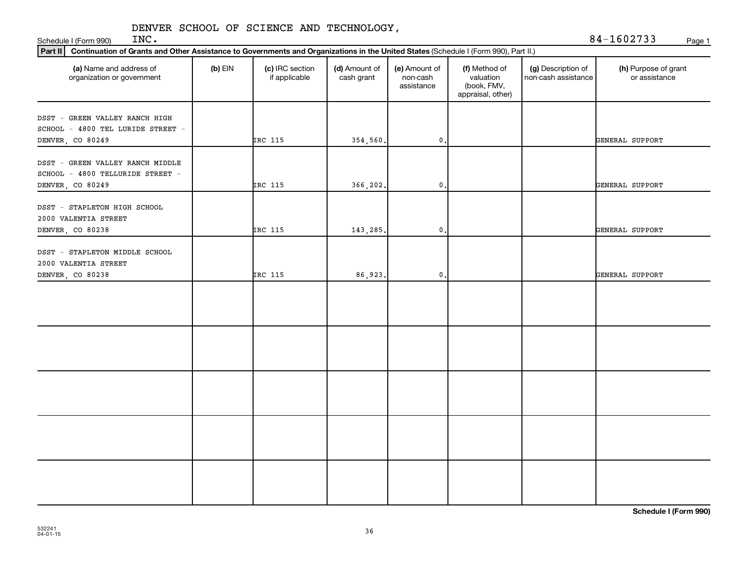DENVER SCHOOL OF SCIENCE AND TECHNOLOGY, INC.

Schedule I (Form 990) 84-1602733

**Part II** **Continuation of Grants and Other Assistance to Governments and Organizations in the United States** (Schedule I (Form 990), Part II.)

| (a) Name and address of organization or government | (b) EIN | (c) IRC section if applicable | (d) Amount of cash grant | (e) Amount of non-cash assistance | (f) Method of valuation (book, FMV, appraisal, other) | (g) Description of non-cash assistance | (h) Purpose of grant or assistance |
|---|---|---|---|---|---|---|---|
| DSST - GREEN VALLEY RANCH HIGH SCHOOL - 4800 TEL LURIDE STREET - DENVER, CO 80249 | | IRC 115 | 354,560. | 0. | | | GENERAL SUPPORT |
| DSST - GREEN VALLEY RANCH MIDDLE SCHOOL - 4800 TELLURIDE STREET - DENVER, CO 80249 | | IRC 115 | 366,202. | 0. | | | GENERAL SUPPORT |
| DSST - STAPLETON HIGH SCHOOL 2000 VALENTIA STREET DENVER, CO 80238 | | IRC 115 | 143,285. | 0. | | | GENERAL SUPPORT |
| DSST - STAPLETON MIDDLE SCHOOL 2000 VALENTIA STREET DENVER, CO 80238 | | IRC 115 | 86,923. | 0. | | | GENERAL SUPPORT |
| | | | | | | | |
| | | | | | | | |
| | | | | | | | |
| | | | | | | | |
| | | | | | | | |

**Schedule I (Form 990)**

532241 04-01-15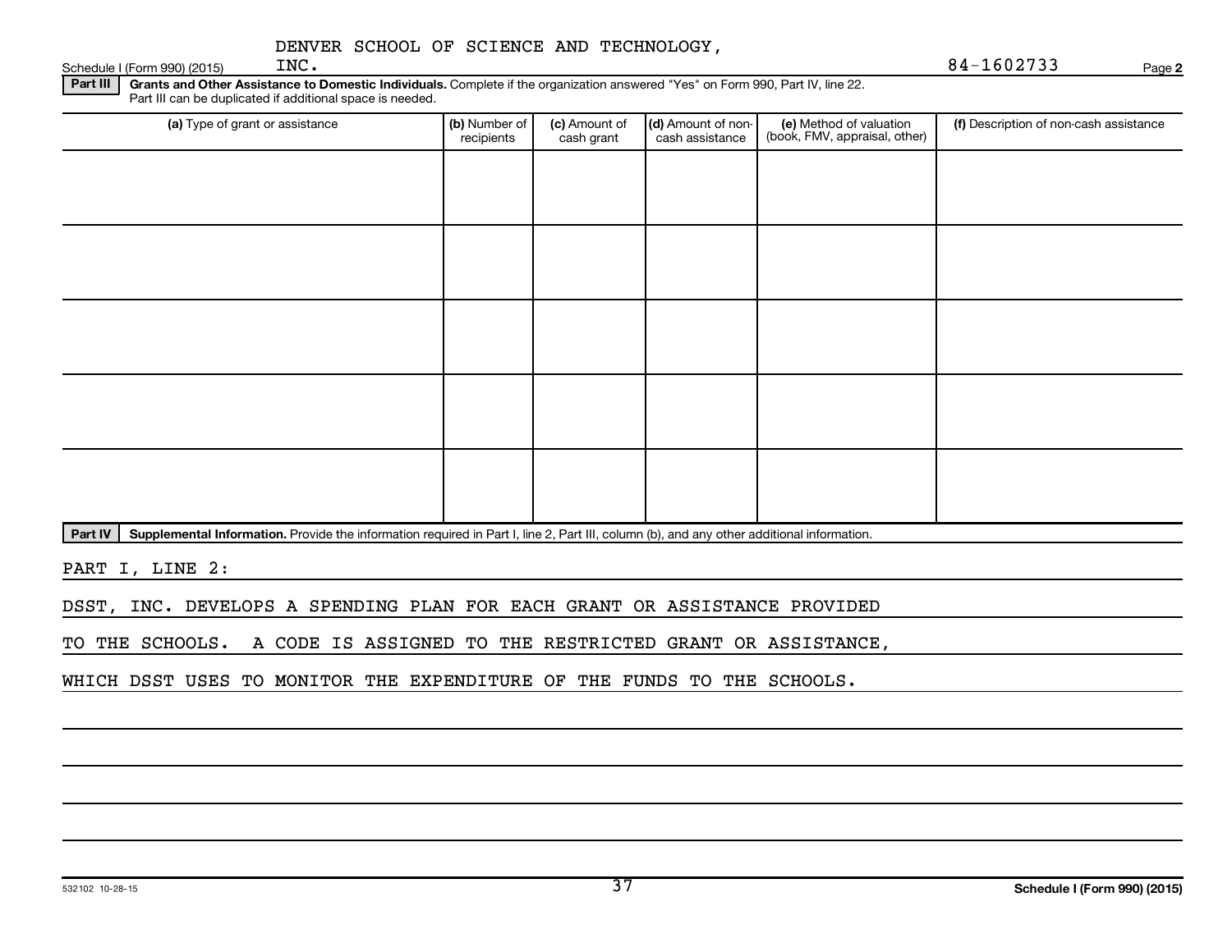DENVER SCHOOL OF SCIENCE AND TECHNOLOGY, INC.

Schedule I (Form 990) (2015) 84-1602733 Page 2

**Part III** **Grants and Other Assistance to Domestic Individuals.** Complete if the organization answered "Yes" on Form 990, Part IV, line 22. Part III can be duplicated if additional space is needed.

| (a) Type of grant or assistance | (b) Number of recipients | (c) Amount of cash grant | (d) Amount of non-cash assistance | (e) Method of valuation (book, FMV, appraisal, other) | (f) Description of non-cash assistance |
|---|---|---|---|---|---|
| | | | | | |
| | | | | | |
| | | | | | |
| | | | | | |
| | | | | | |

**Part IV** **Supplemental Information.** Provide the information required in Part I, line 2, Part III, column (b), and any other additional information.

PART I, LINE 2:

DSST, INC. DEVELOPS A SPENDING PLAN FOR EACH GRANT OR ASSISTANCE PROVIDED TO THE SCHOOLS. A CODE IS ASSIGNED TO THE RESTRICTED GRANT OR ASSISTANCE, WHICH DSST USES TO MONITOR THE EXPENDITURE OF THE FUNDS TO THE SCHOOLS.

532102 10-28-15

Schedule I (Form 990) (2015)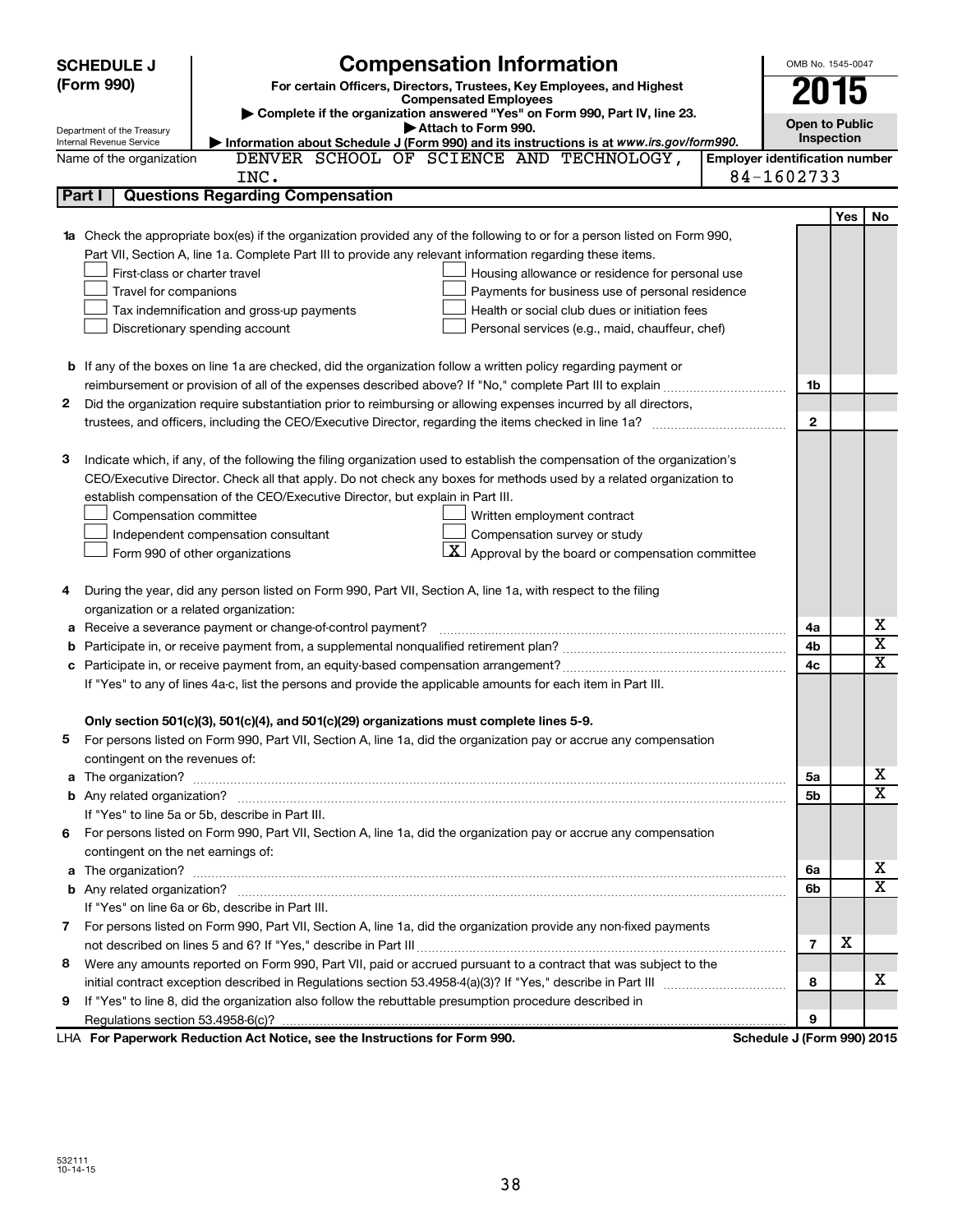**SCHEDULE J (Form 990)**

Department of the Treasury
Internal Revenue Service

# Compensation Information

**For certain Officers, Directors, Trustees, Key Employees, and Highest Compensated Employees**

▶ Complete if the organization answered "Yes" on Form 990, Part IV, line 23.

▶ Attach to Form 990.

▶ Information about Schedule J (Form 990) and its instructions is at *www.irs.gov/form990.*

OMB No. 1545-0047

**2015**

**Open to Public Inspection**

Name of the organization: DENVER SCHOOL OF SCIENCE AND TECHNOLOGY, INC.

Employer identification number: 84-1602733

## Part I | Questions Regarding Compensation

| | | | Yes | No |
|---|---|---|---|---|
| **1a** | Check the appropriate box(es) if the organization provided any of the following to or for a person listed on Form 990, Part VII, Section A, line 1a. Complete Part III to provide any relevant information regarding these items.<br>☐ First-class or charter travel ☐ Housing allowance or residence for personal use<br>☐ Travel for companions ☐ Payments for business use of personal residence<br>☐ Tax indemnification and gross-up payments ☐ Health or social club dues or initiation fees<br>☐ Discretionary spending account ☐ Personal services (e.g., maid, chauffeur, chef) | | | |
| **b** | If any of the boxes on line 1a are checked, did the organization follow a written policy regarding payment or reimbursement or provision of all of the expenses described above? If "No," complete Part III to explain | 1b | | |
| **2** | Did the organization require substantiation prior to reimbursing or allowing expenses incurred by all directors, trustees, and officers, including the CEO/Executive Director, regarding the items checked in line 1a? | 2 | | |
| **3** | Indicate which, if any, of the following the filing organization used to establish the compensation of the organization's CEO/Executive Director. Check all that apply. Do not check any boxes for methods used by a related organization to establish compensation of the CEO/Executive Director, but explain in Part III.<br>☐ Compensation committee ☐ Written employment contract<br>☐ Independent compensation consultant ☐ Compensation survey or study<br>☐ Form 990 of other organizations ☒ Approval by the board or compensation committee | | | |
| **4** | During the year, did any person listed on Form 990, Part VII, Section A, line 1a, with respect to the filing organization or a related organization: | | | |
| **a** | Receive a severance payment or change-of-control payment? | 4a | | X |
| **b** | Participate in, or receive payment from, a supplemental nonqualified retirement plan? | 4b | | X |
| **c** | Participate in, or receive payment from, an equity-based compensation arrangement? | 4c | | X |
| | If "Yes" to any of lines 4a-c, list the persons and provide the applicable amounts for each item in Part III. | | | |
| | **Only section 501(c)(3), 501(c)(4), and 501(c)(29) organizations must complete lines 5-9.** | | | |
| **5** | For persons listed on Form 990, Part VII, Section A, line 1a, did the organization pay or accrue any compensation contingent on the revenues of: | | | |
| **a** | The organization? | 5a | | X |
| **b** | Any related organization? | 5b | | X |
| | If "Yes" to line 5a or 5b, describe in Part III. | | | |
| **6** | For persons listed on Form 990, Part VII, Section A, line 1a, did the organization pay or accrue any compensation contingent on the net earnings of: | | | |
| **a** | The organization? | 6a | | X |
| **b** | Any related organization? | 6b | | X |
| | If "Yes" on line 6a or 6b, describe in Part III. | | | |
| **7** | For persons listed on Form 990, Part VII, Section A, line 1a, did the organization provide any non-fixed payments not described on lines 5 and 6? If "Yes," describe in Part III | 7 | X | |
| **8** | Were any amounts reported on Form 990, Part VII, paid or accrued pursuant to a contract that was subject to the initial contract exception described in Regulations section 53.4958-4(a)(3)? If "Yes," describe in Part III | 8 | | X |
| **9** | If "Yes" to line 8, did the organization also follow the rebuttable presumption procedure described in Regulations section 53.4958-6(c)? | 9 | | |

LHA **For Paperwork Reduction Act Notice, see the Instructions for Form 990.** **Schedule J (Form 990) 2015**

532111
10-14-15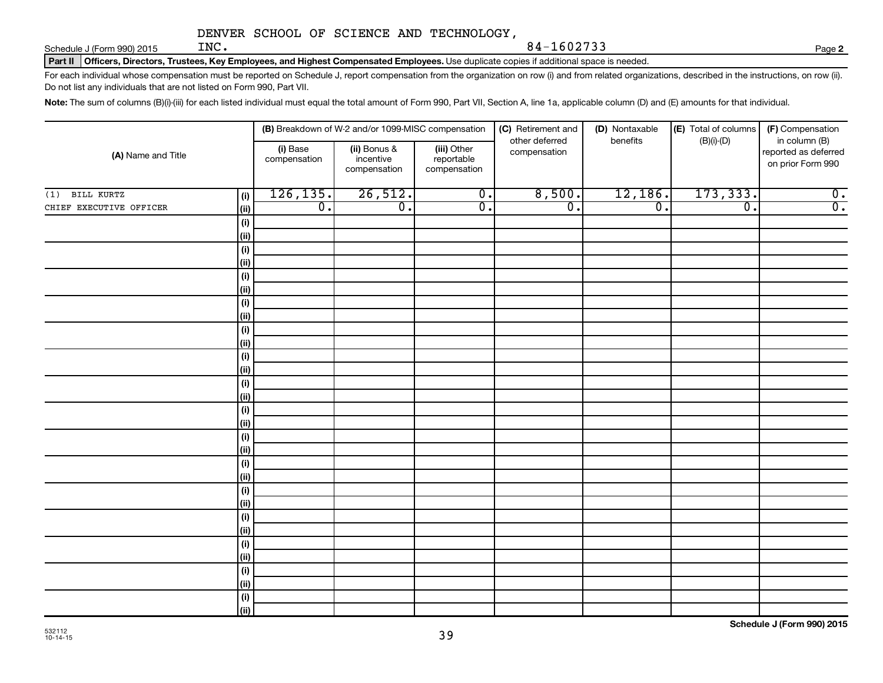DENVER SCHOOL OF SCIENCE AND TECHNOLOGY, INC. 84-1602733

Schedule J (Form 990) 2015 Page **2**

**Part II** **Officers, Directors, Trustees, Key Employees, and Highest Compensated Employees.** Use duplicate copies if additional space is needed.

For each individual whose compensation must be reported on Schedule J, report compensation from the organization on row (i) and from related organizations, described in the instructions, on row (ii). Do not list any individuals that are not listed on Form 990, Part VII.

**Note:** The sum of columns (B)(i)-(iii) for each listed individual must equal the total amount of Form 990, Part VII, Section A, line 1a, applicable column (D) and (E) amounts for that individual.

| (A) Name and Title | | (B) Breakdown of W-2 and/or 1099-MISC compensation | | | (C) Retirement and other deferred compensation | (D) Nontaxable benefits | (E) Total of columns (B)(i)-(D) | (F) Compensation in column (B) reported as deferred on prior Form 990 |
|---|---|---|---|---|---|---|---|---|
| | | (i) Base compensation | (ii) Bonus & incentive compensation | (iii) Other reportable compensation | | | | |
| (1) BILL KURTZ | (i) | 126,135. | 26,512. | 0. | 8,500. | 12,186. | 173,333. | 0. |
| CHIEF EXECUTIVE OFFICER | (ii) | 0. | 0. | 0. | 0. | 0. | 0. | 0. |

Schedule J (Form 990) 2015

532112 10-14-15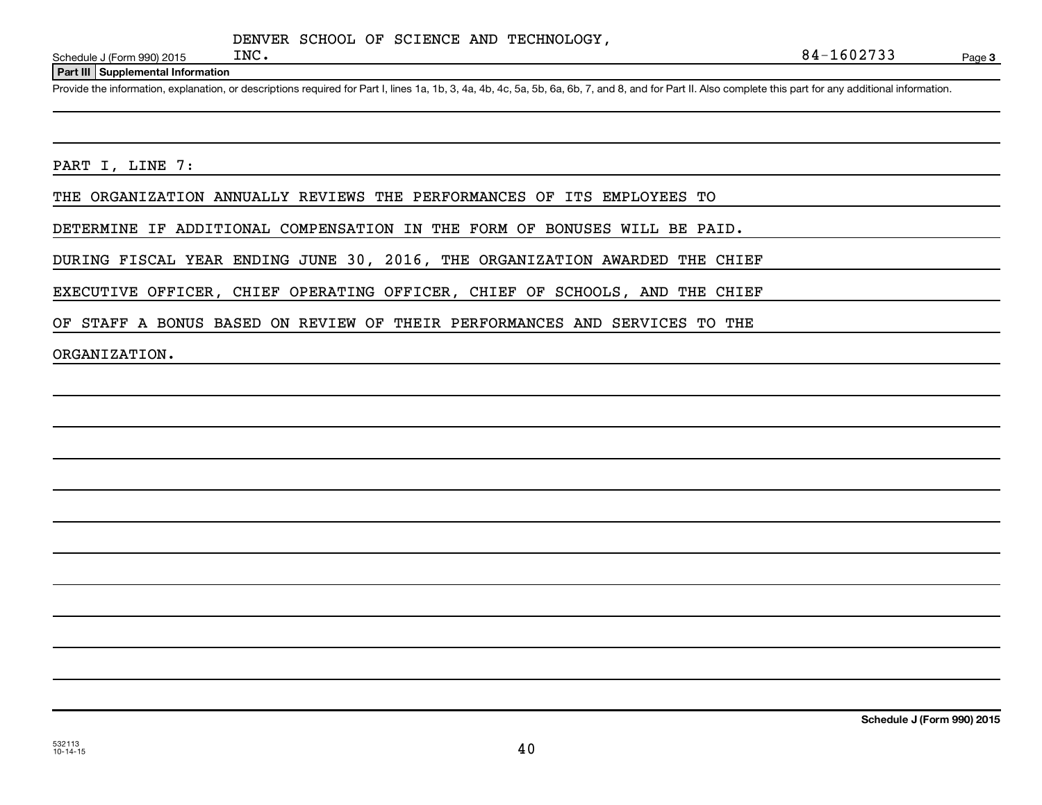DENVER SCHOOL OF SCIENCE AND TECHNOLOGY, INC. 84-1602733

**Part III Supplemental Information**

Provide the information, explanation, or descriptions required for Part I, lines 1a, 1b, 3, 4a, 4b, 4c, 5a, 5b, 6a, 6b, 7, and 8, and for Part II. Also complete this part for any additional information.

PART I, LINE 7:

THE ORGANIZATION ANNUALLY REVIEWS THE PERFORMANCES OF ITS EMPLOYEES TO DETERMINE IF ADDITIONAL COMPENSATION IN THE FORM OF BONUSES WILL BE PAID. DURING FISCAL YEAR ENDING JUNE 30, 2016, THE ORGANIZATION AWARDED THE CHIEF EXECUTIVE OFFICER, CHIEF OPERATING OFFICER, CHIEF OF SCHOOLS, AND THE CHIEF OF STAFF A BONUS BASED ON REVIEW OF THEIR PERFORMANCES AND SERVICES TO THE ORGANIZATION.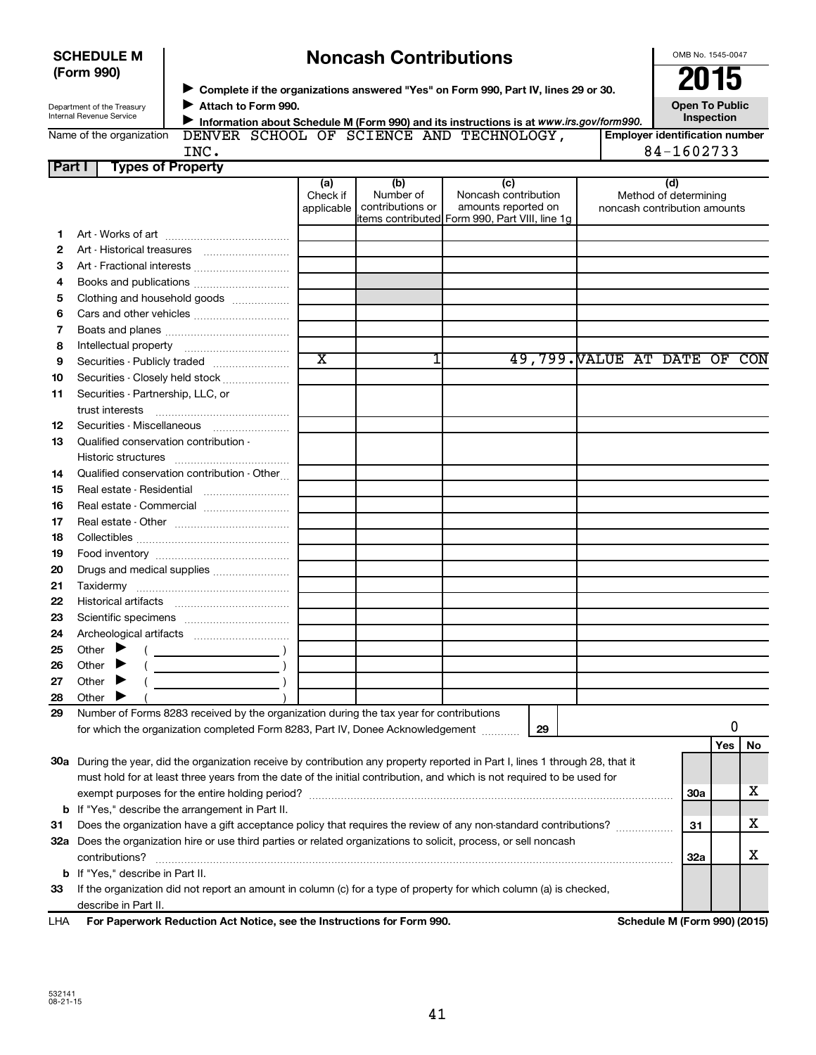**SCHEDULE M (Form 990)**

Department of the Treasury
Internal Revenue Service

# Noncash Contributions

▶ Complete if the organizations answered "Yes" on Form 990, Part IV, lines 29 or 30.
▶ Attach to Form 990.
▶ Information about Schedule M (Form 990) and its instructions is at *www.irs.gov/form990*.

OMB No. 1545-0047

**2015**

**Open To Public Inspection**

Name of the organization: DENVER SCHOOL OF SCIENCE AND TECHNOLOGY, INC.

Employer identification number: 84-1602733

## Part I Types of Property

| | | (a) Check if applicable | (b) Number of contributions or items contributed | (c) Noncash contribution amounts reported on Form 990, Part VIII, line 1g | (d) Method of determining noncash contribution amounts |
|---|---|---|---|---|---|
| 1 | Art - Works of art | | | | |
| 2 | Art - Historical treasures | | | | |
| 3 | Art - Fractional interests | | | | |
| 4 | Books and publications | | | | |
| 5 | Clothing and household goods | | | | |
| 6 | Cars and other vehicles | | | | |
| 7 | Boats and planes | | | | |
| 8 | Intellectual property | | | | |
| 9 | Securities - Publicly traded | X | 1 | 49,799. | VALUE AT DATE OF CON |
| 10 | Securities - Closely held stock | | | | |
| 11 | Securities - Partnership, LLC, or trust interests | | | | |
| 12 | Securities - Miscellaneous | | | | |
| 13 | Qualified conservation contribution - Historic structures | | | | |
| 14 | Qualified conservation contribution - Other | | | | |
| 15 | Real estate - Residential | | | | |
| 16 | Real estate - Commercial | | | | |
| 17 | Real estate - Other | | | | |
| 18 | Collectibles | | | | |
| 19 | Food inventory | | | | |
| 20 | Drugs and medical supplies | | | | |
| 21 | Taxidermy | | | | |
| 22 | Historical artifacts | | | | |
| 23 | Scientific specimens | | | | |
| 24 | Archeological artifacts | | | | |
| 25 | Other ▶ ( ) | | | | |
| 26 | Other ▶ ( ) | | | | |
| 27 | Other ▶ ( ) | | | | |
| 28 | Other ▶ ( ) | | | | |

29 Number of Forms 8283 received by the organization during the tax year for contributions for which the organization completed Form 8283, Part IV, Donee Acknowledgement — **29**: 0

| | | | Yes | No |
|---|---|---|---|---|
| 30a | During the year, did the organization receive by contribution any property reported in Part I, lines 1 through 28, that it must hold for at least three years from the date of the initial contribution, and which is not required to be used for exempt purposes for the entire holding period? | 30a | | X |
| b | If "Yes," describe the arrangement in Part II. | | | |
| 31 | Does the organization have a gift acceptance policy that requires the review of any non-standard contributions? | 31 | | X |
| 32a | Does the organization hire or use third parties or related organizations to solicit, process, or sell noncash contributions? | 32a | | X |
| b | If "Yes," describe in Part II. | | | |
| 33 | If the organization did not report an amount in column (c) for a type of property for which column (a) is checked, describe in Part II. | | | |

LHA **For Paperwork Reduction Act Notice, see the Instructions for Form 990.** **Schedule M (Form 990) (2015)**

532141
08-21-15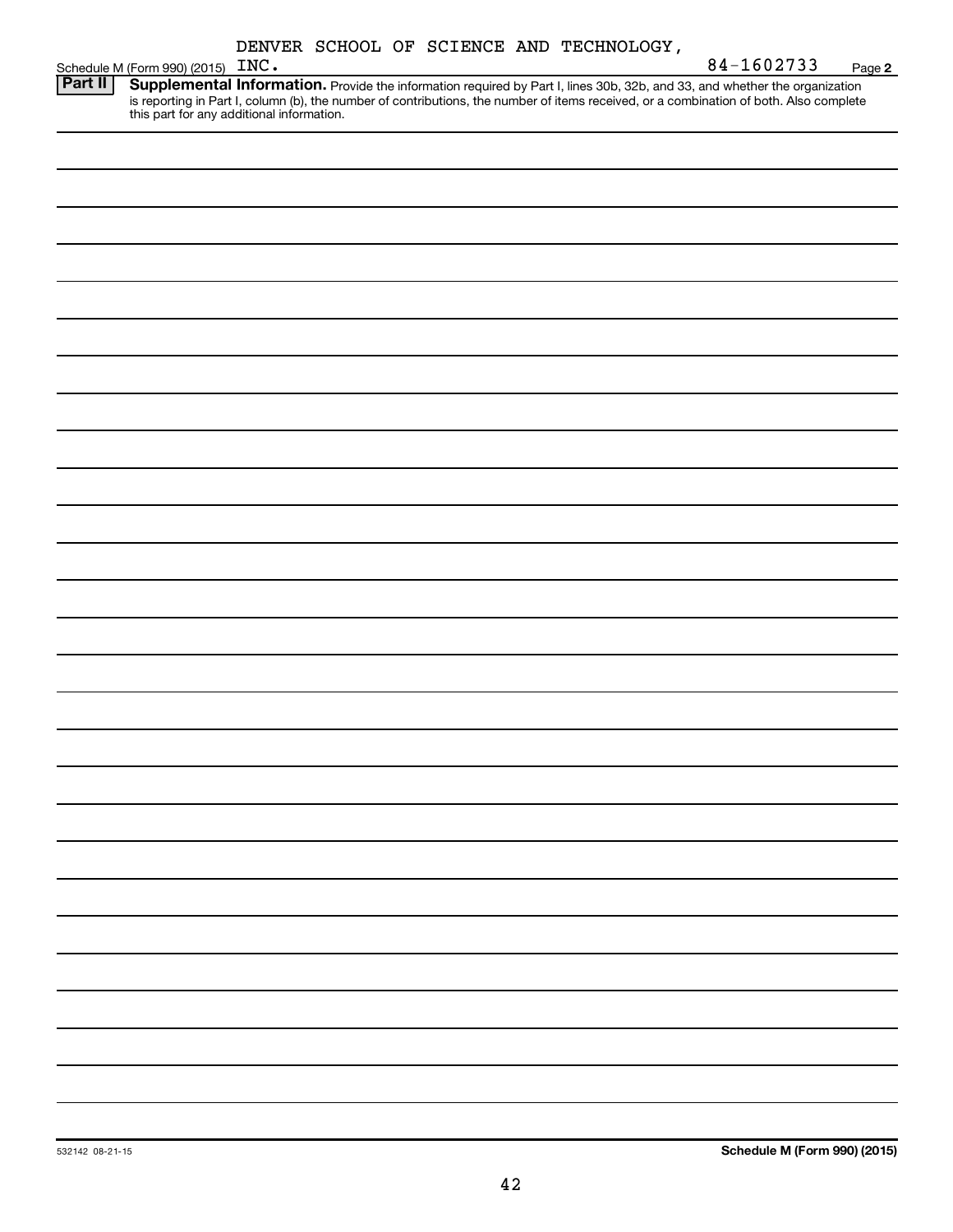DENVER SCHOOL OF SCIENCE AND TECHNOLOGY,

Schedule M (Form 990) (2015) INC. 84-1602733 Page **2**

**Part II** **Supplemental Information.** Provide the information required by Part I, lines 30b, 32b, and 33, and whether the organization is reporting in Part I, column (b), the number of contributions, the number of items received, or a combination of both. Also complete this part for any additional information.

532142 08-21-15

**Schedule M (Form 990) (2015)**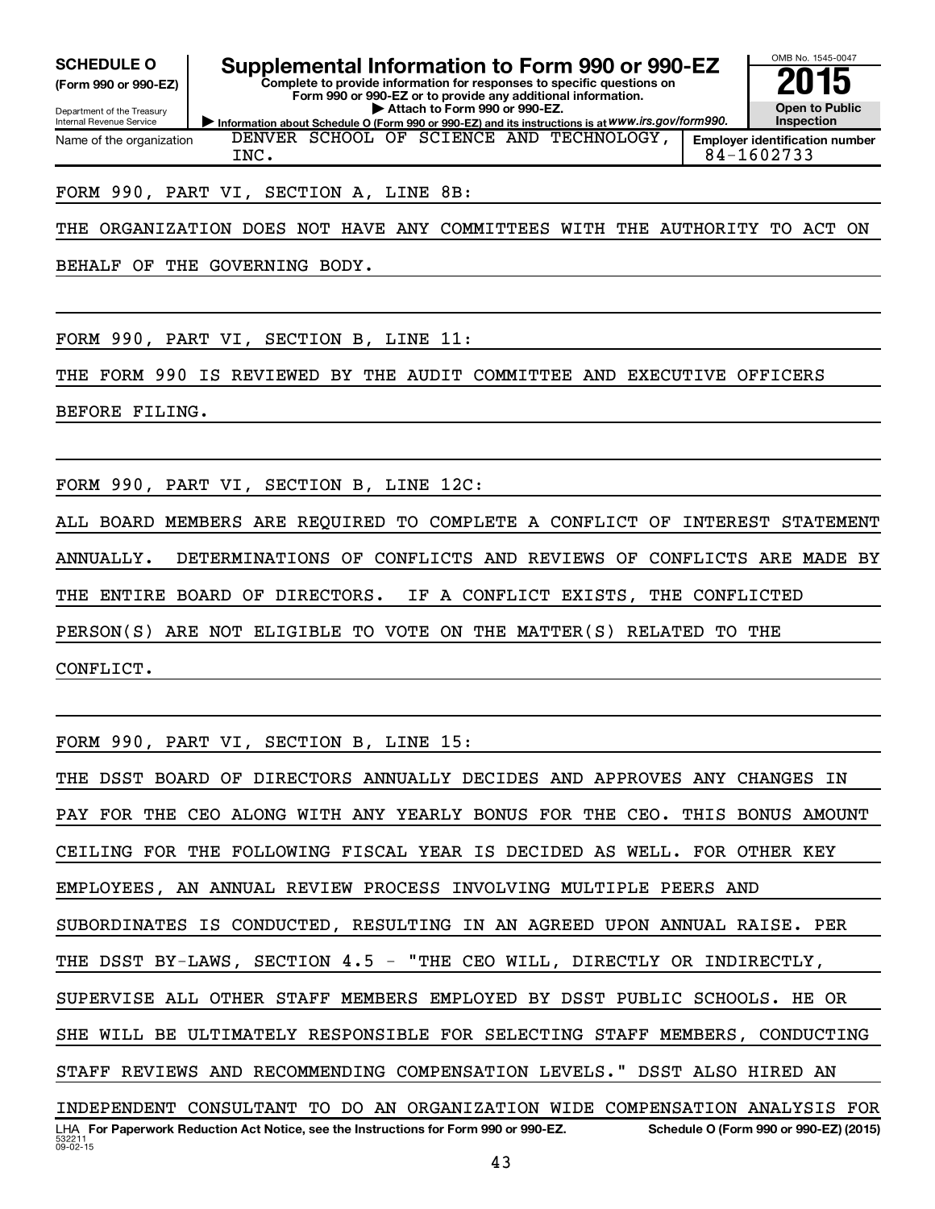**SCHEDULE O**
**(Form 990 or 990-EZ)**

Department of the Treasury
Internal Revenue Service

# Supplemental Information to Form 990 or 990-EZ

**Complete to provide information for responses to specific questions on Form 990 or 990-EZ or to provide any additional information.**
**▶ Attach to Form 990 or 990-EZ.**
**▶ Information about Schedule O (Form 990 or 990-EZ) and its instructions is at www.irs.gov/form990.**

OMB No. 1545-0047
**2015**
**Open to Public Inspection**

| Name of the organization | Employer identification number |
|---|---|
| DENVER SCHOOL OF SCIENCE AND TECHNOLOGY, INC. | 84-1602733 |

FORM 990, PART VI, SECTION A, LINE 8B:

THE ORGANIZATION DOES NOT HAVE ANY COMMITTEES WITH THE AUTHORITY TO ACT ON BEHALF OF THE GOVERNING BODY.

FORM 990, PART VI, SECTION B, LINE 11:

THE FORM 990 IS REVIEWED BY THE AUDIT COMMITTEE AND EXECUTIVE OFFICERS BEFORE FILING.

FORM 990, PART VI, SECTION B, LINE 12C:

ALL BOARD MEMBERS ARE REQUIRED TO COMPLETE A CONFLICT OF INTEREST STATEMENT ANNUALLY. DETERMINATIONS OF CONFLICTS AND REVIEWS OF CONFLICTS ARE MADE BY THE ENTIRE BOARD OF DIRECTORS. IF A CONFLICT EXISTS, THE CONFLICTED PERSON(S) ARE NOT ELIGIBLE TO VOTE ON THE MATTER(S) RELATED TO THE CONFLICT.

FORM 990, PART VI, SECTION B, LINE 15:

THE DSST BOARD OF DIRECTORS ANNUALLY DECIDES AND APPROVES ANY CHANGES IN PAY FOR THE CEO ALONG WITH ANY YEARLY BONUS FOR THE CEO. THIS BONUS AMOUNT CEILING FOR THE FOLLOWING FISCAL YEAR IS DECIDED AS WELL. FOR OTHER KEY EMPLOYEES, AN ANNUAL REVIEW PROCESS INVOLVING MULTIPLE PEERS AND SUBORDINATES IS CONDUCTED, RESULTING IN AN AGREED UPON ANNUAL RAISE. PER THE DSST BY-LAWS, SECTION 4.5 - "THE CEO WILL, DIRECTLY OR INDIRECTLY, SUPERVISE ALL OTHER STAFF MEMBERS EMPLOYED BY DSST PUBLIC SCHOOLS. HE OR SHE WILL BE ULTIMATELY RESPONSIBLE FOR SELECTING STAFF MEMBERS, CONDUCTING STAFF REVIEWS AND RECOMMENDING COMPENSATION LEVELS." DSST ALSO HIRED AN INDEPENDENT CONSULTANT TO DO AN ORGANIZATION WIDE COMPENSATION ANALYSIS FOR

LHA **For Paperwork Reduction Act Notice, see the Instructions for Form 990 or 990-EZ.** **Schedule O (Form 990 or 990-EZ) (2015)**
532211
09-02-15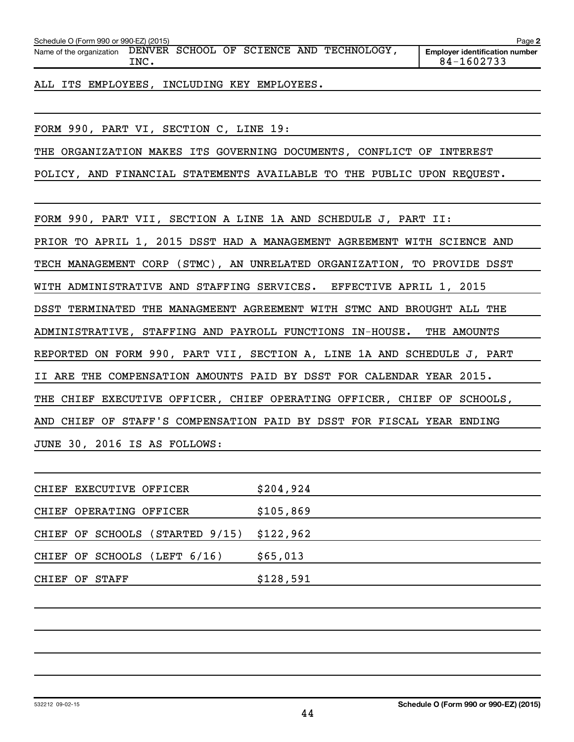Schedule O (Form 990 or 990-EZ) (2015)

Name of the organization: DENVER SCHOOL OF SCIENCE AND TECHNOLOGY, INC.

Employer identification number: 84-1602733

ALL ITS EMPLOYEES, INCLUDING KEY EMPLOYEES.

FORM 990, PART VI, SECTION C, LINE 19:

THE ORGANIZATION MAKES ITS GOVERNING DOCUMENTS, CONFLICT OF INTEREST POLICY, AND FINANCIAL STATEMENTS AVAILABLE TO THE PUBLIC UPON REQUEST.

FORM 990, PART VII, SECTION A LINE 1A AND SCHEDULE J, PART II:

PRIOR TO APRIL 1, 2015 DSST HAD A MANAGEMENT AGREEMENT WITH SCIENCE AND TECH MANAGEMENT CORP (STMC), AN UNRELATED ORGANIZATION, TO PROVIDE DSST WITH ADMINISTRATIVE AND STAFFING SERVICES. EFFECTIVE APRIL 1, 2015 DSST TERMINATED THE MANAGMEENT AGREEMENT WITH STMC AND BROUGHT ALL THE ADMINISTRATIVE, STAFFING AND PAYROLL FUNCTIONS IN-HOUSE. THE AMOUNTS REPORTED ON FORM 990, PART VII, SECTION A, LINE 1A AND SCHEDULE J, PART II ARE THE COMPENSATION AMOUNTS PAID BY DSST FOR CALENDAR YEAR 2015. THE CHIEF EXECUTIVE OFFICER, CHIEF OPERATING OFFICER, CHIEF OF SCHOOLS, AND CHIEF OF STAFF'S COMPENSATION PAID BY DSST FOR FISCAL YEAR ENDING JUNE 30, 2016 IS AS FOLLOWS:

| | |
|---|---|
| CHIEF EXECUTIVE OFFICER | $204,924 |
| CHIEF OPERATING OFFICER | $105,869 |
| CHIEF OF SCHOOLS (STARTED 9/15) | $122,962 |
| CHIEF OF SCHOOLS (LEFT 6/16) | $65,013 |
| CHIEF OF STAFF | $128,591 |

532212 09-02-15

Schedule O (Form 990 or 990-EZ) (2015)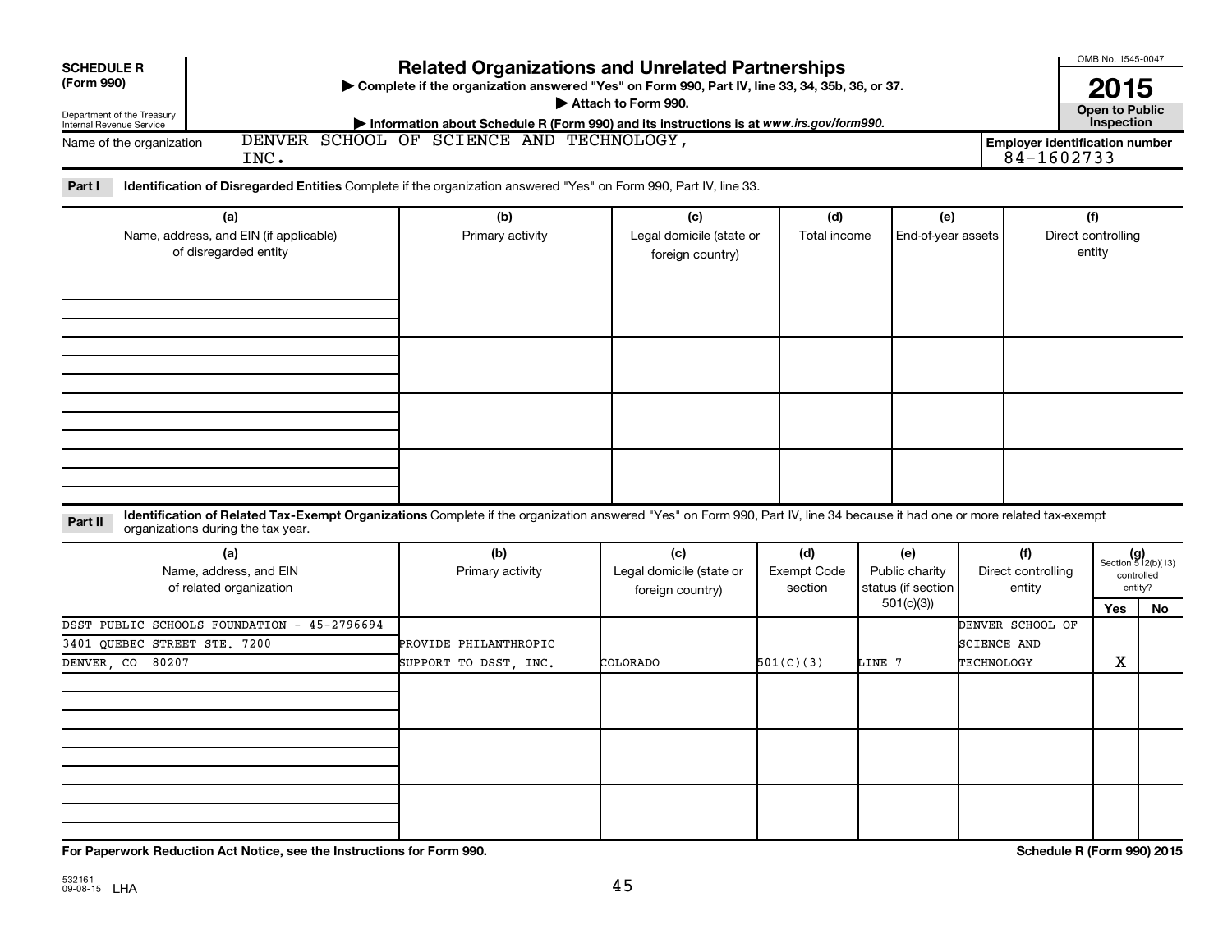**SCHEDULE R (Form 990)**

Department of the Treasury
Internal Revenue Service

# Related Organizations and Unrelated Partnerships

▶ Complete if the organization answered "Yes" on Form 990, Part IV, line 33, 34, 35b, 36, or 37.
▶ Attach to Form 990.
▶ Information about Schedule R (Form 990) and its instructions is at *www.irs.gov/form990.*

OMB No. 1545-0047

**2015**

**Open to Public Inspection**

Name of the organization: DENVER SCHOOL OF SCIENCE AND TECHNOLOGY, INC.

**Employer identification number** 84-1602733

**Part I** **Identification of Disregarded Entities** Complete if the organization answered "Yes" on Form 990, Part IV, line 33.

| (a) Name, address, and EIN (if applicable) of disregarded entity | (b) Primary activity | (c) Legal domicile (state or foreign country) | (d) Total income | (e) End-of-year assets | (f) Direct controlling entity |
|---|---|---|---|---|---|
| | | | | | |
| | | | | | |
| | | | | | |
| | | | | | |

**Part II** **Identification of Related Tax-Exempt Organizations** Complete if the organization answered "Yes" on Form 990, Part IV, line 34 because it had one or more related tax-exempt organizations during the tax year.

| (a) Name, address, and EIN of related organization | (b) Primary activity | (c) Legal domicile (state or foreign country) | (d) Exempt Code section | (e) Public charity status (if section 501(c)(3)) | (f) Direct controlling entity | (g) Section 512(b)(13) controlled entity? Yes | No |
|---|---|---|---|---|---|---|---|
| DSST PUBLIC SCHOOLS FOUNDATION - 45-2796694<br>3401 QUEBEC STREET STE. 7200<br>DENVER, CO 80207 | PROVIDE PHILANTHROPIC SUPPORT TO DSST, INC. | COLORADO | 501(C)(3) | LINE 7 | DENVER SCHOOL OF SCIENCE AND TECHNOLOGY | X | |
| | | | | | | | |
| | | | | | | | |
| | | | | | | | |

**For Paperwork Reduction Act Notice, see the Instructions for Form 990.** **Schedule R (Form 990) 2015**

532161 09-08-15 LHA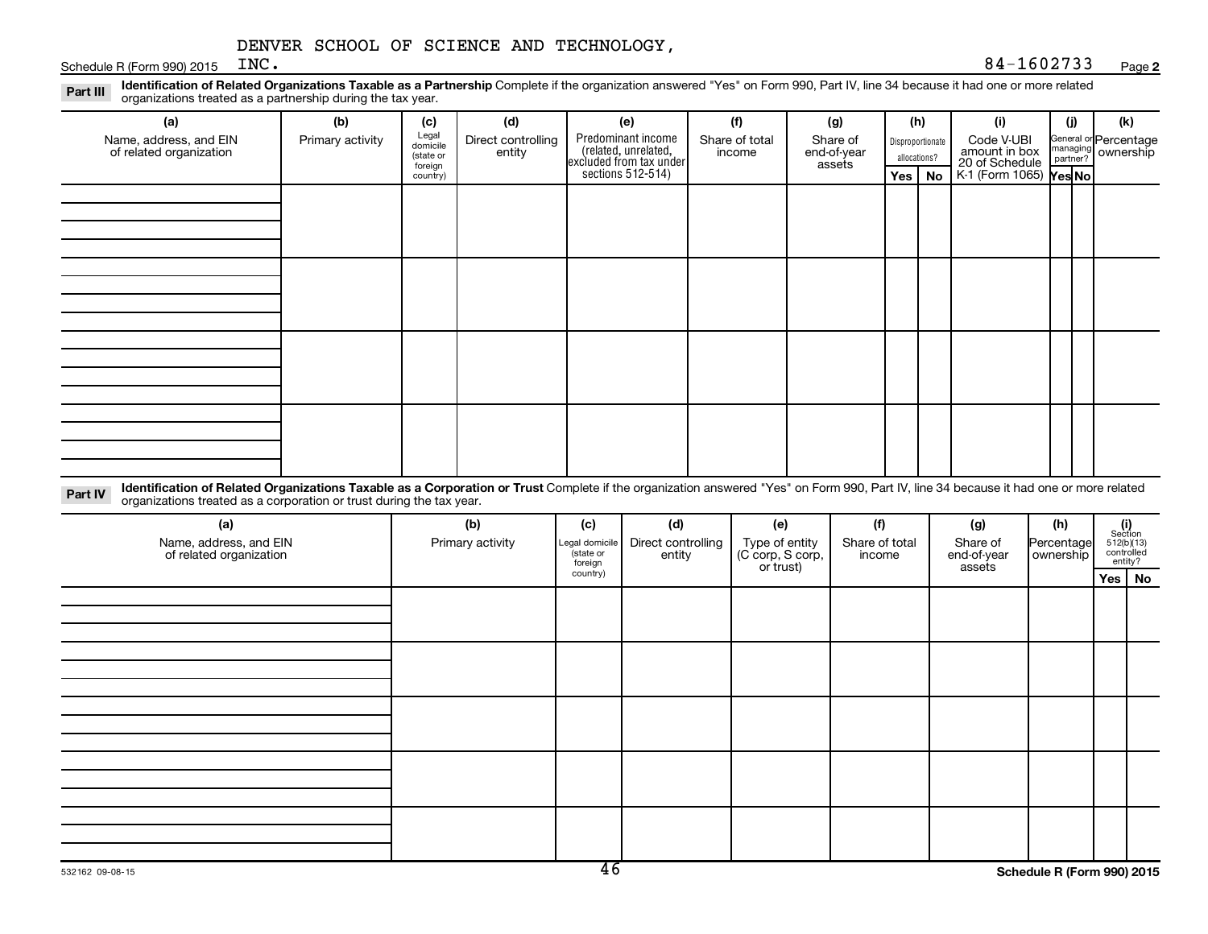DENVER SCHOOL OF SCIENCE AND TECHNOLOGY, INC. 84-1602733

Schedule R (Form 990) 2015 Page **2**

**Part III** **Identification of Related Organizations Taxable as a Partnership** Complete if the organization answered "Yes" on Form 990, Part IV, line 34 because it had one or more related organizations treated as a partnership during the tax year.

| (a) Name, address, and EIN of related organization | (b) Primary activity | (c) Legal domicile (state or foreign country) | (d) Direct controlling entity | (e) Predominant income (related, unrelated, excluded from tax under sections 512-514) | (f) Share of total income | (g) Share of end-of-year assets | (h) Disproportionate allocations? Yes | (h) No | (i) Code V-UBI amount in box 20 of Schedule K-1 (Form 1065) | (j) General or managing partner? Yes | (j) No | (k) Percentage ownership |
|---|---|---|---|---|---|---|---|---|---|---|---|---|
| | | | | | | | | | | | | |
| | | | | | | | | | | | | |
| | | | | | | | | | | | | |
| | | | | | | | | | | | | |

**Part IV** **Identification of Related Organizations Taxable as a Corporation or Trust** Complete if the organization answered "Yes" on Form 990, Part IV, line 34 because it had one or more related organizations treated as a corporation or trust during the tax year.

| (a) Name, address, and EIN of related organization | (b) Primary activity | (c) Legal domicile (state or foreign country) | (d) Direct controlling entity | (e) Type of entity (C corp, S corp, or trust) | (f) Share of total income | (g) Share of end-of-year assets | (h) Percentage ownership | (i) Section 512(b)(13) controlled entity? Yes | (i) No |
|---|---|---|---|---|---|---|---|---|---|
| | | | | | | | | | |
| | | | | | | | | | |
| | | | | | | | | | |
| | | | | | | | | | |
| | | | | | | | | | |

532162 09-08-15 **Schedule R (Form 990) 2015**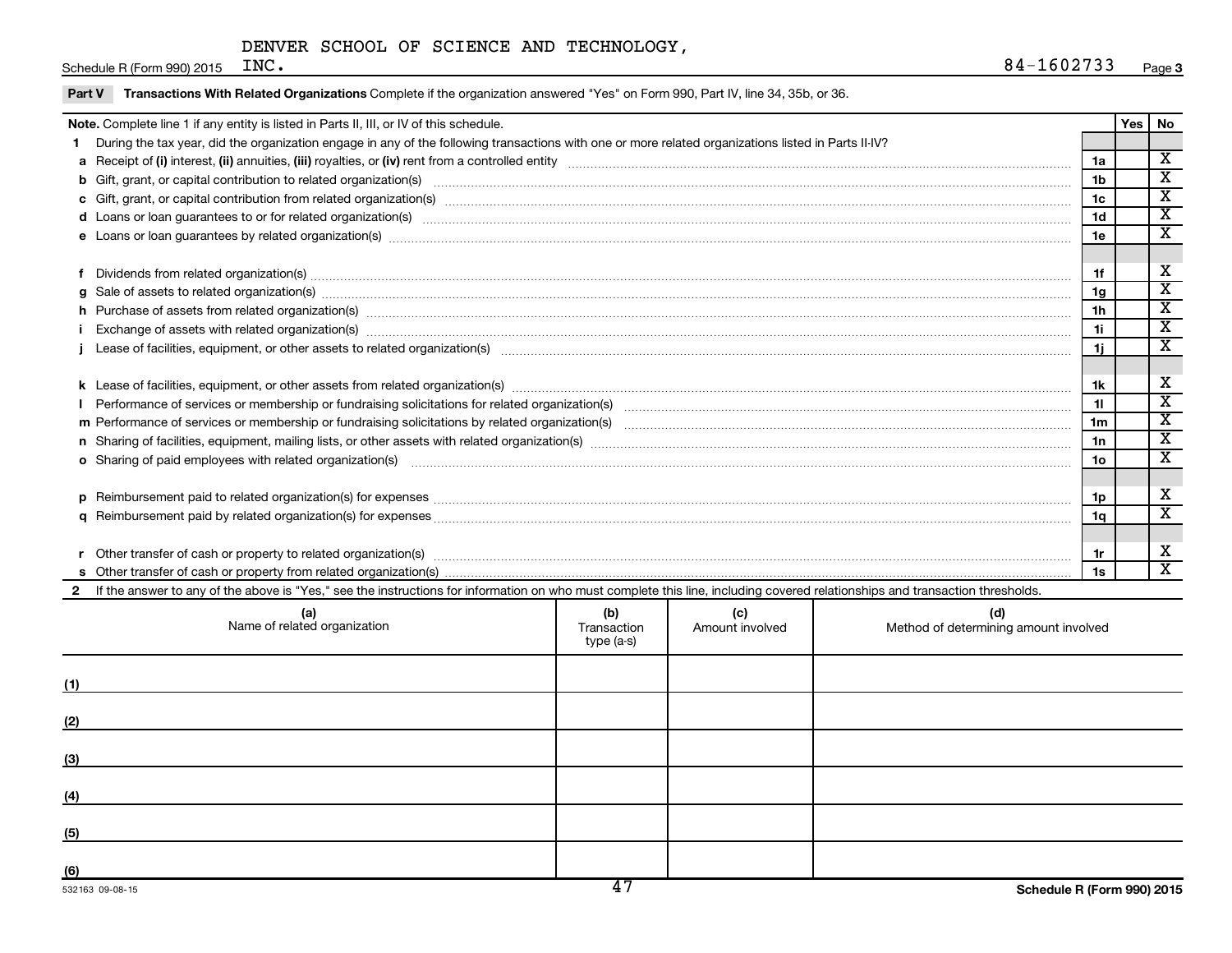DENVER SCHOOL OF SCIENCE AND TECHNOLOGY, INC. 84-1602733

**Part V** **Transactions With Related Organizations** Complete if the organization answered "Yes" on Form 990, Part IV, line 34, 35b, or 36.

| **Note.** Complete line 1 if any entity is listed in Parts II, III, or IV of this schedule. | | Yes | No |
|---|---|---|---|
| **1** During the tax year, did the organization engage in any of the following transactions with one or more related organizations listed in Parts II-IV? | | | |
| **a** Receipt of **(i)** interest, **(ii)** annuities, **(iii)** royalties, or **(iv)** rent from a controlled entity | 1a | | X |
| **b** Gift, grant, or capital contribution to related organization(s) | 1b | | X |
| **c** Gift, grant, or capital contribution from related organization(s) | 1c | | X |
| **d** Loans or loan guarantees to or for related organization(s) | 1d | | X |
| **e** Loans or loan guarantees by related organization(s) | 1e | | X |
| **f** Dividends from related organization(s) | 1f | | X |
| **g** Sale of assets to related organization(s) | 1g | | X |
| **h** Purchase of assets from related organization(s) | 1h | | X |
| **i** Exchange of assets with related organization(s) | 1i | | X |
| **j** Lease of facilities, equipment, or other assets to related organization(s) | 1j | | X |
| **k** Lease of facilities, equipment, or other assets from related organization(s) | 1k | | X |
| **l** Performance of services or membership or fundraising solicitations for related organization(s) | 1l | | X |
| **m** Performance of services or membership or fundraising solicitations by related organization(s) | 1m | | X |
| **n** Sharing of facilities, equipment, mailing lists, or other assets with related organization(s) | 1n | | X |
| **o** Sharing of paid employees with related organization(s) | 1o | | X |
| **p** Reimbursement paid to related organization(s) for expenses | 1p | | X |
| **q** Reimbursement paid by related organization(s) for expenses | 1q | | X |
| **r** Other transfer of cash or property to related organization(s) | 1r | | X |
| **s** Other transfer of cash or property from related organization(s) | 1s | | X |

**2** If the answer to any of the above is "Yes," see the instructions for information on who must complete this line, including covered relationships and transaction thresholds.

| | (a) Name of related organization | (b) Transaction type (a-s) | (c) Amount involved | (d) Method of determining amount involved |
|---|---|---|---|---|
| (1) | | | | |
| (2) | | | | |
| (3) | | | | |
| (4) | | | | |
| (5) | | | | |
| (6) | | | | |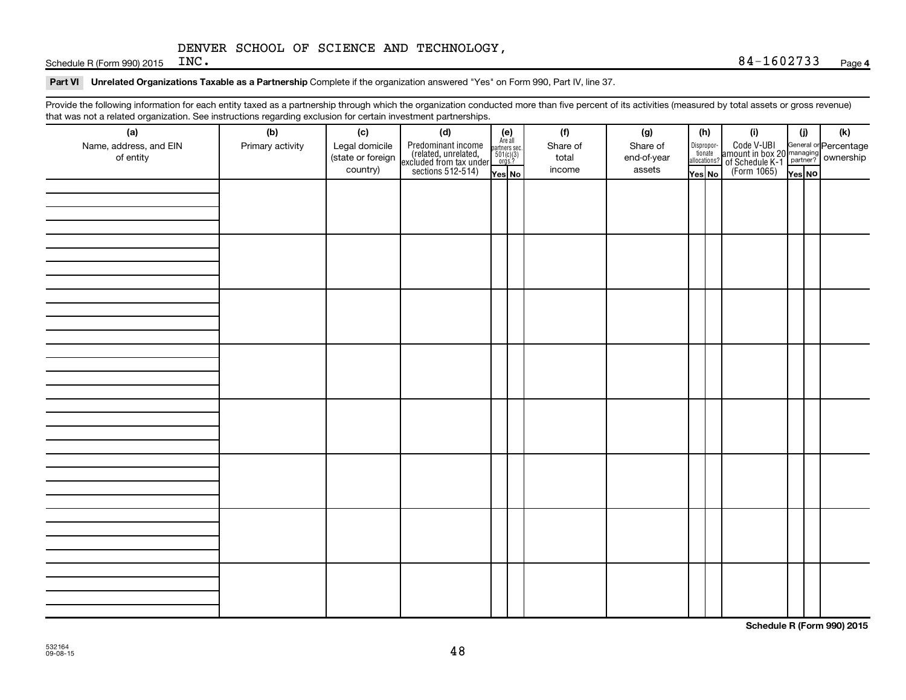DENVER SCHOOL OF SCIENCE AND TECHNOLOGY, INC.

Schedule R (Form 990) 2015 84-1602733 Page 4

**Part VI Unrelated Organizations Taxable as a Partnership** Complete if the organization answered "Yes" on Form 990, Part IV, line 37.

Provide the following information for each entity taxed as a partnership through which the organization conducted more than five percent of its activities (measured by total assets or gross revenue) that was not a related organization. See instructions regarding exclusion for certain investment partnerships.

| (a) Name, address, and EIN of entity | (b) Primary activity | (c) Legal domicile (state or foreign country) | (d) Predominant income (related, unrelated, excluded from tax under sections 512-514) | (e) Are all partners sec. 501(c)(3) orgs.? | | (f) Share of total income | (g) Share of end-of-year assets | (h) Disproportionate allocations? | | (i) Code V-UBI amount in box 20 of Schedule K-1 (Form 1065) | (j) General or managing partner? | | (k) Percentage ownership |
|---|---|---|---|---|---|---|---|---|---|---|---|---|---|
| | | | | Yes | No | | | Yes | No | | Yes | No | |
| | | | | | | | | | | | | | |
| | | | | | | | | | | | | | |
| | | | | | | | | | | | | | |
| | | | | | | | | | | | | | |
| | | | | | | | | | | | | | |
| | | | | | | | | | | | | | |
| | | | | | | | | | | | | | |
| | | | | | | | | | | | | | |

**Schedule R (Form 990) 2015**

532164 09-08-15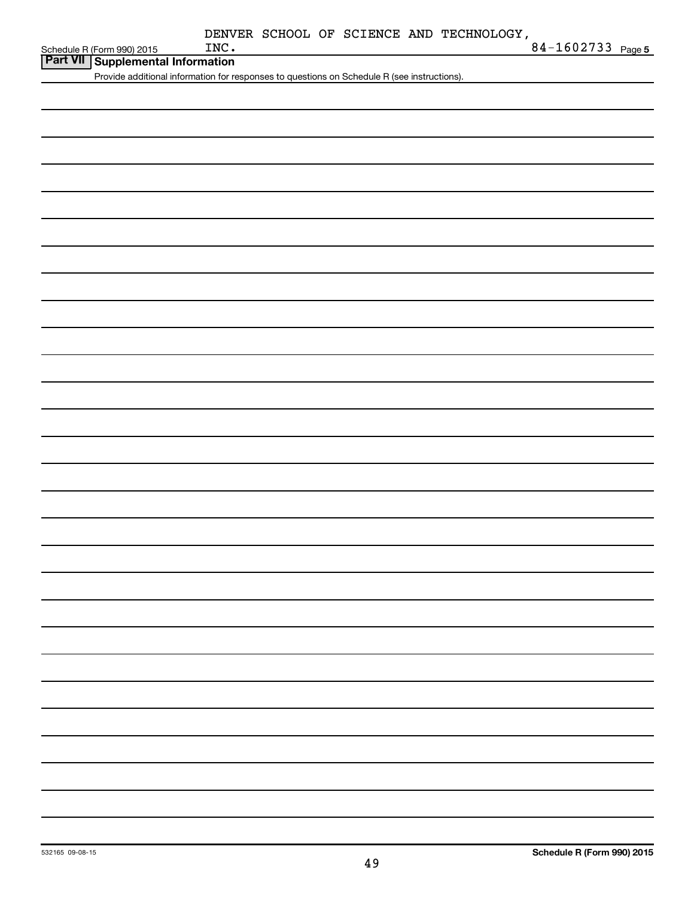DENVER SCHOOL OF SCIENCE AND TECHNOLOGY, INC. 84-1602733

Schedule R (Form 990) 2015 Page 5

## Part VII Supplemental Information

Provide additional information for responses to questions on Schedule R (see instructions).

532165 09-08-15

**Schedule R (Form 990) 2015**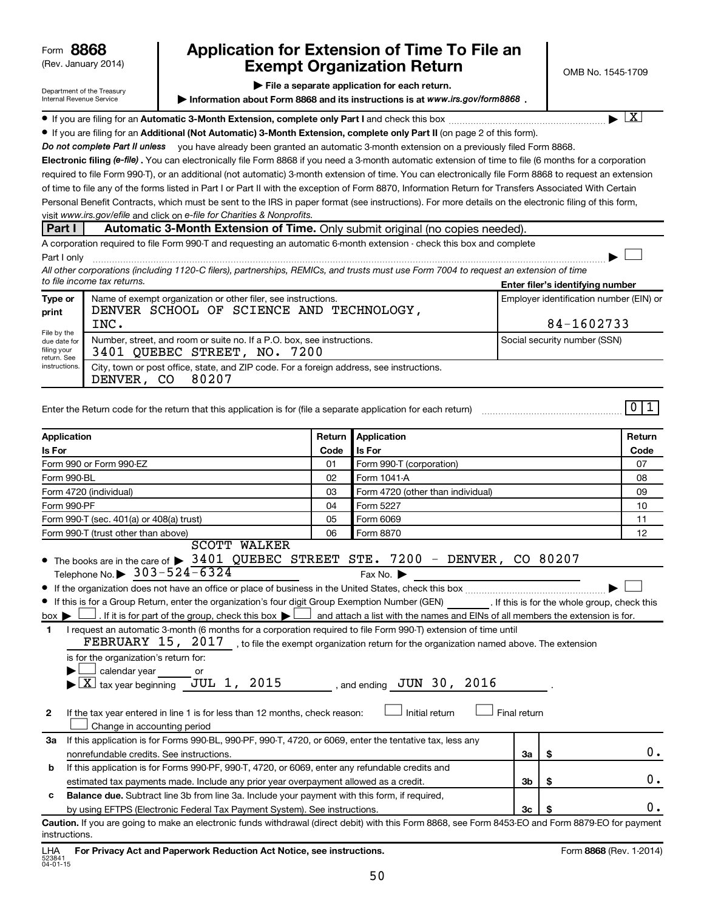Form **8868** (Rev. January 2014)

Department of the Treasury Internal Revenue Service

# Application for Extension of Time To File an Exempt Organization Return

▶ **File a separate application for each return.**

▶ **Information about Form 8868 and its instructions is at *www.irs.gov/form8868* .**

OMB No. 1545-1709

- If you are filing for an **Automatic 3-Month Extension, complete only Part I** and check this box ▶ [X]
- If you are filing for an **Additional (Not Automatic) 3-Month Extension, complete only Part II** (on page 2 of this form).

***Do not complete Part II unless*** you have already been granted an automatic 3-month extension on a previously filed Form 8868.

**Electronic filing *(e-file)* .** You can electronically file Form 8868 if you need a 3-month automatic extension of time to file (6 months for a corporation required to file Form 990-T), or an additional (not automatic) 3-month extension of time. You can electronically file Form 8868 to request an extension of time to file any of the forms listed in Part I or Part II with the exception of Form 8870, Information Return for Transfers Associated With Certain Personal Benefit Contracts, which must be sent to the IRS in paper format (see instructions). For more details on the electronic filing of this form, visit *www.irs.gov/efile* and click on *e-file for Charities & Nonprofits.*

## Part I Automatic 3-Month Extension of Time. Only submit original (no copies needed).

A corporation required to file Form 990-T and requesting an automatic 6-month extension - check this box and complete Part I only ▶ [ ]

*All other corporations (including 1120-C filers), partnerships, REMICs, and trusts must use Form 7004 to request an extension of time to file income tax returns.*

**Enter filer's identifying number**

| Type or print | Name of exempt organization or other filer, see instructions. DENVER SCHOOL OF SCIENCE AND TECHNOLOGY, INC. | Employer identification number (EIN) or 84-1602733 |
|---|---|---|
| File by the due date for filing your return. See instructions. | Number, street, and room or suite no. If a P.O. box, see instructions. 3401 QUEBEC STREET, NO. 7200 | Social security number (SSN) |
| | City, town or post office, state, and ZIP code. For a foreign address, see instructions. DENVER, CO 80207 | |

Enter the Return code for the return that this application is for (file a separate application for each return) 0 1

| Application Is For | Return Code | Application Is For | Return Code |
|---|---|---|---|
| Form 990 or Form 990-EZ | 01 | Form 990-T (corporation) | 07 |
| Form 990-BL | 02 | Form 1041-A | 08 |
| Form 4720 (individual) | 03 | Form 4720 (other than individual) | 09 |
| Form 990-PF | 04 | Form 5227 | 10 |
| Form 990-T (sec. 401(a) or 408(a) trust) | 05 | Form 6069 | 11 |
| Form 990-T (trust other than above) | 06 | Form 8870 | 12 |

- The books are in the care of ▶ SCOTT WALKER 3401 QUEBEC STREET STE. 7200 - DENVER, CO 80207

Telephone No. ▶ 303-524-6324 Fax No. ▶

- If the organization does not have an office or place of business in the United States, check this box ▶ [ ]
- If this is for a Group Return, enter the organization's four digit Group Exemption Number (GEN) \_\_\_\_\_\_. If this is for the whole group, check this box ▶ [ ] . If it is for part of the group, check this box ▶ [ ] and attach a list with the names and EINs of all members the extension is for.

**1** I request an automatic 3-month (6 months for a corporation required to file Form 990-T) extension of time until FEBRUARY 15, 2017 , to file the exempt organization return for the organization named above. The extension is for the organization's return for:

▶ [ ] calendar year \_\_\_\_ or

▶ [X] tax year beginning JUL 1, 2015 , and ending JUN 30, 2016 .

**2** If the tax year entered in line 1 is for less than 12 months, check reason: [ ] Initial return [ ] Final return [ ] Change in accounting period

| | | | | |
|---|---|---|---|---|
| **3a** | If this application is for Forms 990-BL, 990-PF, 990-T, 4720, or 6069, enter the tentative tax, less any nonrefundable credits. See instructions. | 3a | $ | 0. |
| **b** | If this application is for Forms 990-PF, 990-T, 4720, or 6069, enter any refundable credits and estimated tax payments made. Include any prior year overpayment allowed as a credit. | 3b | $ | 0. |
| **c** | **Balance due.** Subtract line 3b from line 3a. Include your payment with this form, if required, by using EFTPS (Electronic Federal Tax Payment System). See instructions. | 3c | $ | 0. |

**Caution.** If you are going to make an electronic funds withdrawal (direct debit) with this Form 8868, see Form 8453-EO and Form 8879-EO for payment instructions.

LHA **For Privacy Act and Paperwork Reduction Act Notice, see instructions.** Form **8868** (Rev. 1-2014)

523841 04-01-15